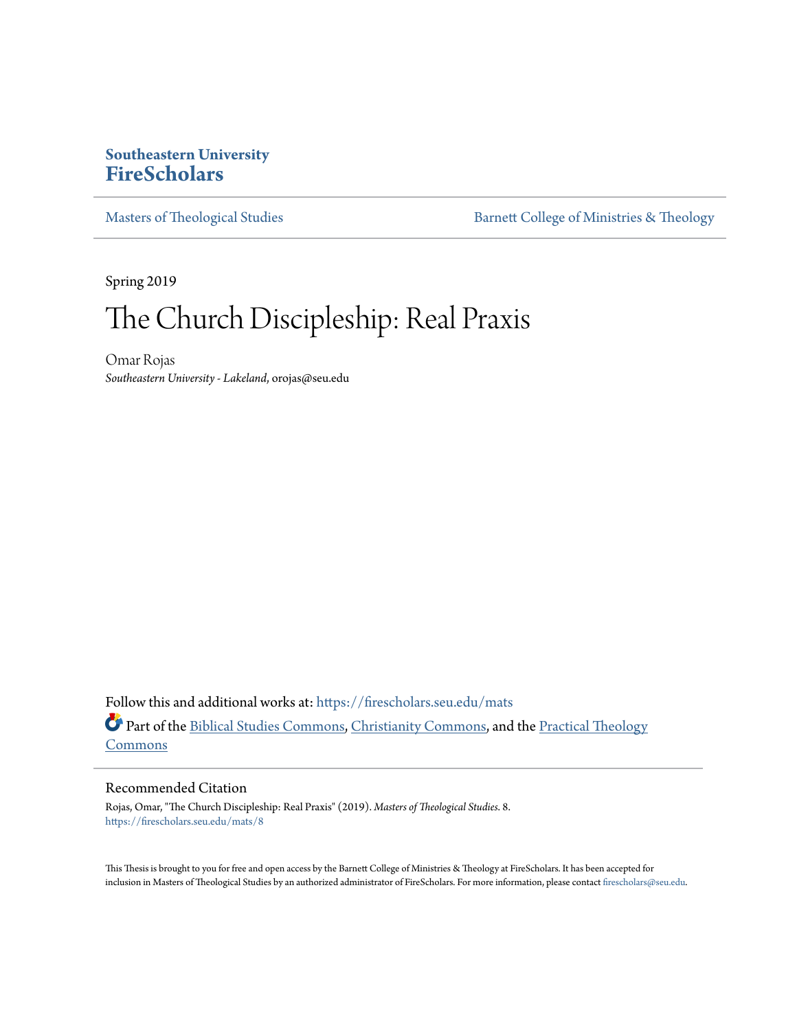Southeastern University
**FireScholars**

Masters of Theological Studies

Barnett College of Ministries & Theology

Spring 2019

# The Church Discipleship: Real Praxis

Omar Rojas
*Southeastern University - Lakeland*, orojas@seu.edu

Follow this and additional works at: https://firescholars.seu.edu/mats

Part of the Biblical Studies Commons, Christianity Commons, and the Practical Theology Commons

## Recommended Citation

Rojas, Omar, "The Church Discipleship: Real Praxis" (2019). *Masters of Theological Studies*. 8.
https://firescholars.seu.edu/mats/8

This Thesis is brought to you for free and open access by the Barnett College of Ministries & Theology at FireScholars. It has been accepted for inclusion in Masters of Theological Studies by an authorized administrator of FireScholars. For more information, please contact firescholars@seu.edu.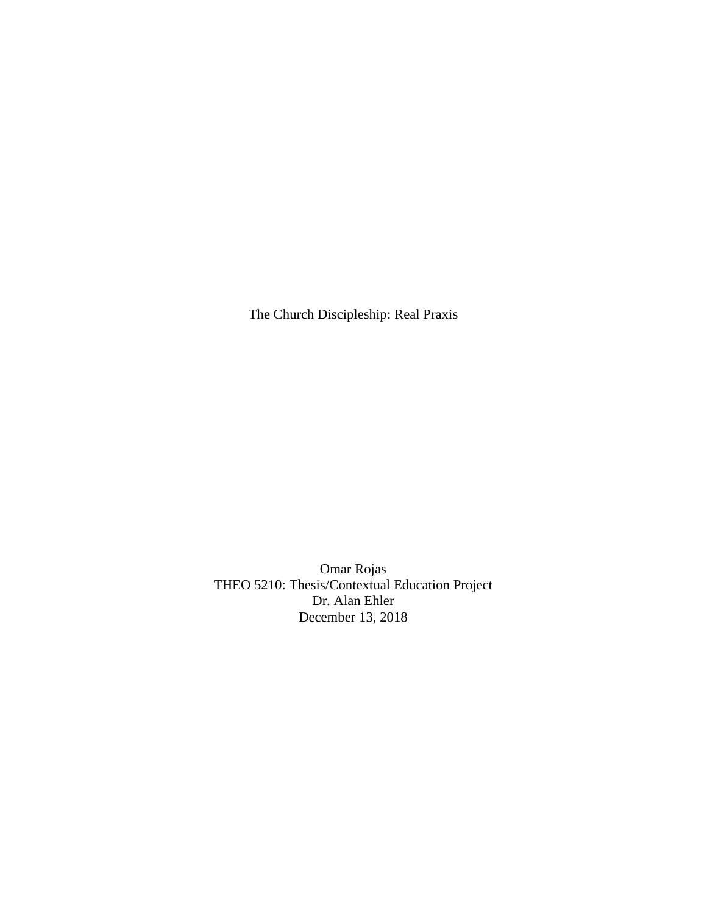# The Church Discipleship: Real Praxis

Omar Rojas
THEO 5210: Thesis/Contextual Education Project
Dr. Alan Ehler
December 13, 2018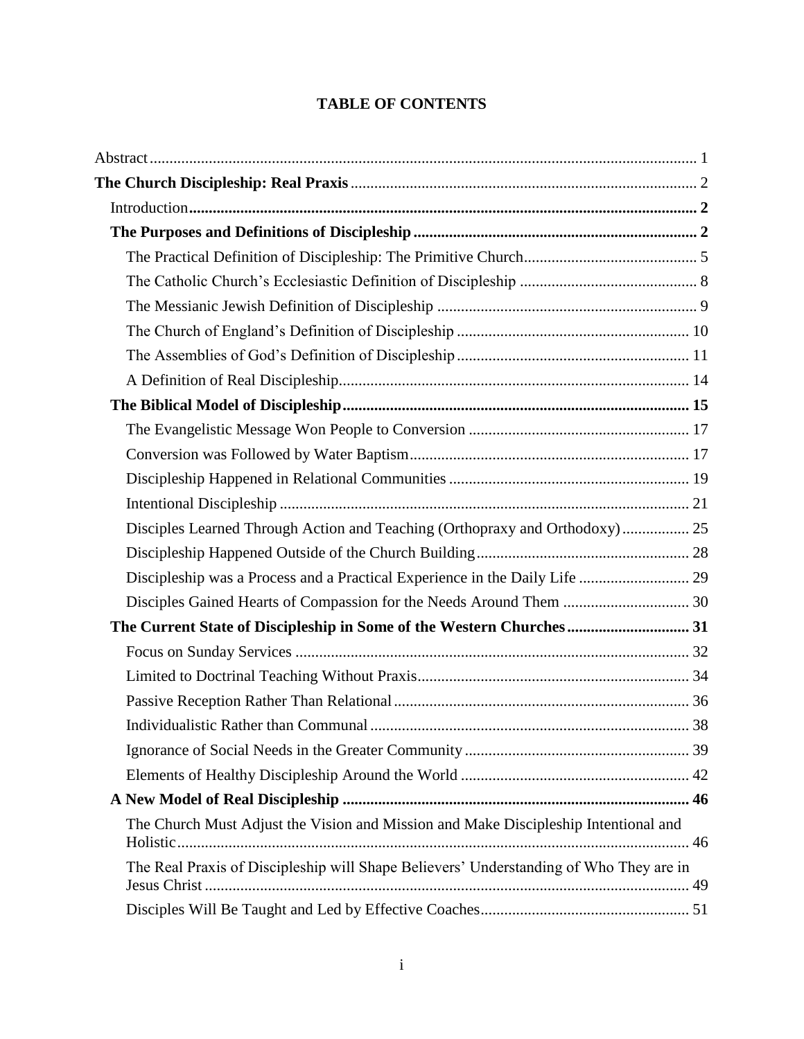**TABLE OF CONTENTS**

Abstract .......... 1

**The Church Discipleship: Real Praxis** .......... 2

- Introduction .......... **2**
- **The Purposes and Definitions of Discipleship** .......... **2**
  - The Practical Definition of Discipleship: The Primitive Church .......... 5
  - The Catholic Church's Ecclesiastic Definition of Discipleship .......... 8
  - The Messianic Jewish Definition of Discipleship .......... 9
  - The Church of England's Definition of Discipleship .......... 10
  - The Assemblies of God's Definition of Discipleship .......... 11
  - A Definition of Real Discipleship .......... 14
- **The Biblical Model of Discipleship** .......... **15**
  - The Evangelistic Message Won People to Conversion .......... 17
  - Conversion was Followed by Water Baptism .......... 17
  - Discipleship Happened in Relational Communities .......... 19
  - Intentional Discipleship .......... 21
  - Disciples Learned Through Action and Teaching (Orthopraxy and Orthodoxy) .......... 25
  - Discipleship Happened Outside of the Church Building .......... 28
  - Discipleship was a Process and a Practical Experience in the Daily Life .......... 29
  - Disciples Gained Hearts of Compassion for the Needs Around Them .......... 30
- **The Current State of Discipleship in Some of the Western Churches** .......... **31**
  - Focus on Sunday Services .......... 32
  - Limited to Doctrinal Teaching Without Praxis .......... 34
  - Passive Reception Rather Than Relational .......... 36
  - Individualistic Rather than Communal .......... 38
  - Ignorance of Social Needs in the Greater Community .......... 39
  - Elements of Healthy Discipleship Around the World .......... 42
- **A New Model of Real Discipleship** .......... **46**
  - The Church Must Adjust the Vision and Mission and Make Discipleship Intentional and Holistic .......... 46
  - The Real Praxis of Discipleship will Shape Believers' Understanding of Who They are in Jesus Christ .......... 49
  - Disciples Will Be Taught and Led by Effective Coaches .......... 51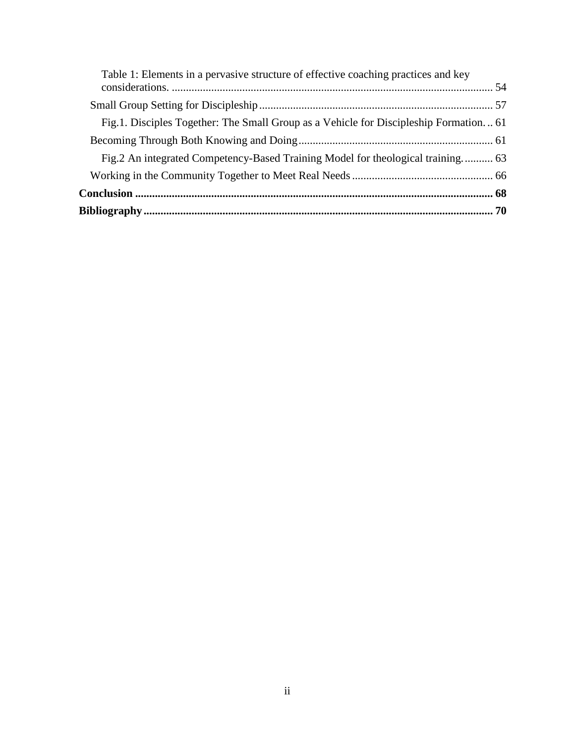Table 1: Elements in a pervasive structure of effective coaching practices and key considerations. .................................................................................................................. 54

Small Group Setting for Discipleship .................................................................................. 57

Fig.1. Disciples Together: The Small Group as a Vehicle for Discipleship Formation. .. 61

Becoming Through Both Knowing and Doing .................................................................... 61

Fig.2 An integrated Competency-Based Training Model for theological training. .......... 63

Working in the Community Together to Meet Real Needs ................................................. 66

**Conclusion ............................................................................................................................. 68**

**Bibliography .......................................................................................................................... 70**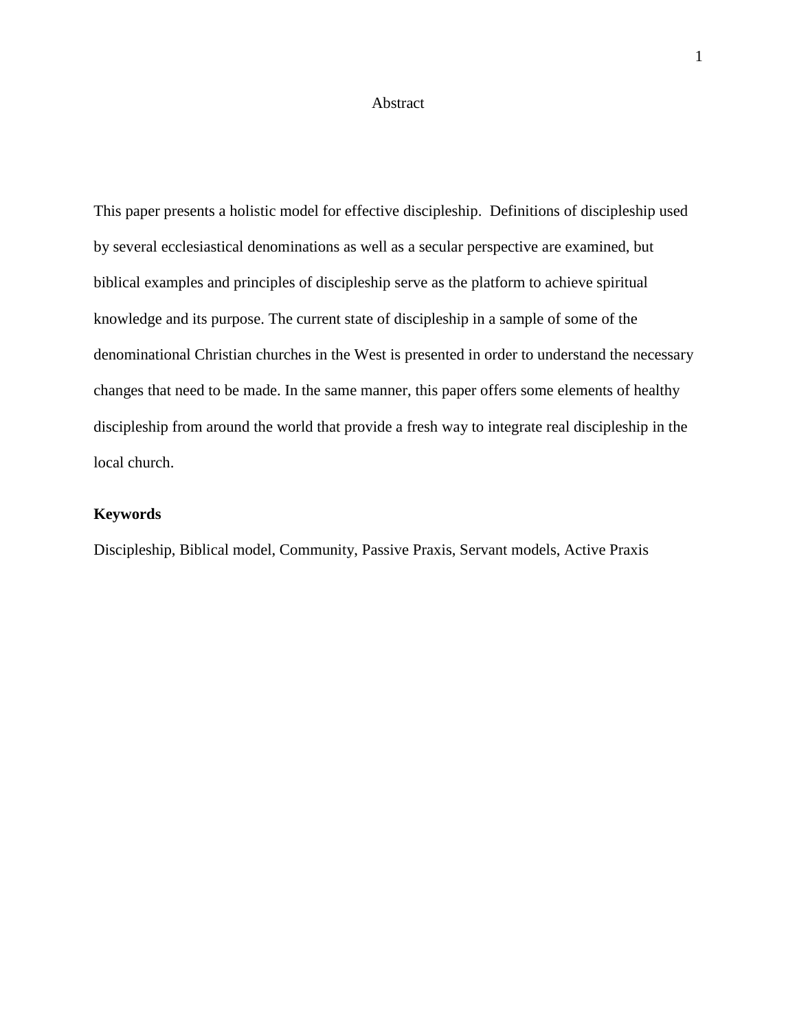# Abstract

This paper presents a holistic model for effective discipleship. Definitions of discipleship used by several ecclesiastical denominations as well as a secular perspective are examined, but biblical examples and principles of discipleship serve as the platform to achieve spiritual knowledge and its purpose. The current state of discipleship in a sample of some of the denominational Christian churches in the West is presented in order to understand the necessary changes that need to be made. In the same manner, this paper offers some elements of healthy discipleship from around the world that provide a fresh way to integrate real discipleship in the local church.

**Keywords**

Discipleship, Biblical model, Community, Passive Praxis, Servant models, Active Praxis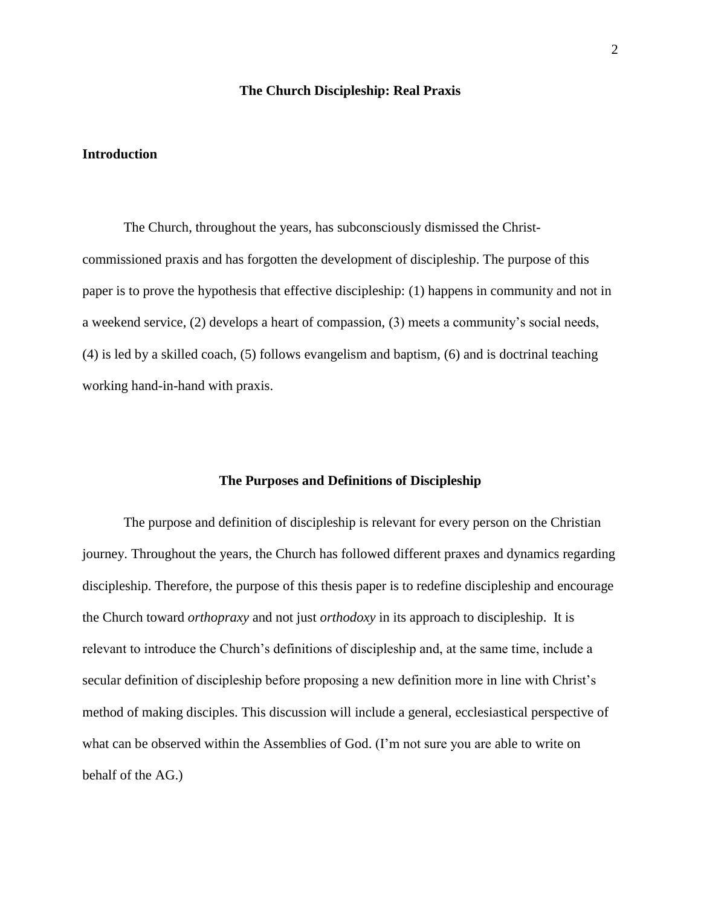## The Church Discipleship: Real Praxis

### Introduction

The Church, throughout the years, has subconsciously dismissed the Christ-commissioned praxis and has forgotten the development of discipleship. The purpose of this paper is to prove the hypothesis that effective discipleship: (1) happens in community and not in a weekend service, (2) develops a heart of compassion, (3) meets a community's social needs, (4) is led by a skilled coach, (5) follows evangelism and baptism, (6) and is doctrinal teaching working hand-in-hand with praxis.

### The Purposes and Definitions of Discipleship

The purpose and definition of discipleship is relevant for every person on the Christian journey. Throughout the years, the Church has followed different praxes and dynamics regarding discipleship. Therefore, the purpose of this thesis paper is to redefine discipleship and encourage the Church toward *orthopraxy* and not just *orthodoxy* in its approach to discipleship. It is relevant to introduce the Church's definitions of discipleship and, at the same time, include a secular definition of discipleship before proposing a new definition more in line with Christ's method of making disciples. This discussion will include a general, ecclesiastical perspective of what can be observed within the Assemblies of God. (I'm not sure you are able to write on behalf of the AG.)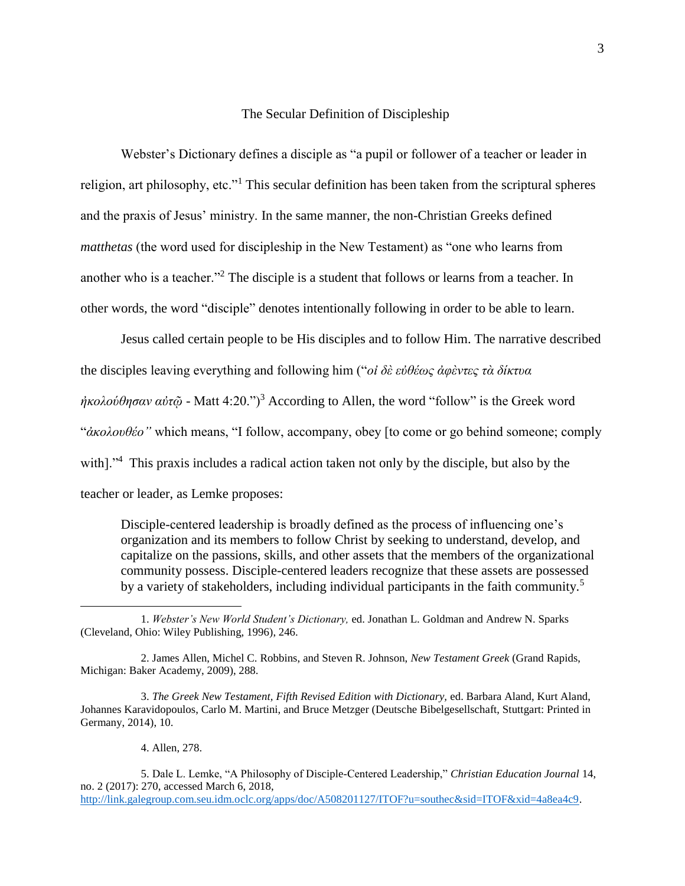## The Secular Definition of Discipleship

Webster's Dictionary defines a disciple as "a pupil or follower of a teacher or leader in religion, art philosophy, etc."[1] This secular definition has been taken from the scriptural spheres and the praxis of Jesus' ministry. In the same manner, the non-Christian Greeks defined *matthetas* (the word used for discipleship in the New Testament) as "one who learns from another who is a teacher."[2] The disciple is a student that follows or learns from a teacher. In other words, the word "disciple" denotes intentionally following in order to be able to learn.

Jesus called certain people to be His disciples and to follow Him. The narrative described the disciples leaving everything and following him ("*οἱ δὲ εὐθέως ἀφέντες τὰ δίκτυα ἠκολούθησαν αὐτῷ* - Matt 4:20.")[3] According to Allen, the word "follow" is the Greek word "*ἀκολουθέο"* which means, "I follow, accompany, obey [to come or go behind someone; comply with]."[4] This praxis includes a radical action taken not only by the disciple, but also by the teacher or leader, as Lemke proposes:

> Disciple-centered leadership is broadly defined as the process of influencing one's organization and its members to follow Christ by seeking to understand, develop, and capitalize on the passions, skills, and other assets that the members of the organizational community possess. Disciple-centered leaders recognize that these assets are possessed by a variety of stakeholders, including individual participants in the faith community.[5]

---

1. *Webster's New World Student's Dictionary,* ed. Jonathan L. Goldman and Andrew N. Sparks (Cleveland, Ohio: Wiley Publishing, 1996), 246.

2. James Allen, Michel C. Robbins, and Steven R. Johnson, *New Testament Greek* (Grand Rapids, Michigan: Baker Academy, 2009), 288.

3. *The Greek New Testament, Fifth Revised Edition with Dictionary,* ed. Barbara Aland, Kurt Aland, Johannes Karavidopoulos, Carlo M. Martini, and Bruce Metzger (Deutsche Bibelgesellschaft, Stuttgart: Printed in Germany, 2014), 10.

4. Allen, 278.

5. Dale L. Lemke, "A Philosophy of Disciple-Centered Leadership," *Christian Education Journal* 14, no. 2 (2017): 270, accessed March 6, 2018, http://link.galegroup.com.seu.idm.oclc.org/apps/doc/A508201127/ITOF?u=southec&sid=ITOF&xid=4a8ea4c9.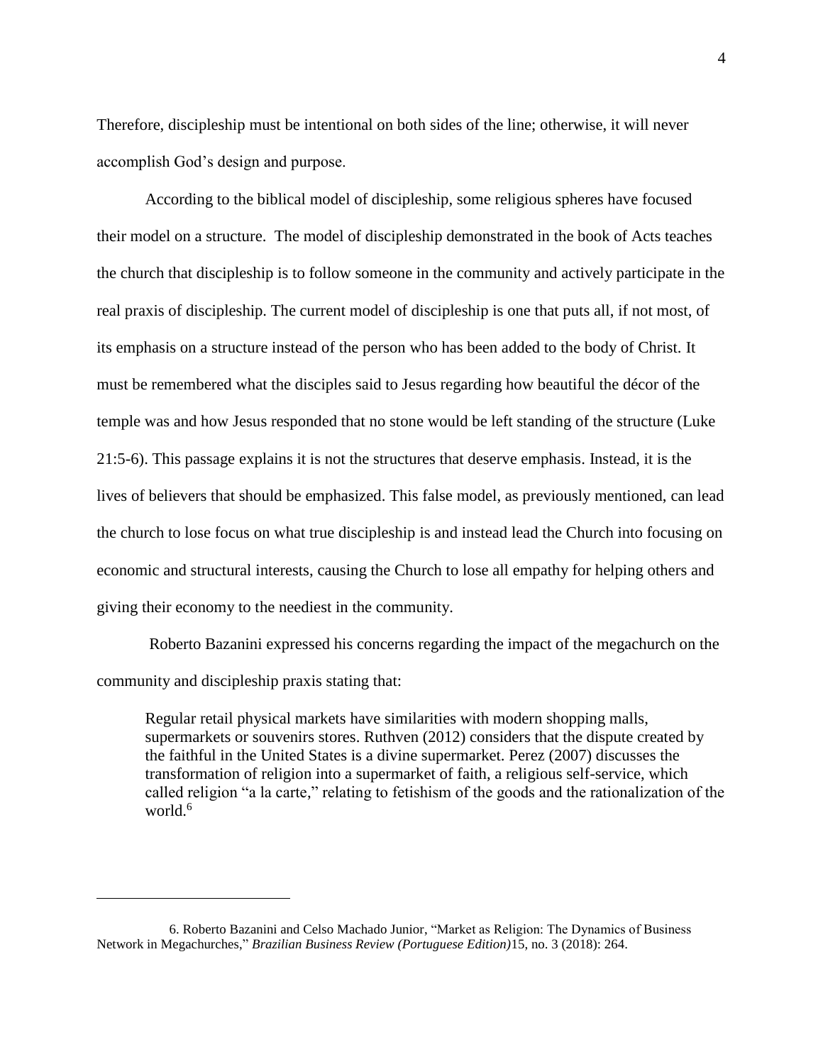Therefore, discipleship must be intentional on both sides of the line; otherwise, it will never accomplish God's design and purpose.

According to the biblical model of discipleship, some religious spheres have focused their model on a structure. The model of discipleship demonstrated in the book of Acts teaches the church that discipleship is to follow someone in the community and actively participate in the real praxis of discipleship. The current model of discipleship is one that puts all, if not most, of its emphasis on a structure instead of the person who has been added to the body of Christ. It must be remembered what the disciples said to Jesus regarding how beautiful the décor of the temple was and how Jesus responded that no stone would be left standing of the structure (Luke 21:5-6). This passage explains it is not the structures that deserve emphasis. Instead, it is the lives of believers that should be emphasized. This false model, as previously mentioned, can lead the church to lose focus on what true discipleship is and instead lead the Church into focusing on economic and structural interests, causing the Church to lose all empathy for helping others and giving their economy to the neediest in the community.

Roberto Bazanini expressed his concerns regarding the impact of the megachurch on the community and discipleship praxis stating that:

> Regular retail physical markets have similarities with modern shopping malls, supermarkets or souvenirs stores. Ruthven (2012) considers that the dispute created by the faithful in the United States is a divine supermarket. Perez (2007) discusses the transformation of religion into a supermarket of faith, a religious self-service, which called religion "a la carte," relating to fetishism of the goods and the rationalization of the world.[6]

---

6. Roberto Bazanini and Celso Machado Junior, "Market as Religion: The Dynamics of Business Network in Megachurches," *Brazilian Business Review (Portuguese Edition)*15, no. 3 (2018): 264.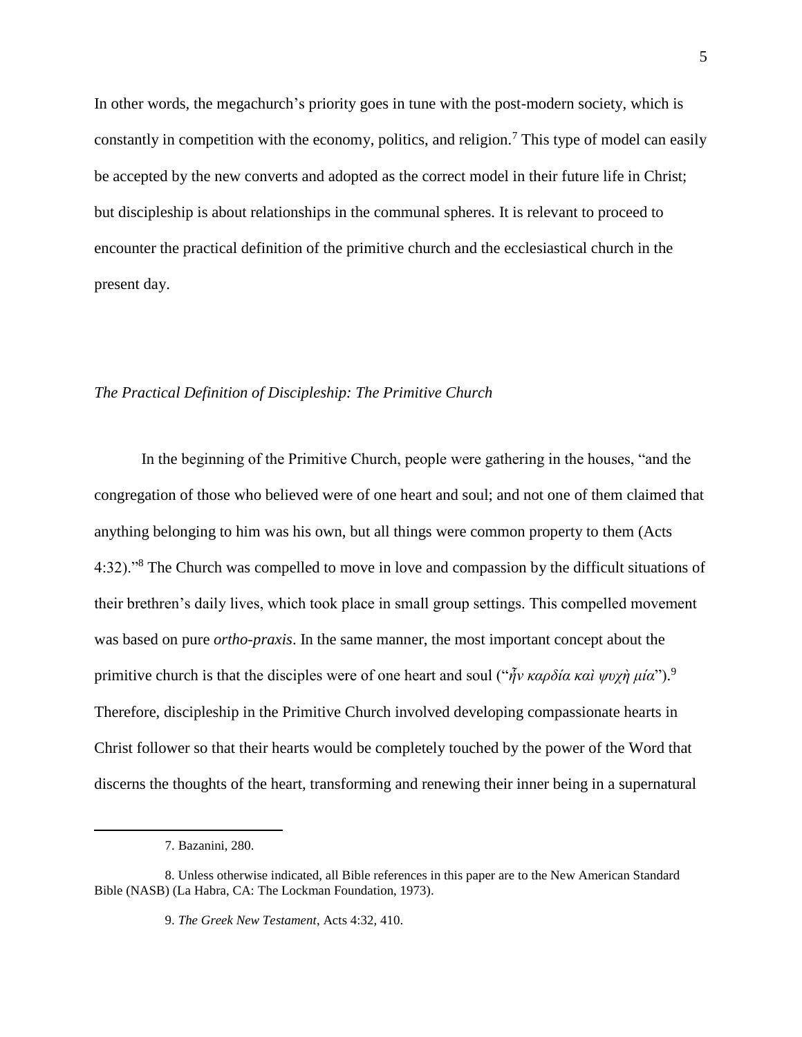In other words, the megachurch's priority goes in tune with the post-modern society, which is constantly in competition with the economy, politics, and religion.[7] This type of model can easily be accepted by the new converts and adopted as the correct model in their future life in Christ; but discipleship is about relationships in the communal spheres. It is relevant to proceed to encounter the practical definition of the primitive church and the ecclesiastical church in the present day.

### *The Practical Definition of Discipleship: The Primitive Church*

In the beginning of the Primitive Church, people were gathering in the houses, "and the congregation of those who believed were of one heart and soul; and not one of them claimed that anything belonging to him was his own, but all things were common property to them (Acts 4:32)."[8] The Church was compelled to move in love and compassion by the difficult situations of their brethren's daily lives, which took place in small group settings. This compelled movement was based on pure *ortho-praxis*. In the same manner, the most important concept about the primitive church is that the disciples were of one heart and soul ("*ἦν καρδία καὶ ψυχὴ μία*").[9] Therefore, discipleship in the Primitive Church involved developing compassionate hearts in Christ follower so that their hearts would be completely touched by the power of the Word that discerns the thoughts of the heart, transforming and renewing their inner being in a supernatural

---

7. Bazanini, 280.

8. Unless otherwise indicated, all Bible references in this paper are to the New American Standard Bible (NASB) (La Habra, CA: The Lockman Foundation, 1973).

9. *The Greek New Testament*, Acts 4:32, 410.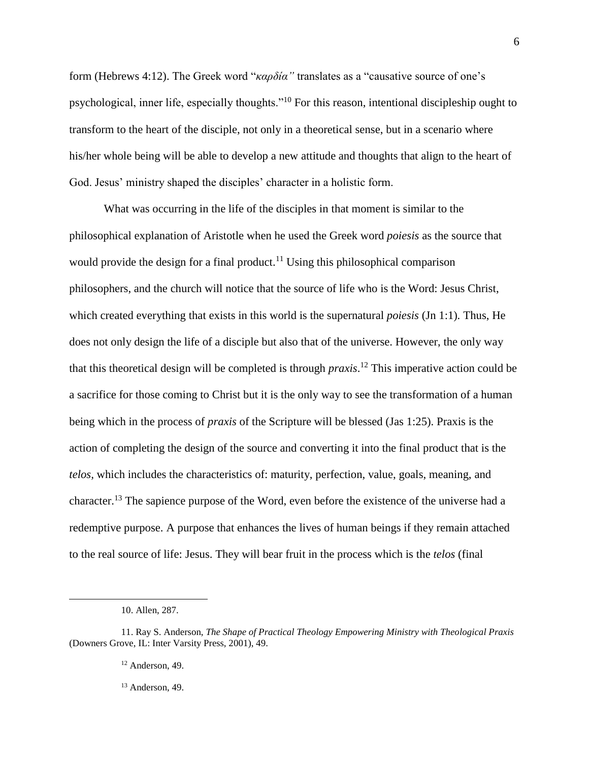form (Hebrews 4:12). The Greek word "*καρδία"* translates as a "causative source of one's psychological, inner life, especially thoughts."[10] For this reason, intentional discipleship ought to transform to the heart of the disciple, not only in a theoretical sense, but in a scenario where his/her whole being will be able to develop a new attitude and thoughts that align to the heart of God. Jesus' ministry shaped the disciples' character in a holistic form.

What was occurring in the life of the disciples in that moment is similar to the philosophical explanation of Aristotle when he used the Greek word *poiesis* as the source that would provide the design for a final product.[11] Using this philosophical comparison philosophers, and the church will notice that the source of life who is the Word: Jesus Christ, which created everything that exists in this world is the supernatural *poiesis* (Jn 1:1). Thus, He does not only design the life of a disciple but also that of the universe. However, the only way that this theoretical design will be completed is through *praxis*.[12] This imperative action could be a sacrifice for those coming to Christ but it is the only way to see the transformation of a human being which in the process of *praxis* of the Scripture will be blessed (Jas 1:25). Praxis is the action of completing the design of the source and converting it into the final product that is the *telos,* which includes the characteristics of: maturity, perfection, value, goals, meaning, and character.[13] The sapience purpose of the Word, even before the existence of the universe had a redemptive purpose. A purpose that enhances the lives of human beings if they remain attached to the real source of life: Jesus. They will bear fruit in the process which is the *telos* (final

---

10. Allen, 287.

11. Ray S. Anderson, *The Shape of Practical Theology Empowering Ministry with Theological Praxis* (Downers Grove, IL: Inter Varsity Press, 2001), 49.

12 Anderson, 49.

13 Anderson, 49.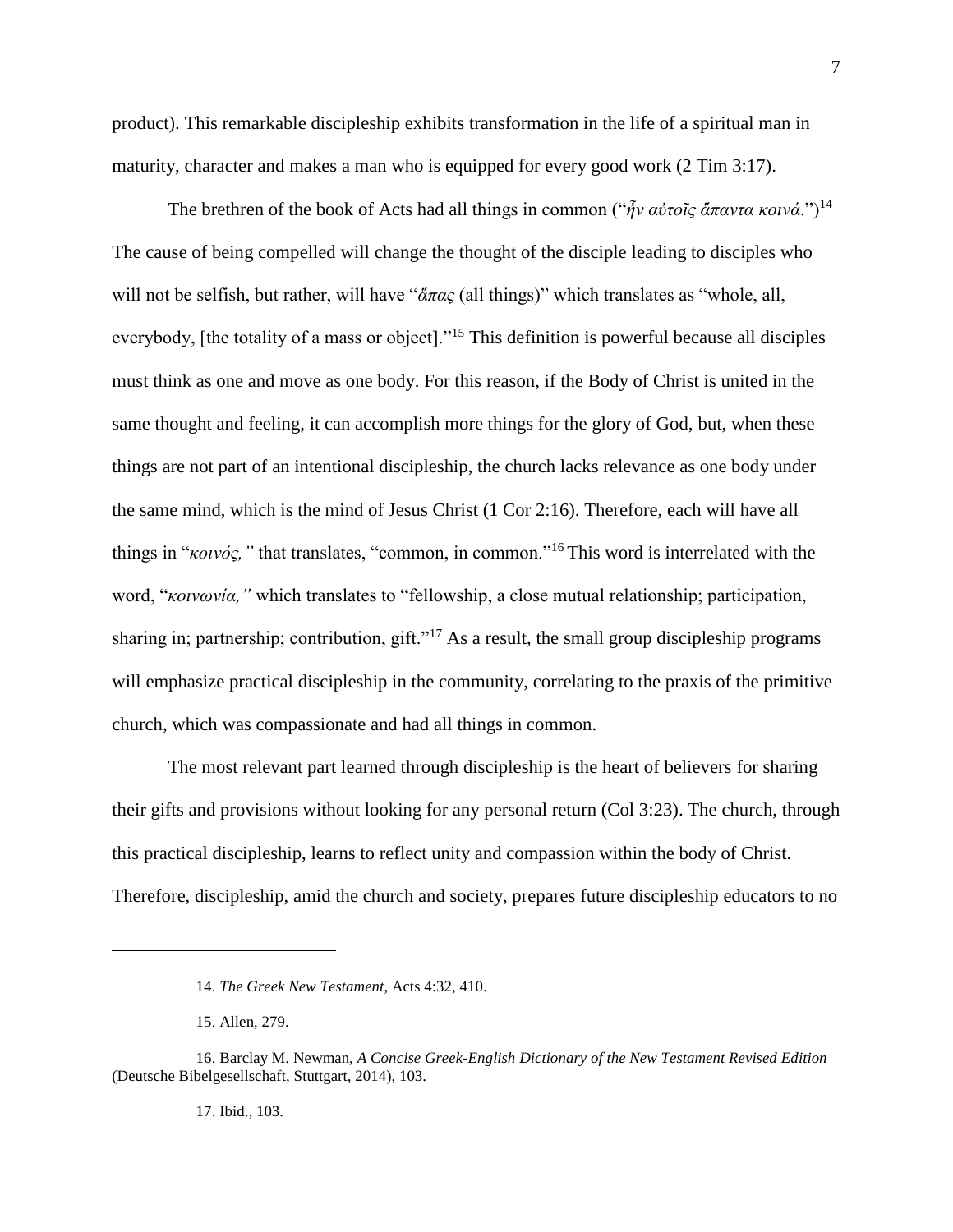product). This remarkable discipleship exhibits transformation in the life of a spiritual man in maturity, character and makes a man who is equipped for every good work (2 Tim 3:17).

The brethren of the book of Acts had all things in common ("*ἦν αὐτοῖς ἅπαντα κοινά*.")[14] The cause of being compelled will change the thought of the disciple leading to disciples who will not be selfish, but rather, will have "*ἅπας* (all things)" which translates as "whole, all, everybody, [the totality of a mass or object]."[15] This definition is powerful because all disciples must think as one and move as one body. For this reason, if the Body of Christ is united in the same thought and feeling, it can accomplish more things for the glory of God, but, when these things are not part of an intentional discipleship, the church lacks relevance as one body under the same mind, which is the mind of Jesus Christ (1 Cor 2:16). Therefore, each will have all things in "*κοινός,"* that translates, "common, in common."[16] This word is interrelated with the word, "*κοινωνία,"* which translates to "fellowship, a close mutual relationship; participation, sharing in; partnership; contribution, gift."[17] As a result, the small group discipleship programs will emphasize practical discipleship in the community, correlating to the praxis of the primitive church, which was compassionate and had all things in common.

The most relevant part learned through discipleship is the heart of believers for sharing their gifts and provisions without looking for any personal return (Col 3:23). The church, through this practical discipleship, learns to reflect unity and compassion within the body of Christ. Therefore, discipleship, amid the church and society, prepares future discipleship educators to no

---

14. *The Greek New Testament*, Acts 4:32, 410.

15. Allen, 279.

16. Barclay M. Newman, *A Concise Greek-English Dictionary of the New Testament Revised Edition* (Deutsche Bibelgesellschaft, Stuttgart, 2014), 103.

17. Ibid., 103.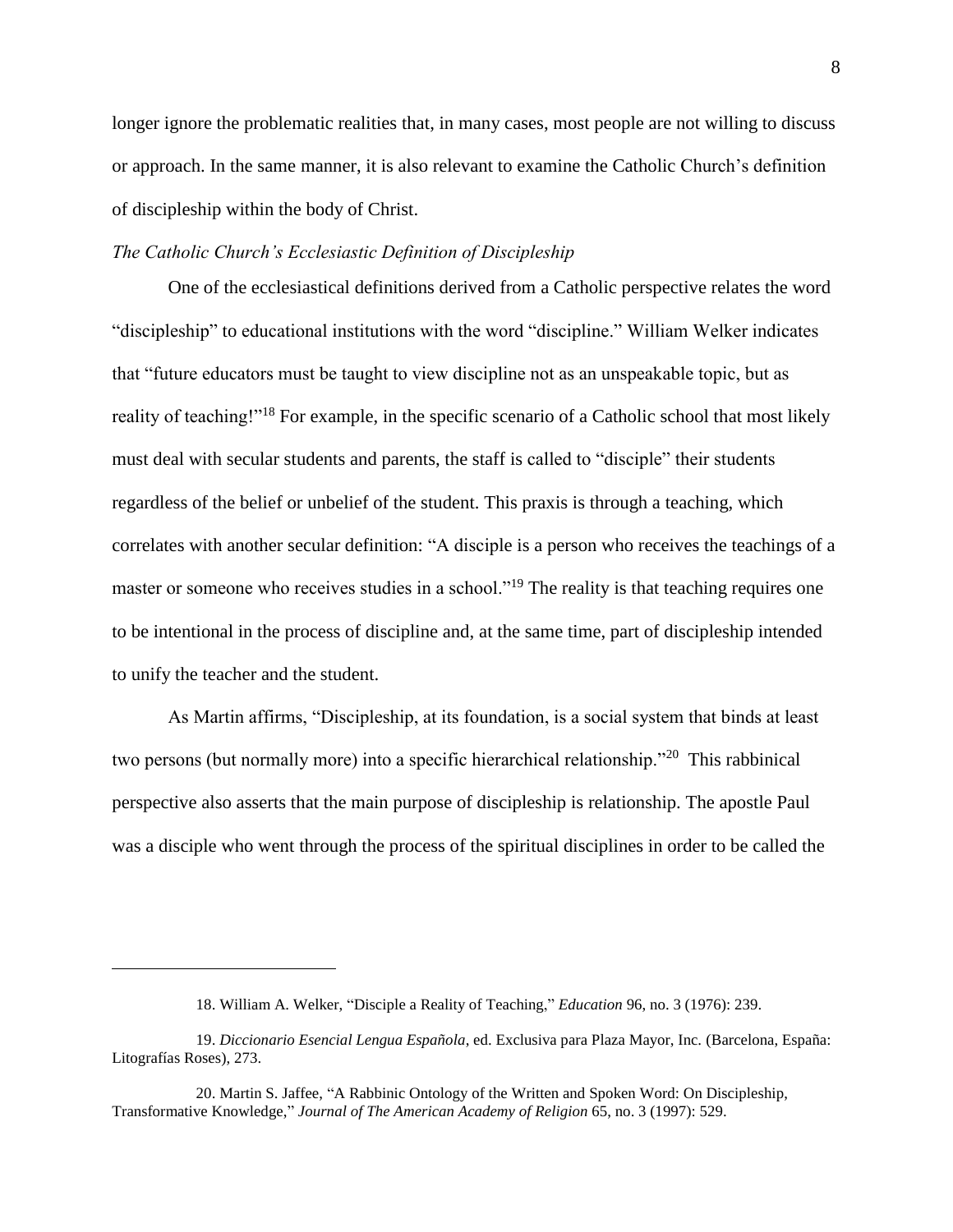longer ignore the problematic realities that, in many cases, most people are not willing to discuss or approach. In the same manner, it is also relevant to examine the Catholic Church's definition of discipleship within the body of Christ.

*The Catholic Church's Ecclesiastic Definition of Discipleship*

One of the ecclesiastical definitions derived from a Catholic perspective relates the word "discipleship" to educational institutions with the word "discipline." William Welker indicates that "future educators must be taught to view discipline not as an unspeakable topic, but as reality of teaching!"[18] For example, in the specific scenario of a Catholic school that most likely must deal with secular students and parents, the staff is called to "disciple" their students regardless of the belief or unbelief of the student. This praxis is through a teaching, which correlates with another secular definition: "A disciple is a person who receives the teachings of a master or someone who receives studies in a school."[19] The reality is that teaching requires one to be intentional in the process of discipline and, at the same time, part of discipleship intended to unify the teacher and the student.

As Martin affirms, "Discipleship, at its foundation, is a social system that binds at least two persons (but normally more) into a specific hierarchical relationship."[20] This rabbinical perspective also asserts that the main purpose of discipleship is relationship. The apostle Paul was a disciple who went through the process of the spiritual disciplines in order to be called the

---

18. William A. Welker, "Disciple a Reality of Teaching," *Education* 96, no. 3 (1976): 239.

19. *Diccionario Esencial Lengua Española*, ed. Exclusiva para Plaza Mayor, Inc. (Barcelona, España: Litografías Roses), 273.

20. Martin S. Jaffee, "A Rabbinic Ontology of the Written and Spoken Word: On Discipleship, Transformative Knowledge," *Journal of The American Academy of Religion* 65, no. 3 (1997): 529.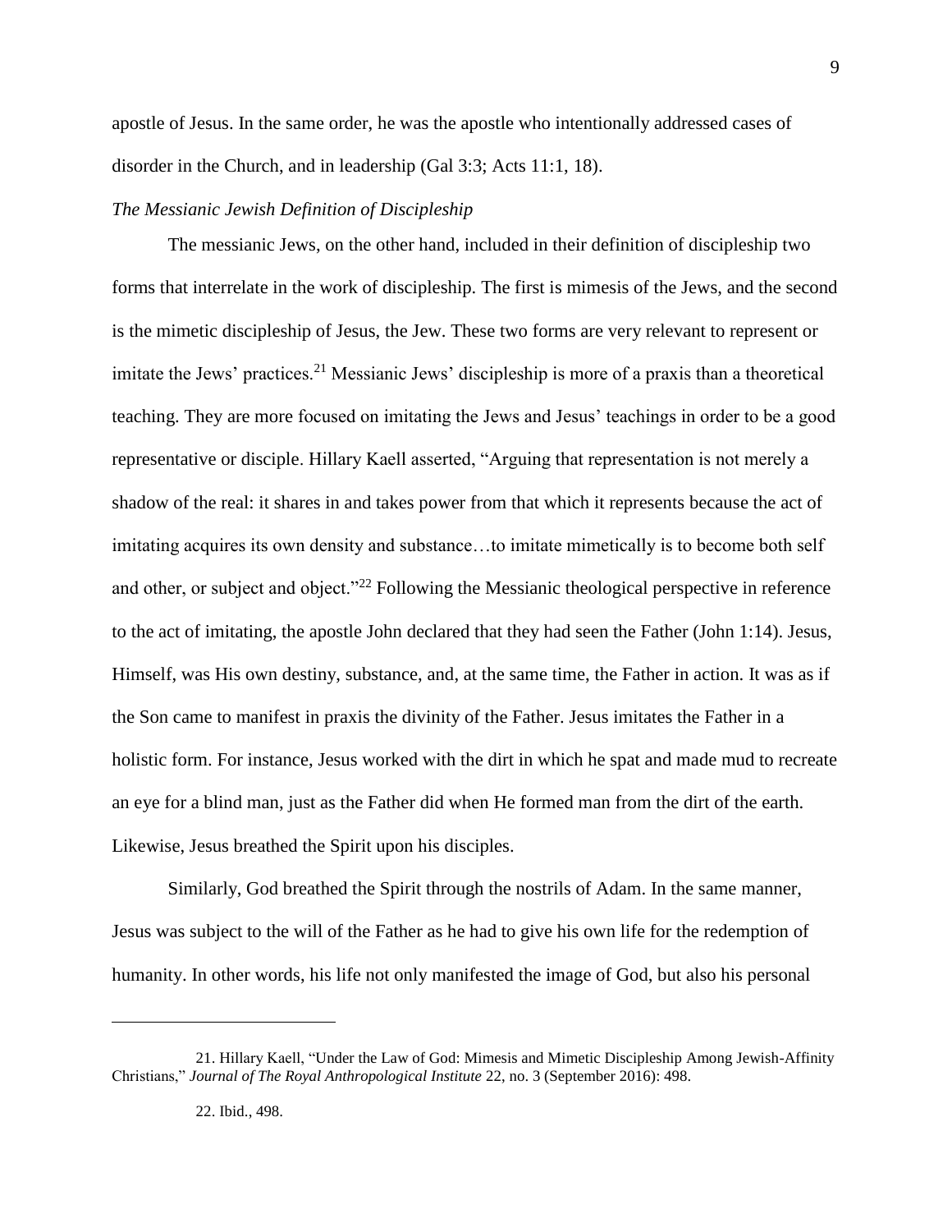apostle of Jesus. In the same order, he was the apostle who intentionally addressed cases of disorder in the Church, and in leadership (Gal 3:3; Acts 11:1, 18).

*The Messianic Jewish Definition of Discipleship*

The messianic Jews, on the other hand, included in their definition of discipleship two forms that interrelate in the work of discipleship. The first is mimesis of the Jews, and the second is the mimetic discipleship of Jesus, the Jew. These two forms are very relevant to represent or imitate the Jews' practices.[21] Messianic Jews' discipleship is more of a praxis than a theoretical teaching. They are more focused on imitating the Jews and Jesus' teachings in order to be a good representative or disciple. Hillary Kaell asserted, "Arguing that representation is not merely a shadow of the real: it shares in and takes power from that which it represents because the act of imitating acquires its own density and substance…to imitate mimetically is to become both self and other, or subject and object."[22] Following the Messianic theological perspective in reference to the act of imitating, the apostle John declared that they had seen the Father (John 1:14). Jesus, Himself, was His own destiny, substance, and, at the same time, the Father in action. It was as if the Son came to manifest in praxis the divinity of the Father. Jesus imitates the Father in a holistic form. For instance, Jesus worked with the dirt in which he spat and made mud to recreate an eye for a blind man, just as the Father did when He formed man from the dirt of the earth. Likewise, Jesus breathed the Spirit upon his disciples.

Similarly, God breathed the Spirit through the nostrils of Adam. In the same manner, Jesus was subject to the will of the Father as he had to give his own life for the redemption of humanity. In other words, his life not only manifested the image of God, but also his personal

---

21. Hillary Kaell, "Under the Law of God: Mimesis and Mimetic Discipleship Among Jewish-Affinity Christians," *Journal of The Royal Anthropological Institute* 22, no. 3 (September 2016): 498.

22. Ibid., 498.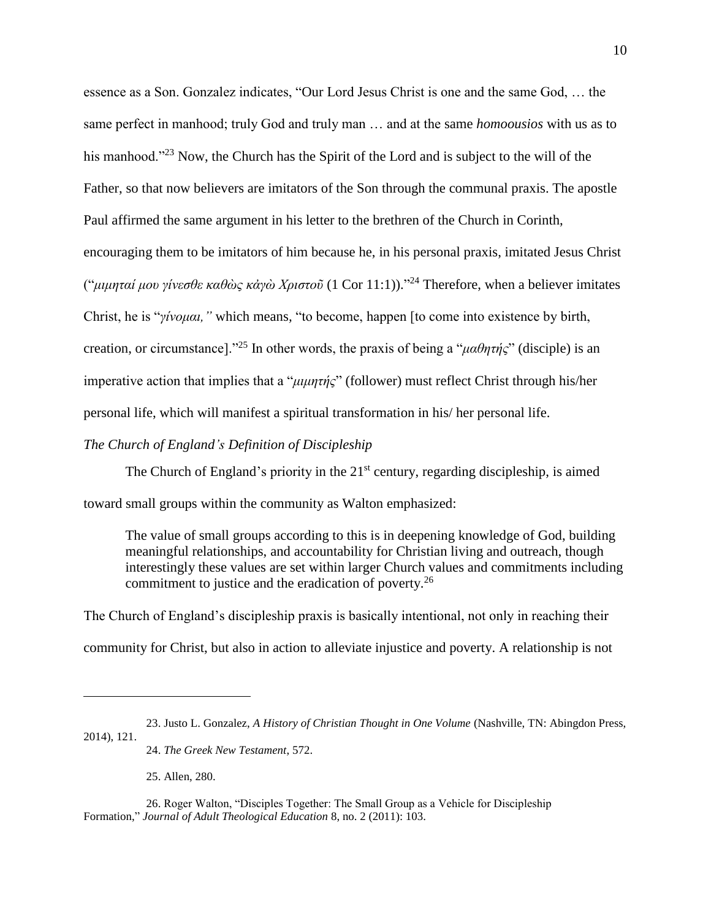essence as a Son. Gonzalez indicates, "Our Lord Jesus Christ is one and the same God, … the same perfect in manhood; truly God and truly man … and at the same *homoousios* with us as to his manhood."[23] Now, the Church has the Spirit of the Lord and is subject to the will of the Father, so that now believers are imitators of the Son through the communal praxis. The apostle Paul affirmed the same argument in his letter to the brethren of the Church in Corinth, encouraging them to be imitators of him because he, in his personal praxis, imitated Jesus Christ ("*μιμηταί μου γίνεσθε καθὼς κἀγὼ Χριστοῦ* (1 Cor 11:1))."[24] Therefore, when a believer imitates Christ, he is "*γίνομαι,"* which means, "to become, happen [to come into existence by birth, creation, or circumstance]."[25] In other words, the praxis of being a "*μαθητής*" (disciple) is an imperative action that implies that a "*μιμητής*" (follower) must reflect Christ through his/her personal life, which will manifest a spiritual transformation in his/ her personal life.

*The Church of England's Definition of Discipleship*

The Church of England's priority in the 21st century, regarding discipleship, is aimed toward small groups within the community as Walton emphasized:

> The value of small groups according to this is in deepening knowledge of God, building meaningful relationships, and accountability for Christian living and outreach, though interestingly these values are set within larger Church values and commitments including commitment to justice and the eradication of poverty.[26]

The Church of England's discipleship praxis is basically intentional, not only in reaching their community for Christ, but also in action to alleviate injustice and poverty. A relationship is not

---

23. Justo L. Gonzalez, *A History of Christian Thought in One Volume* (Nashville, TN: Abingdon Press, 2014), 121.

24. *The Greek New Testament*, 572.

25. Allen, 280.

26. Roger Walton, "Disciples Together: The Small Group as a Vehicle for Discipleship Formation," *Journal of Adult Theological Education* 8, no. 2 (2011): 103.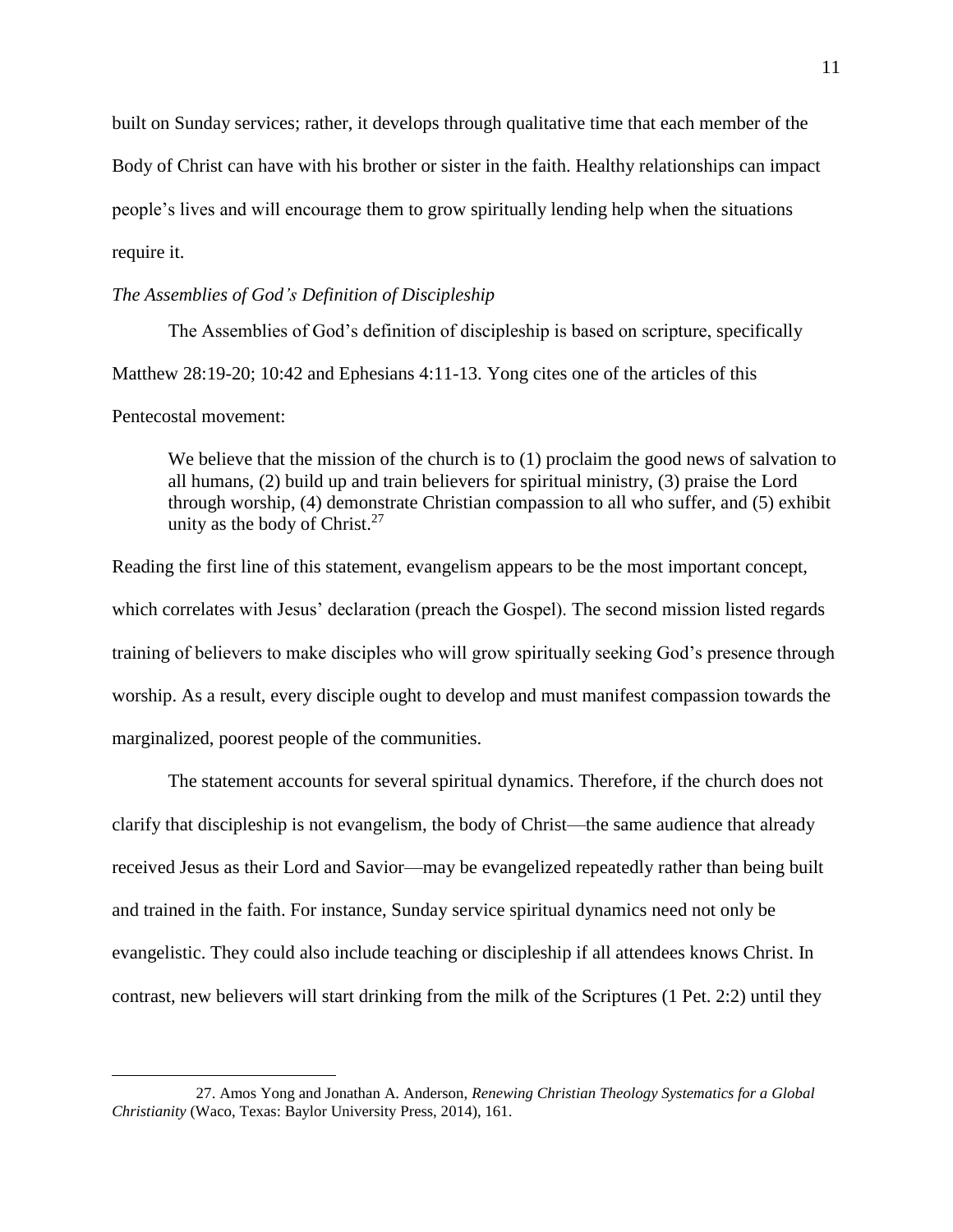built on Sunday services; rather, it develops through qualitative time that each member of the Body of Christ can have with his brother or sister in the faith. Healthy relationships can impact people's lives and will encourage them to grow spiritually lending help when the situations require it.

*The Assemblies of God's Definition of Discipleship*

The Assemblies of God's definition of discipleship is based on scripture, specifically Matthew 28:19-20; 10:42 and Ephesians 4:11-13. Yong cites one of the articles of this Pentecostal movement:

> We believe that the mission of the church is to (1) proclaim the good news of salvation to all humans, (2) build up and train believers for spiritual ministry, (3) praise the Lord through worship, (4) demonstrate Christian compassion to all who suffer, and (5) exhibit unity as the body of Christ.[27]

Reading the first line of this statement, evangelism appears to be the most important concept, which correlates with Jesus' declaration (preach the Gospel). The second mission listed regards training of believers to make disciples who will grow spiritually seeking God's presence through worship. As a result, every disciple ought to develop and must manifest compassion towards the marginalized, poorest people of the communities.

The statement accounts for several spiritual dynamics. Therefore, if the church does not clarify that discipleship is not evangelism, the body of Christ—the same audience that already received Jesus as their Lord and Savior—may be evangelized repeatedly rather than being built and trained in the faith. For instance, Sunday service spiritual dynamics need not only be evangelistic. They could also include teaching or discipleship if all attendees knows Christ. In contrast, new believers will start drinking from the milk of the Scriptures (1 Pet. 2:2) until they

---

27. Amos Yong and Jonathan A. Anderson, *Renewing Christian Theology Systematics for a Global Christianity* (Waco, Texas: Baylor University Press, 2014), 161.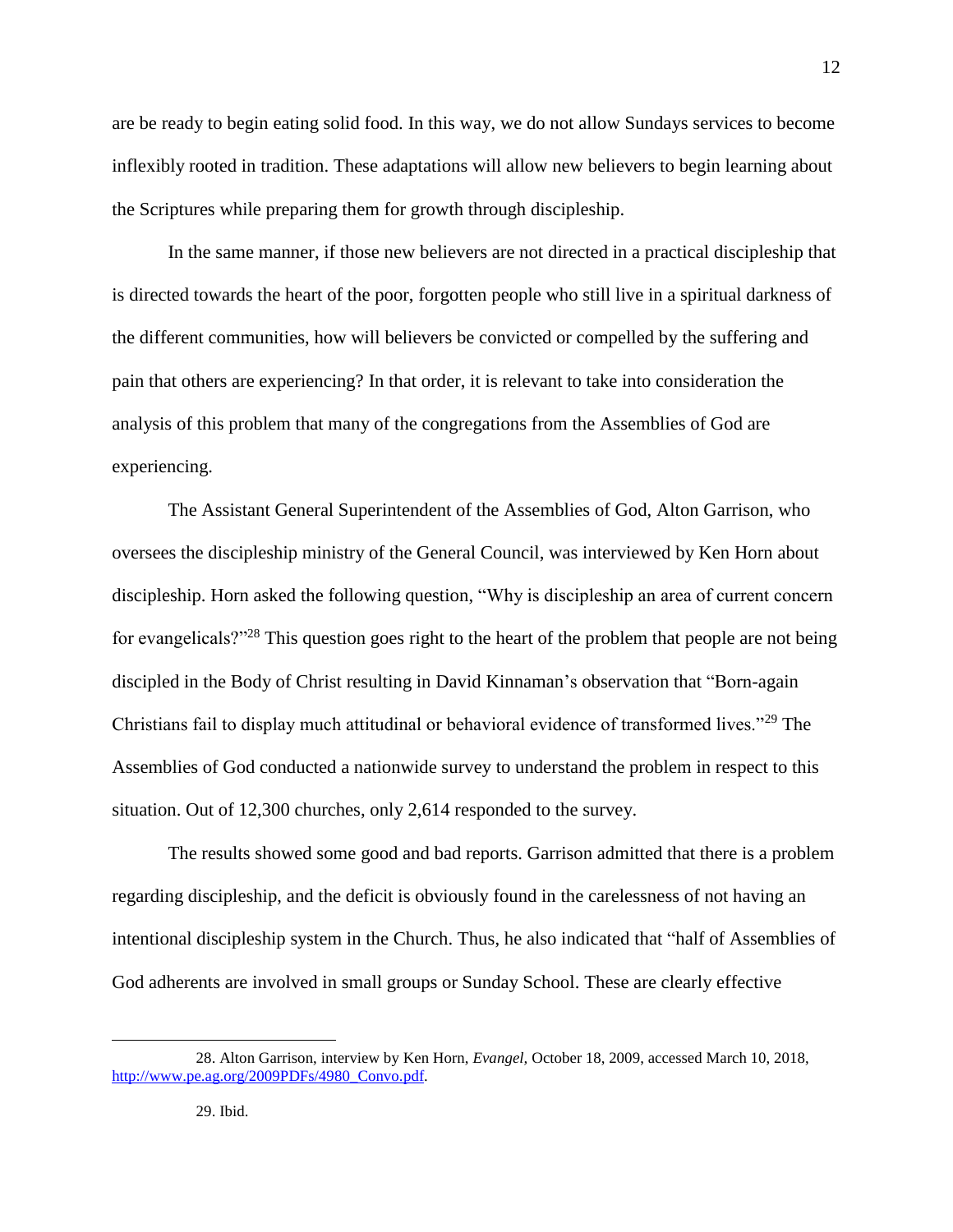are be ready to begin eating solid food. In this way, we do not allow Sundays services to become inflexibly rooted in tradition. These adaptations will allow new believers to begin learning about the Scriptures while preparing them for growth through discipleship.

In the same manner, if those new believers are not directed in a practical discipleship that is directed towards the heart of the poor, forgotten people who still live in a spiritual darkness of the different communities, how will believers be convicted or compelled by the suffering and pain that others are experiencing? In that order, it is relevant to take into consideration the analysis of this problem that many of the congregations from the Assemblies of God are experiencing.

The Assistant General Superintendent of the Assemblies of God, Alton Garrison, who oversees the discipleship ministry of the General Council, was interviewed by Ken Horn about discipleship. Horn asked the following question, "Why is discipleship an area of current concern for evangelicals?"[28] This question goes right to the heart of the problem that people are not being discipled in the Body of Christ resulting in David Kinnaman's observation that "Born-again Christians fail to display much attitudinal or behavioral evidence of transformed lives."[29] The Assemblies of God conducted a nationwide survey to understand the problem in respect to this situation. Out of 12,300 churches, only 2,614 responded to the survey.

The results showed some good and bad reports. Garrison admitted that there is a problem regarding discipleship, and the deficit is obviously found in the carelessness of not having an intentional discipleship system in the Church. Thus, he also indicated that "half of Assemblies of God adherents are involved in small groups or Sunday School. These are clearly effective

---

28. Alton Garrison, interview by Ken Horn, *Evangel,* October 18, 2009, accessed March 10, 2018, http://www.pe.ag.org/2009PDFs/4980_Convo.pdf.

29. Ibid.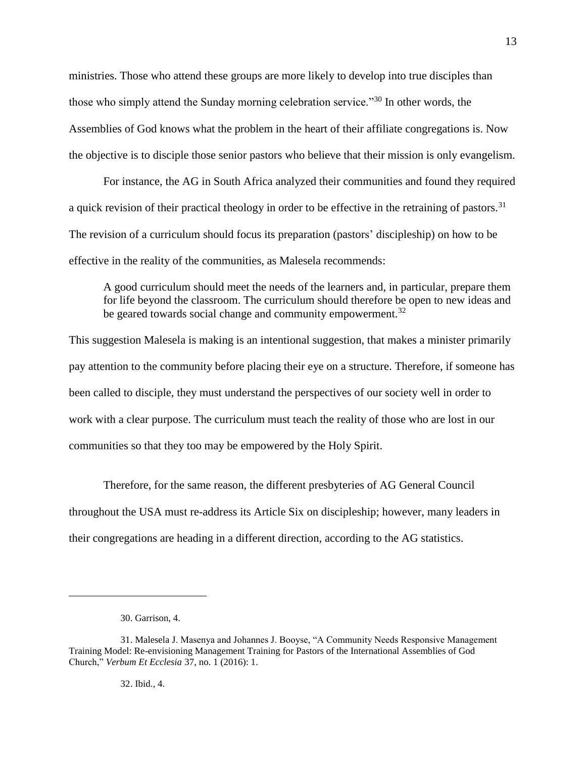ministries. Those who attend these groups are more likely to develop into true disciples than those who simply attend the Sunday morning celebration service."[30] In other words, the Assemblies of God knows what the problem in the heart of their affiliate congregations is. Now the objective is to disciple those senior pastors who believe that their mission is only evangelism.

For instance, the AG in South Africa analyzed their communities and found they required a quick revision of their practical theology in order to be effective in the retraining of pastors.[31] The revision of a curriculum should focus its preparation (pastors' discipleship) on how to be effective in the reality of the communities, as Malesela recommends:

> A good curriculum should meet the needs of the learners and, in particular, prepare them for life beyond the classroom. The curriculum should therefore be open to new ideas and be geared towards social change and community empowerment.[32]

This suggestion Malesela is making is an intentional suggestion, that makes a minister primarily pay attention to the community before placing their eye on a structure. Therefore, if someone has been called to disciple, they must understand the perspectives of our society well in order to work with a clear purpose. The curriculum must teach the reality of those who are lost in our communities so that they too may be empowered by the Holy Spirit.

Therefore, for the same reason, the different presbyteries of AG General Council throughout the USA must re-address its Article Six on discipleship; however, many leaders in their congregations are heading in a different direction, according to the AG statistics.

---

30. Garrison, 4.

31. Malesela J. Masenya and Johannes J. Booyse, "A Community Needs Responsive Management Training Model: Re-envisioning Management Training for Pastors of the International Assemblies of God Church," *Verbum Et Ecclesia* 37, no. 1 (2016): 1.

32. Ibid., 4.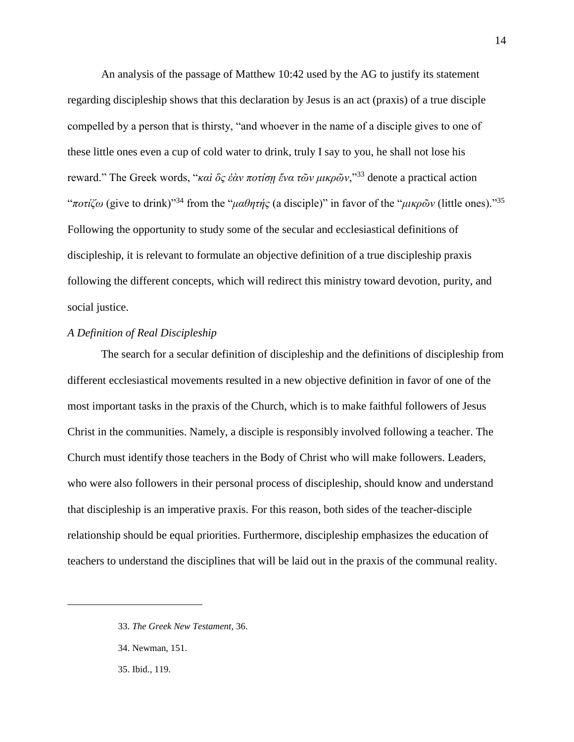An analysis of the passage of Matthew 10:42 used by the AG to justify its statement regarding discipleship shows that this declaration by Jesus is an act (praxis) of a true disciple compelled by a person that is thirsty, "and whoever in the name of a disciple gives to one of these little ones even a cup of cold water to drink, truly I say to you, he shall not lose his reward." The Greek words, "*καὶ ὃς ἐὰν ποτίσῃ ἕνα τῶν μικρῶν*,"[33] denote a practical action "*ποτίζω* (give to drink)"[34] from the "*μαθητής* (a disciple)" in favor of the "*μικρῶν* (little ones)."[35] Following the opportunity to study some of the secular and ecclesiastical definitions of discipleship, it is relevant to formulate an objective definition of a true discipleship praxis following the different concepts, which will redirect this ministry toward devotion, purity, and social justice.

*A Definition of Real Discipleship*

The search for a secular definition of discipleship and the definitions of discipleship from different ecclesiastical movements resulted in a new objective definition in favor of one of the most important tasks in the praxis of the Church, which is to make faithful followers of Jesus Christ in the communities. Namely, a disciple is responsibly involved following a teacher. The Church must identify those teachers in the Body of Christ who will make followers. Leaders, who were also followers in their personal process of discipleship, should know and understand that discipleship is an imperative praxis. For this reason, both sides of the teacher-disciple relationship should be equal priorities. Furthermore, discipleship emphasizes the education of teachers to understand the disciplines that will be laid out in the praxis of the communal reality.

---

33. *The Greek New Testament*, 36.

34. Newman, 151.

35. Ibid., 119.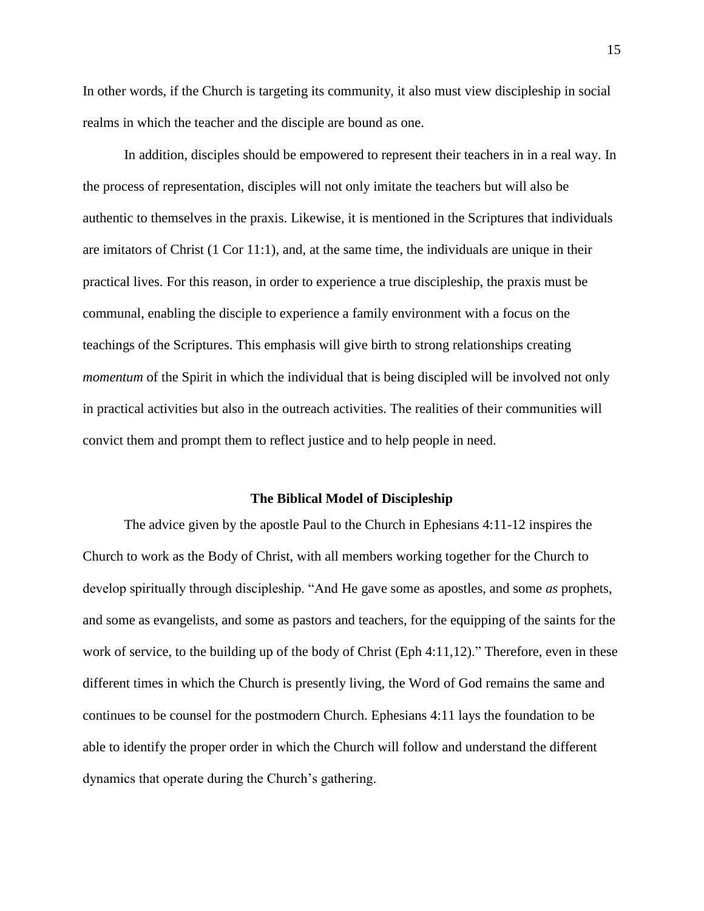In other words, if the Church is targeting its community, it also must view discipleship in social realms in which the teacher and the disciple are bound as one.

In addition, disciples should be empowered to represent their teachers in in a real way. In the process of representation, disciples will not only imitate the teachers but will also be authentic to themselves in the praxis. Likewise, it is mentioned in the Scriptures that individuals are imitators of Christ (1 Cor 11:1), and, at the same time, the individuals are unique in their practical lives. For this reason, in order to experience a true discipleship, the praxis must be communal, enabling the disciple to experience a family environment with a focus on the teachings of the Scriptures. This emphasis will give birth to strong relationships creating *momentum* of the Spirit in which the individual that is being discipled will be involved not only in practical activities but also in the outreach activities. The realities of their communities will convict them and prompt them to reflect justice and to help people in need.

## The Biblical Model of Discipleship

The advice given by the apostle Paul to the Church in Ephesians 4:11-12 inspires the Church to work as the Body of Christ, with all members working together for the Church to develop spiritually through discipleship. "And He gave some as apostles, and some *as* prophets, and some as evangelists, and some as pastors and teachers, for the equipping of the saints for the work of service, to the building up of the body of Christ (Eph 4:11,12)." Therefore, even in these different times in which the Church is presently living, the Word of God remains the same and continues to be counsel for the postmodern Church. Ephesians 4:11 lays the foundation to be able to identify the proper order in which the Church will follow and understand the different dynamics that operate during the Church's gathering.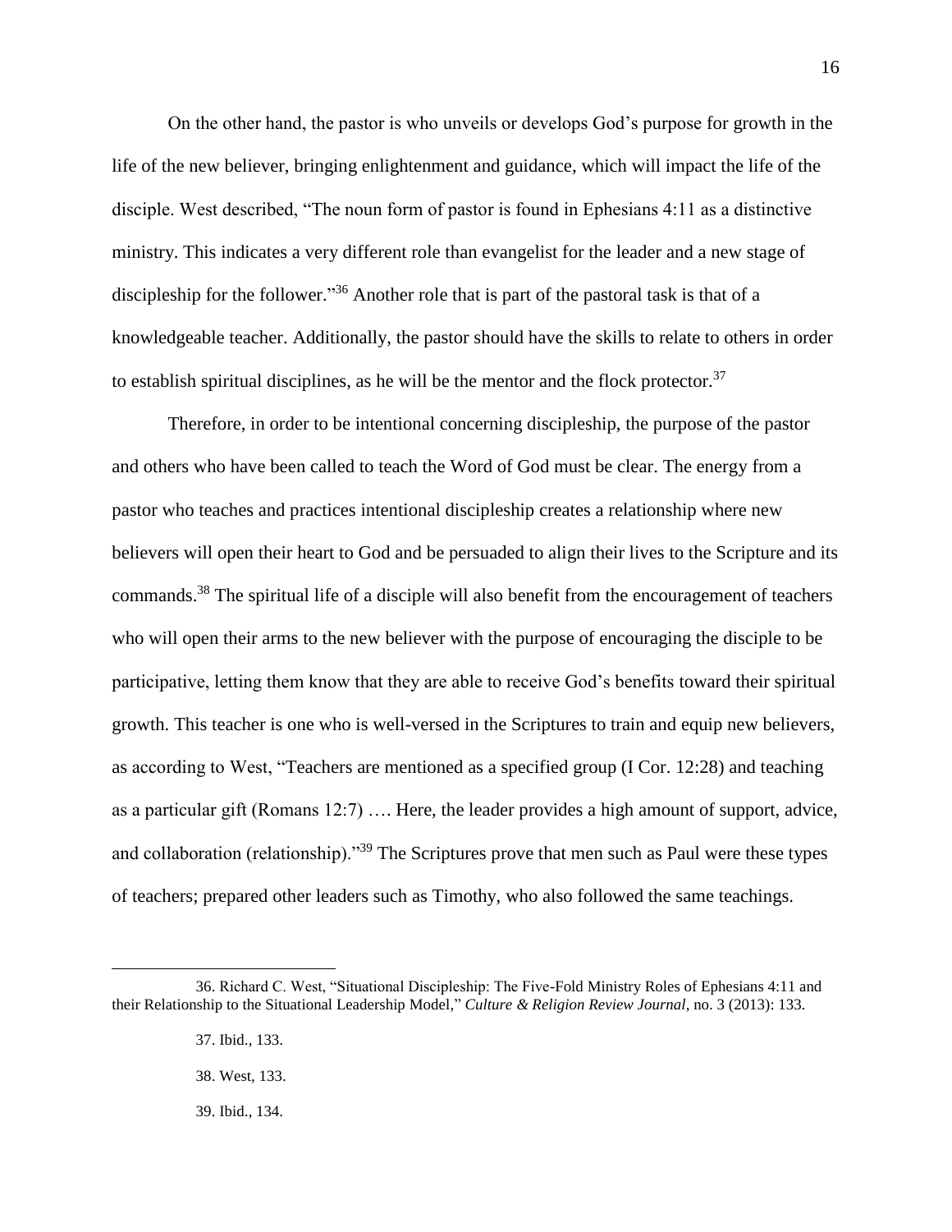On the other hand, the pastor is who unveils or develops God's purpose for growth in the life of the new believer, bringing enlightenment and guidance, which will impact the life of the disciple. West described, "The noun form of pastor is found in Ephesians 4:11 as a distinctive ministry. This indicates a very different role than evangelist for the leader and a new stage of discipleship for the follower."[36] Another role that is part of the pastoral task is that of a knowledgeable teacher. Additionally, the pastor should have the skills to relate to others in order to establish spiritual disciplines, as he will be the mentor and the flock protector.[37]

Therefore, in order to be intentional concerning discipleship, the purpose of the pastor and others who have been called to teach the Word of God must be clear. The energy from a pastor who teaches and practices intentional discipleship creates a relationship where new believers will open their heart to God and be persuaded to align their lives to the Scripture and its commands.[38] The spiritual life of a disciple will also benefit from the encouragement of teachers who will open their arms to the new believer with the purpose of encouraging the disciple to be participative, letting them know that they are able to receive God's benefits toward their spiritual growth. This teacher is one who is well-versed in the Scriptures to train and equip new believers, as according to West, "Teachers are mentioned as a specified group (I Cor. 12:28) and teaching as a particular gift (Romans 12:7) …. Here, the leader provides a high amount of support, advice, and collaboration (relationship)."[39] The Scriptures prove that men such as Paul were these types of teachers; prepared other leaders such as Timothy, who also followed the same teachings.

---

36. Richard C. West, "Situational Discipleship: The Five-Fold Ministry Roles of Ephesians 4:11 and their Relationship to the Situational Leadership Model," *Culture & Religion Review Journal*, no. 3 (2013): 133.

37. Ibid., 133.

38. West, 133.

39. Ibid., 134.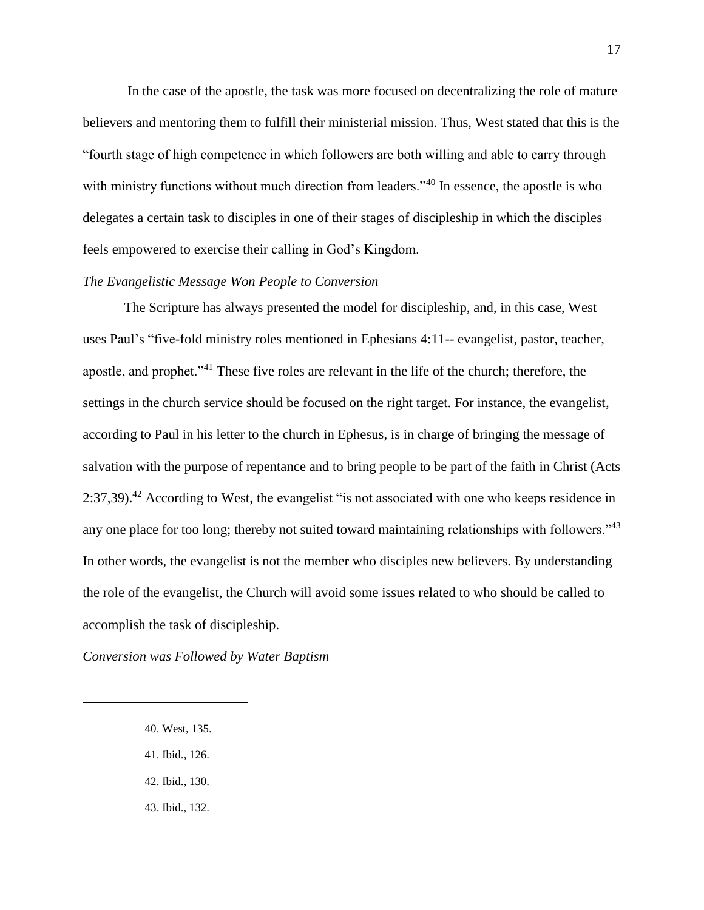In the case of the apostle, the task was more focused on decentralizing the role of mature believers and mentoring them to fulfill their ministerial mission. Thus, West stated that this is the "fourth stage of high competence in which followers are both willing and able to carry through with ministry functions without much direction from leaders."[40] In essence, the apostle is who delegates a certain task to disciples in one of their stages of discipleship in which the disciples feels empowered to exercise their calling in God's Kingdom.

*The Evangelistic Message Won People to Conversion*

The Scripture has always presented the model for discipleship, and, in this case, West uses Paul's "five-fold ministry roles mentioned in Ephesians 4:11-- evangelist, pastor, teacher, apostle, and prophet."[41] These five roles are relevant in the life of the church; therefore, the settings in the church service should be focused on the right target. For instance, the evangelist, according to Paul in his letter to the church in Ephesus, is in charge of bringing the message of salvation with the purpose of repentance and to bring people to be part of the faith in Christ (Acts 2:37,39).[42] According to West, the evangelist "is not associated with one who keeps residence in any one place for too long; thereby not suited toward maintaining relationships with followers."[43] In other words, the evangelist is not the member who disciples new believers. By understanding the role of the evangelist, the Church will avoid some issues related to who should be called to accomplish the task of discipleship.

*Conversion was Followed by Water Baptism*

---

40. West, 135.

41. Ibid., 126.

42. Ibid., 130.

43. Ibid., 132.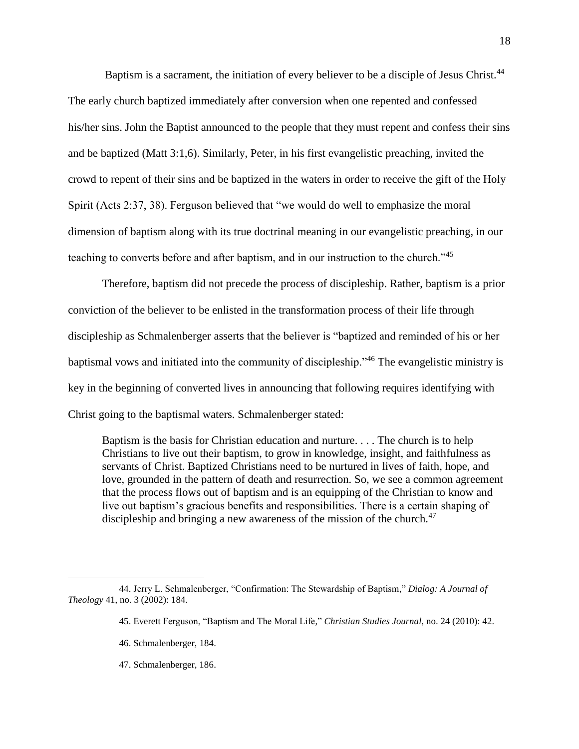Baptism is a sacrament, the initiation of every believer to be a disciple of Jesus Christ.[44] The early church baptized immediately after conversion when one repented and confessed his/her sins. John the Baptist announced to the people that they must repent and confess their sins and be baptized (Matt 3:1,6). Similarly, Peter, in his first evangelistic preaching, invited the crowd to repent of their sins and be baptized in the waters in order to receive the gift of the Holy Spirit (Acts 2:37, 38). Ferguson believed that "we would do well to emphasize the moral dimension of baptism along with its true doctrinal meaning in our evangelistic preaching, in our teaching to converts before and after baptism, and in our instruction to the church."[45]

Therefore, baptism did not precede the process of discipleship. Rather, baptism is a prior conviction of the believer to be enlisted in the transformation process of their life through discipleship as Schmalenberger asserts that the believer is "baptized and reminded of his or her baptismal vows and initiated into the community of discipleship."[46] The evangelistic ministry is key in the beginning of converted lives in announcing that following requires identifying with Christ going to the baptismal waters. Schmalenberger stated:

> Baptism is the basis for Christian education and nurture. . . . The church is to help Christians to live out their baptism, to grow in knowledge, insight, and faithfulness as servants of Christ. Baptized Christians need to be nurtured in lives of faith, hope, and love, grounded in the pattern of death and resurrection. So, we see a common agreement that the process flows out of baptism and is an equipping of the Christian to know and live out baptism's gracious benefits and responsibilities. There is a certain shaping of discipleship and bringing a new awareness of the mission of the church.[47]

---

44. Jerry L. Schmalenberger, "Confirmation: The Stewardship of Baptism," *Dialog: A Journal of Theology* 41, no. 3 (2002): 184.

45. Everett Ferguson, "Baptism and The Moral Life," *Christian Studies Journal,* no. 24 (2010): 42.

46. Schmalenberger, 184.

47. Schmalenberger, 186.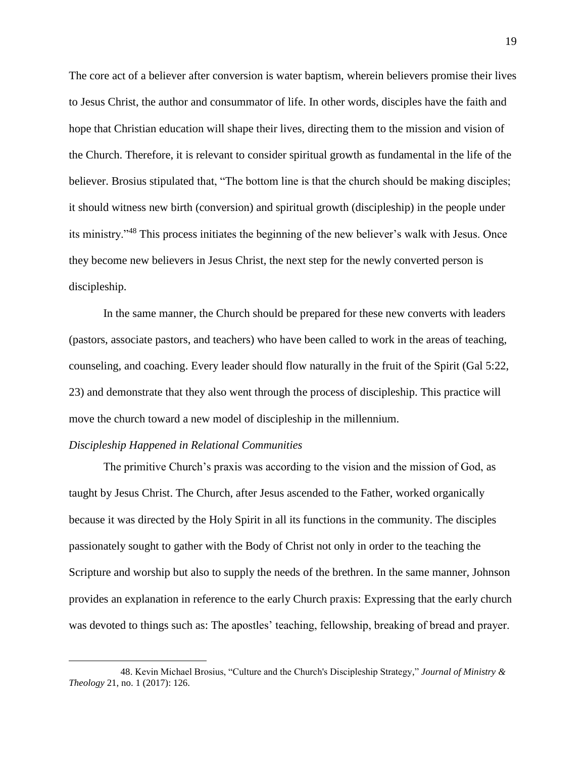The core act of a believer after conversion is water baptism, wherein believers promise their lives to Jesus Christ, the author and consummator of life. In other words, disciples have the faith and hope that Christian education will shape their lives, directing them to the mission and vision of the Church. Therefore, it is relevant to consider spiritual growth as fundamental in the life of the believer. Brosius stipulated that, "The bottom line is that the church should be making disciples; it should witness new birth (conversion) and spiritual growth (discipleship) in the people under its ministry."[48] This process initiates the beginning of the new believer's walk with Jesus. Once they become new believers in Jesus Christ, the next step for the newly converted person is discipleship.

In the same manner, the Church should be prepared for these new converts with leaders (pastors, associate pastors, and teachers) who have been called to work in the areas of teaching, counseling, and coaching. Every leader should flow naturally in the fruit of the Spirit (Gal 5:22, 23) and demonstrate that they also went through the process of discipleship. This practice will move the church toward a new model of discipleship in the millennium.

*Discipleship Happened in Relational Communities*

The primitive Church's praxis was according to the vision and the mission of God, as taught by Jesus Christ. The Church, after Jesus ascended to the Father, worked organically because it was directed by the Holy Spirit in all its functions in the community. The disciples passionately sought to gather with the Body of Christ not only in order to the teaching the Scripture and worship but also to supply the needs of the brethren. In the same manner, Johnson provides an explanation in reference to the early Church praxis: Expressing that the early church was devoted to things such as: The apostles' teaching, fellowship, breaking of bread and prayer.

---

48. Kevin Michael Brosius, "Culture and the Church's Discipleship Strategy," *Journal of Ministry & Theology* 21, no. 1 (2017): 126.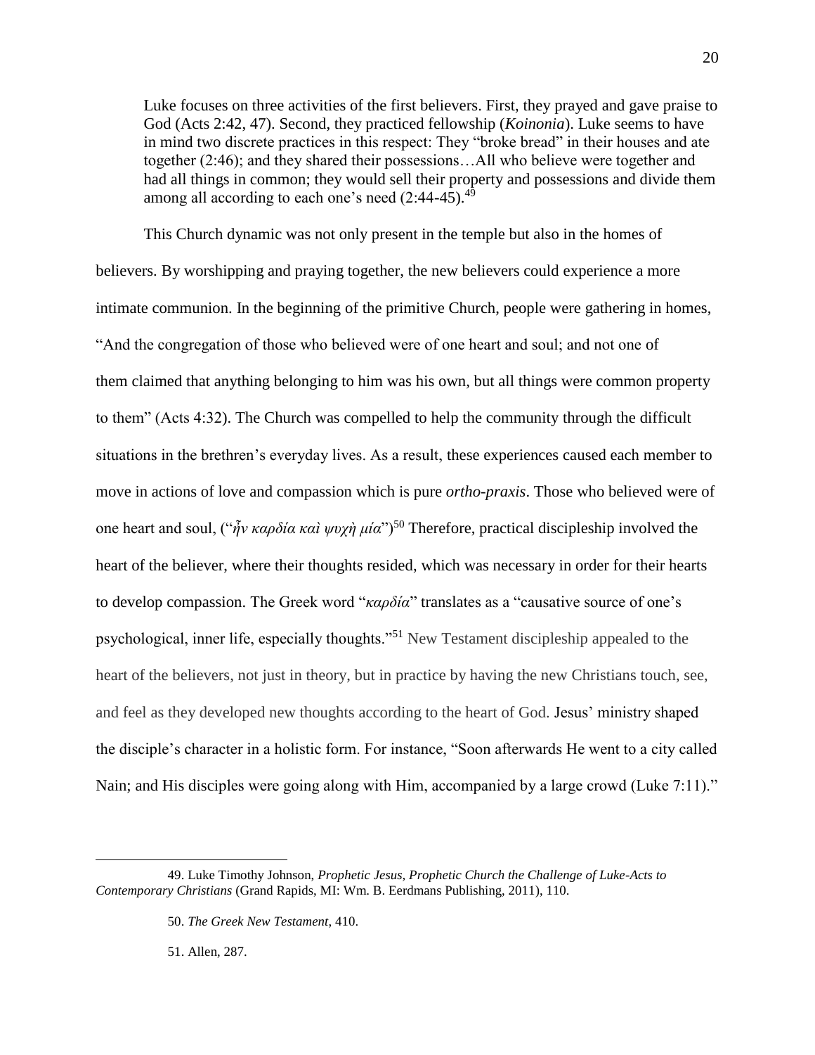> Luke focuses on three activities of the first believers. First, they prayed and gave praise to God (Acts 2:42, 47). Second, they practiced fellowship (*Koinonia*). Luke seems to have in mind two discrete practices in this respect: They "broke bread" in their houses and ate together (2:46); and they shared their possessions…All who believe were together and had all things in common; they would sell their property and possessions and divide them among all according to each one's need (2:44-45).[49]

This Church dynamic was not only present in the temple but also in the homes of believers. By worshipping and praying together, the new believers could experience a more intimate communion. In the beginning of the primitive Church, people were gathering in homes, "And the congregation of those who believed were of one heart and soul; and not one of them claimed that anything belonging to him was his own, but all things were common property to them" (Acts 4:32). The Church was compelled to help the community through the difficult situations in the brethren's everyday lives. As a result, these experiences caused each member to move in actions of love and compassion which is pure *ortho-praxis*. Those who believed were of one heart and soul, ("*ἦν καρδία καὶ ψυχὴ μία*")[50] Therefore, practical discipleship involved the heart of the believer, where their thoughts resided, which was necessary in order for their hearts to develop compassion. The Greek word "*καρδία*" translates as a "causative source of one's psychological, inner life, especially thoughts."[51] New Testament discipleship appealed to the heart of the believers, not just in theory, but in practice by having the new Christians touch, see, and feel as they developed new thoughts according to the heart of God. Jesus' ministry shaped the disciple's character in a holistic form. For instance, "Soon afterwards He went to a city called Nain; and His disciples were going along with Him, accompanied by a large crowd (Luke 7:11)."

---

49. Luke Timothy Johnson, *Prophetic Jesus, Prophetic Church the Challenge of Luke-Acts to Contemporary Christians* (Grand Rapids, MI: Wm. B. Eerdmans Publishing, 2011), 110.

50. *The Greek New Testament*, 410.

51. Allen, 287.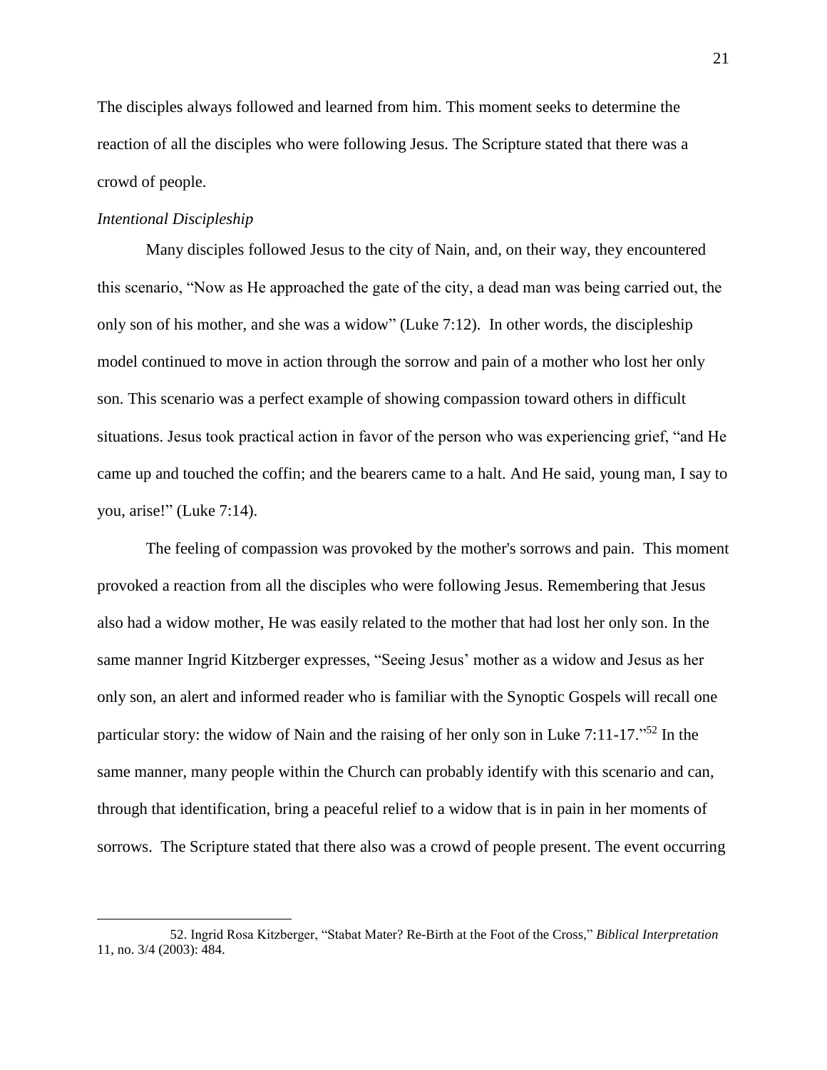The disciples always followed and learned from him. This moment seeks to determine the reaction of all the disciples who were following Jesus. The Scripture stated that there was a crowd of people.

*Intentional Discipleship*

Many disciples followed Jesus to the city of Nain, and, on their way, they encountered this scenario, "Now as He approached the gate of the city, a dead man was being carried out, the only son of his mother, and she was a widow" (Luke 7:12). In other words, the discipleship model continued to move in action through the sorrow and pain of a mother who lost her only son. This scenario was a perfect example of showing compassion toward others in difficult situations. Jesus took practical action in favor of the person who was experiencing grief, "and He came up and touched the coffin; and the bearers came to a halt. And He said, young man, I say to you, arise!" (Luke 7:14).

The feeling of compassion was provoked by the mother's sorrows and pain. This moment provoked a reaction from all the disciples who were following Jesus. Remembering that Jesus also had a widow mother, He was easily related to the mother that had lost her only son. In the same manner Ingrid Kitzberger expresses, "Seeing Jesus' mother as a widow and Jesus as her only son, an alert and informed reader who is familiar with the Synoptic Gospels will recall one particular story: the widow of Nain and the raising of her only son in Luke 7:11-17."[52] In the same manner, many people within the Church can probably identify with this scenario and can, through that identification, bring a peaceful relief to a widow that is in pain in her moments of sorrows. The Scripture stated that there also was a crowd of people present. The event occurring

---

52. Ingrid Rosa Kitzberger, "Stabat Mater? Re-Birth at the Foot of the Cross," *Biblical Interpretation* 11, no. 3/4 (2003): 484.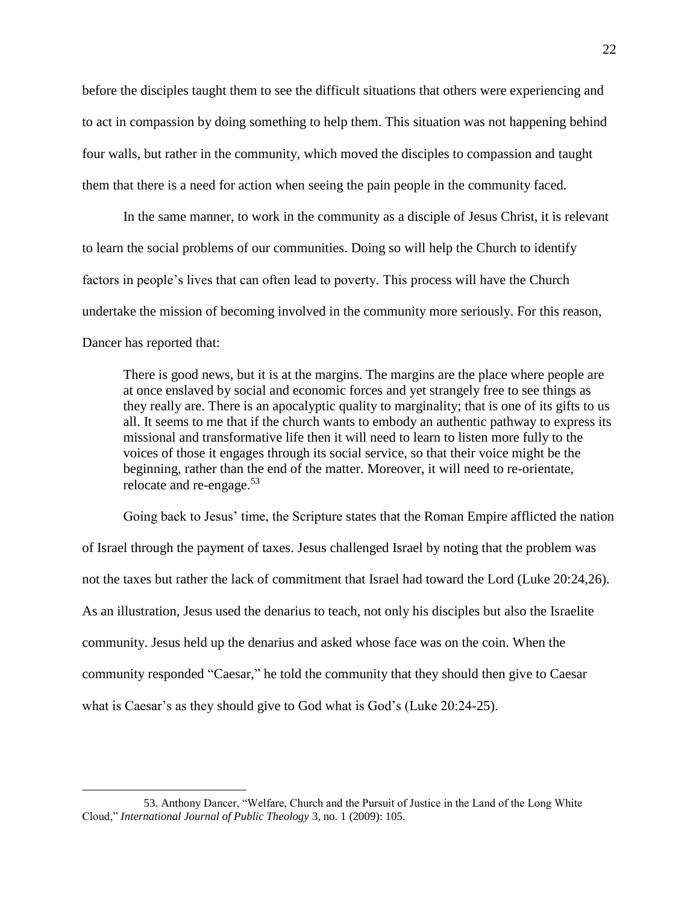before the disciples taught them to see the difficult situations that others were experiencing and to act in compassion by doing something to help them. This situation was not happening behind four walls, but rather in the community, which moved the disciples to compassion and taught them that there is a need for action when seeing the pain people in the community faced.

In the same manner, to work in the community as a disciple of Jesus Christ, it is relevant to learn the social problems of our communities. Doing so will help the Church to identify factors in people's lives that can often lead to poverty. This process will have the Church undertake the mission of becoming involved in the community more seriously. For this reason, Dancer has reported that:

> There is good news, but it is at the margins. The margins are the place where people are at once enslaved by social and economic forces and yet strangely free to see things as they really are. There is an apocalyptic quality to marginality; that is one of its gifts to us all. It seems to me that if the church wants to embody an authentic pathway to express its missional and transformative life then it will need to learn to listen more fully to the voices of those it engages through its social service, so that their voice might be the beginning, rather than the end of the matter. Moreover, it will need to re-orientate, relocate and re-engage.[53]

Going back to Jesus' time, the Scripture states that the Roman Empire afflicted the nation of Israel through the payment of taxes. Jesus challenged Israel by noting that the problem was not the taxes but rather the lack of commitment that Israel had toward the Lord (Luke 20:24,26). As an illustration, Jesus used the denarius to teach, not only his disciples but also the Israelite community. Jesus held up the denarius and asked whose face was on the coin. When the community responded "Caesar," he told the community that they should then give to Caesar what is Caesar's as they should give to God what is God's (Luke 20:24-25).

---

53. Anthony Dancer, "Welfare, Church and the Pursuit of Justice in the Land of the Long White Cloud," *International Journal of Public Theology* 3, no. 1 (2009): 105.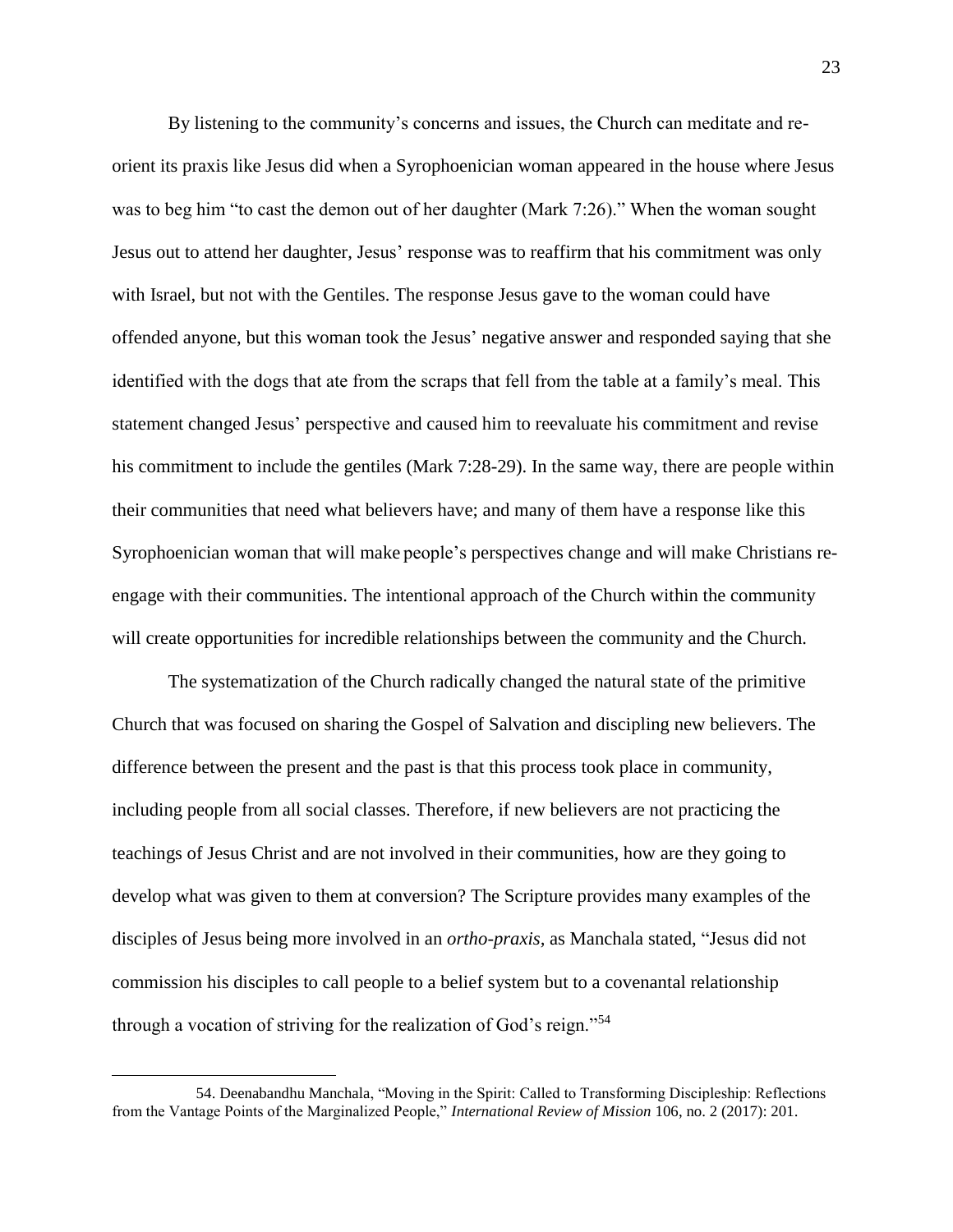By listening to the community's concerns and issues, the Church can meditate and re-orient its praxis like Jesus did when a Syrophoenician woman appeared in the house where Jesus was to beg him "to cast the demon out of her daughter (Mark 7:26)." When the woman sought Jesus out to attend her daughter, Jesus' response was to reaffirm that his commitment was only with Israel, but not with the Gentiles. The response Jesus gave to the woman could have offended anyone, but this woman took the Jesus' negative answer and responded saying that she identified with the dogs that ate from the scraps that fell from the table at a family's meal. This statement changed Jesus' perspective and caused him to reevaluate his commitment and revise his commitment to include the gentiles (Mark 7:28-29). In the same way, there are people within their communities that need what believers have; and many of them have a response like this Syrophoenician woman that will make people's perspectives change and will make Christians re-engage with their communities. The intentional approach of the Church within the community will create opportunities for incredible relationships between the community and the Church.

The systematization of the Church radically changed the natural state of the primitive Church that was focused on sharing the Gospel of Salvation and discipling new believers. The difference between the present and the past is that this process took place in community, including people from all social classes. Therefore, if new believers are not practicing the teachings of Jesus Christ and are not involved in their communities, how are they going to develop what was given to them at conversion? The Scripture provides many examples of the disciples of Jesus being more involved in an *ortho-praxis,* as Manchala stated, "Jesus did not commission his disciples to call people to a belief system but to a covenantal relationship through a vocation of striving for the realization of God's reign."[54]

---

54. Deenabandhu Manchala, "Moving in the Spirit: Called to Transforming Discipleship: Reflections from the Vantage Points of the Marginalized People," *International Review of Mission* 106, no. 2 (2017): 201.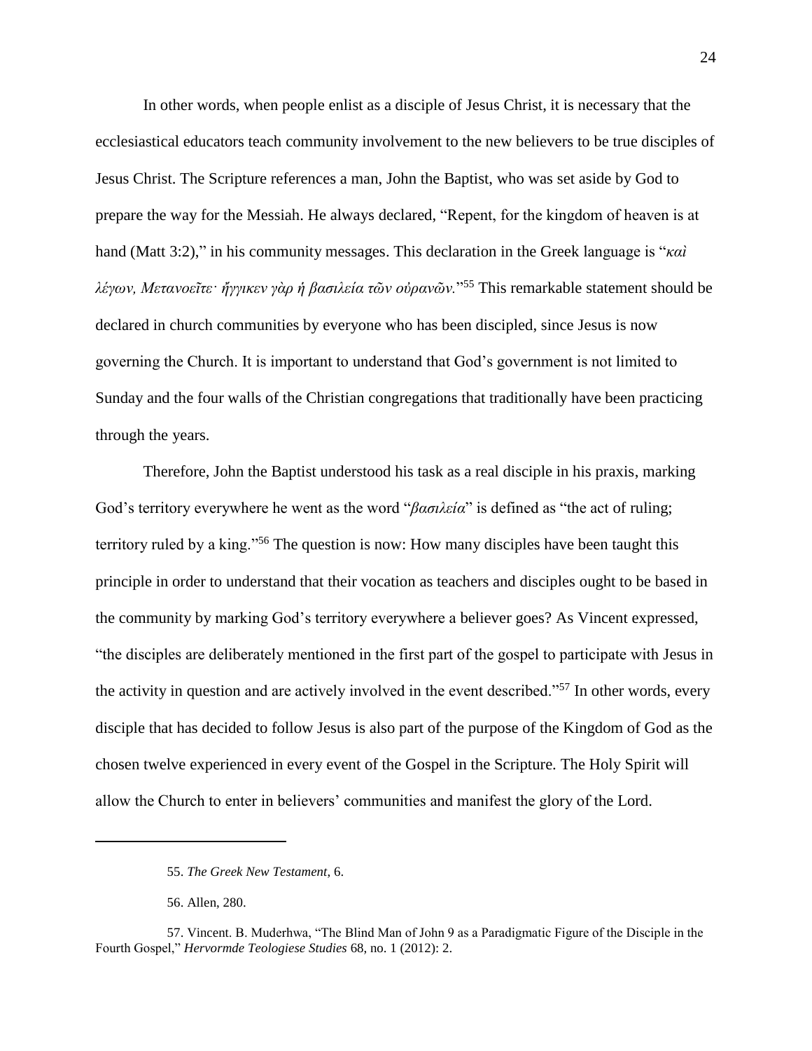In other words, when people enlist as a disciple of Jesus Christ, it is necessary that the ecclesiastical educators teach community involvement to the new believers to be true disciples of Jesus Christ. The Scripture references a man, John the Baptist, who was set aside by God to prepare the way for the Messiah. He always declared, "Repent, for the kingdom of heaven is at hand (Matt 3:2)," in his community messages. This declaration in the Greek language is "*καὶ λέγων, Μετανοεῖτε· ἤγγικεν γὰρ ἡ βασιλεία τῶν οὐρανῶν.*"[55] This remarkable statement should be declared in church communities by everyone who has been discipled, since Jesus is now governing the Church. It is important to understand that God's government is not limited to Sunday and the four walls of the Christian congregations that traditionally have been practicing through the years.

Therefore, John the Baptist understood his task as a real disciple in his praxis, marking God's territory everywhere he went as the word "*βασιλεία*" is defined as "the act of ruling; territory ruled by a king."[56] The question is now: How many disciples have been taught this principle in order to understand that their vocation as teachers and disciples ought to be based in the community by marking God's territory everywhere a believer goes? As Vincent expressed, "the disciples are deliberately mentioned in the first part of the gospel to participate with Jesus in the activity in question and are actively involved in the event described."[57] In other words, every disciple that has decided to follow Jesus is also part of the purpose of the Kingdom of God as the chosen twelve experienced in every event of the Gospel in the Scripture. The Holy Spirit will allow the Church to enter in believers' communities and manifest the glory of the Lord.

---

55. *The Greek New Testament*, 6.

56. Allen, 280.

57. Vincent. B. Muderhwa, "The Blind Man of John 9 as a Paradigmatic Figure of the Disciple in the Fourth Gospel," *Hervormde Teologiese Studies* 68, no. 1 (2012): 2.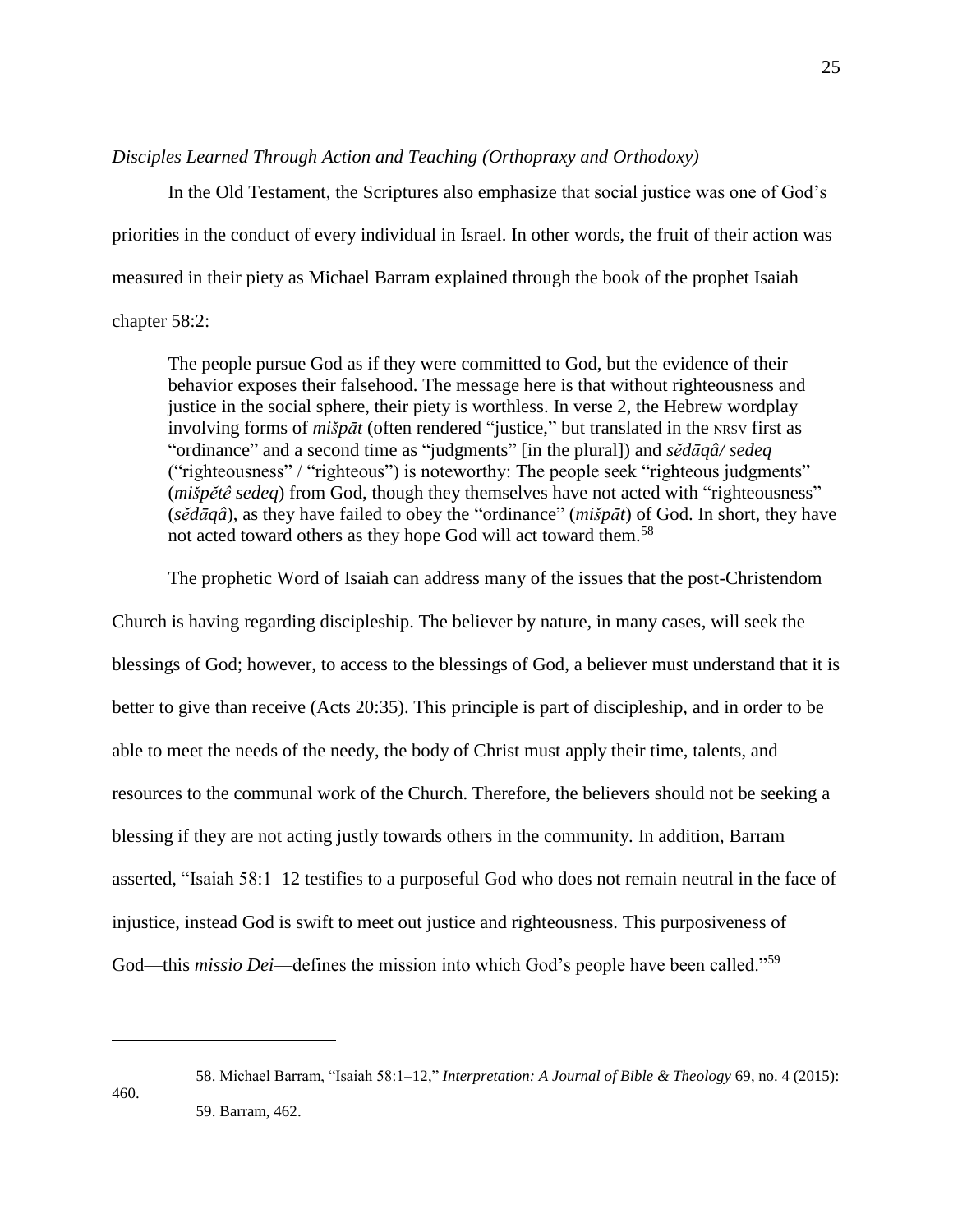*Disciples Learned Through Action and Teaching (Orthopraxy and Orthodoxy)*

In the Old Testament, the Scriptures also emphasize that social justice was one of God's priorities in the conduct of every individual in Israel. In other words, the fruit of their action was measured in their piety as Michael Barram explained through the book of the prophet Isaiah chapter 58:2:

> The people pursue God as if they were committed to God, but the evidence of their behavior exposes their falsehood. The message here is that without righteousness and justice in the social sphere, their piety is worthless. In verse 2, the Hebrew wordplay involving forms of *mišpāt* (often rendered "justice," but translated in the NRSV first as "ordinance" and a second time as "judgments" [in the plural]) and *sĕdāqâ/ sedeq* ("righteousness" / "righteous") is noteworthy: The people seek "righteous judgments" (*mišpĕtê sedeq*) from God, though they themselves have not acted with "righteousness" (*sĕdāqâ*), as they have failed to obey the "ordinance" (*mišpāt*) of God. In short, they have not acted toward others as they hope God will act toward them.[58]

The prophetic Word of Isaiah can address many of the issues that the post-Christendom Church is having regarding discipleship. The believer by nature, in many cases, will seek the blessings of God; however, to access to the blessings of God, a believer must understand that it is better to give than receive (Acts 20:35). This principle is part of discipleship, and in order to be able to meet the needs of the needy, the body of Christ must apply their time, talents, and resources to the communal work of the Church. Therefore, the believers should not be seeking a blessing if they are not acting justly towards others in the community. In addition, Barram asserted, "Isaiah 58:1–12 testifies to a purposeful God who does not remain neutral in the face of injustice, instead God is swift to meet out justice and righteousness. This purposiveness of God—this *missio Dei*—defines the mission into which God's people have been called."[59]

---

58. Michael Barram, "Isaiah 58:1–12," *Interpretation: A Journal of Bible & Theology* 69, no. 4 (2015): 460.

59. Barram, 462.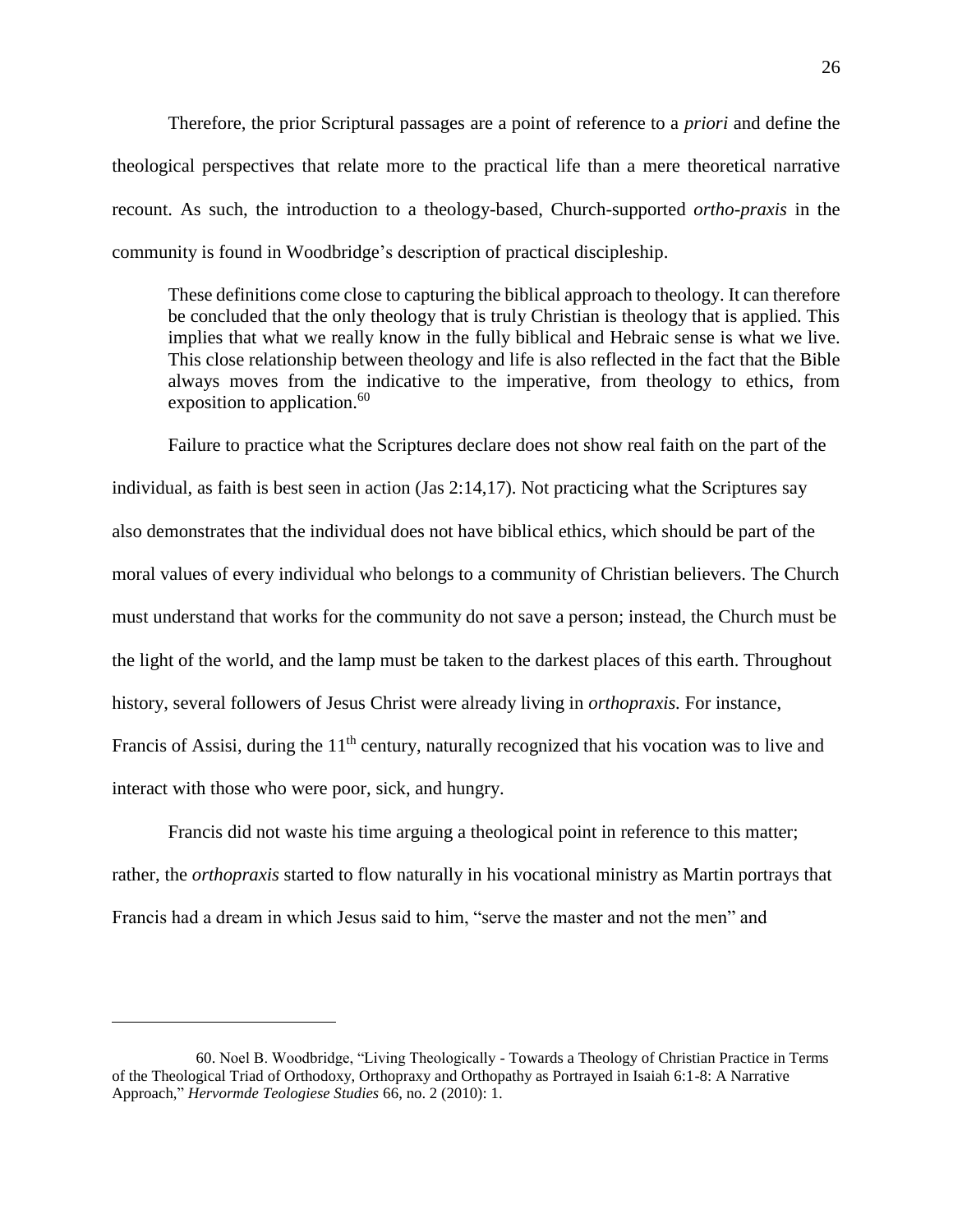Therefore, the prior Scriptural passages are a point of reference to a *priori* and define the theological perspectives that relate more to the practical life than a mere theoretical narrative recount. As such, the introduction to a theology-based, Church-supported *ortho-praxis* in the community is found in Woodbridge's description of practical discipleship.

> These definitions come close to capturing the biblical approach to theology. It can therefore be concluded that the only theology that is truly Christian is theology that is applied. This implies that what we really know in the fully biblical and Hebraic sense is what we live. This close relationship between theology and life is also reflected in the fact that the Bible always moves from the indicative to the imperative, from theology to ethics, from exposition to application.[60]

Failure to practice what the Scriptures declare does not show real faith on the part of the individual, as faith is best seen in action (Jas 2:14,17). Not practicing what the Scriptures say also demonstrates that the individual does not have biblical ethics, which should be part of the moral values of every individual who belongs to a community of Christian believers. The Church must understand that works for the community do not save a person; instead, the Church must be the light of the world, and the lamp must be taken to the darkest places of this earth. Throughout history, several followers of Jesus Christ were already living in *orthopraxis.* For instance, Francis of Assisi, during the 11th century, naturally recognized that his vocation was to live and interact with those who were poor, sick, and hungry.

Francis did not waste his time arguing a theological point in reference to this matter; rather, the *orthopraxis* started to flow naturally in his vocational ministry as Martin portrays that Francis had a dream in which Jesus said to him, "serve the master and not the men" and

---

60. Noel B. Woodbridge, "Living Theologically - Towards a Theology of Christian Practice in Terms of the Theological Triad of Orthodoxy, Orthopraxy and Orthopathy as Portrayed in Isaiah 6:1-8: A Narrative Approach," *Hervormde Teologiese Studies* 66, no. 2 (2010): 1.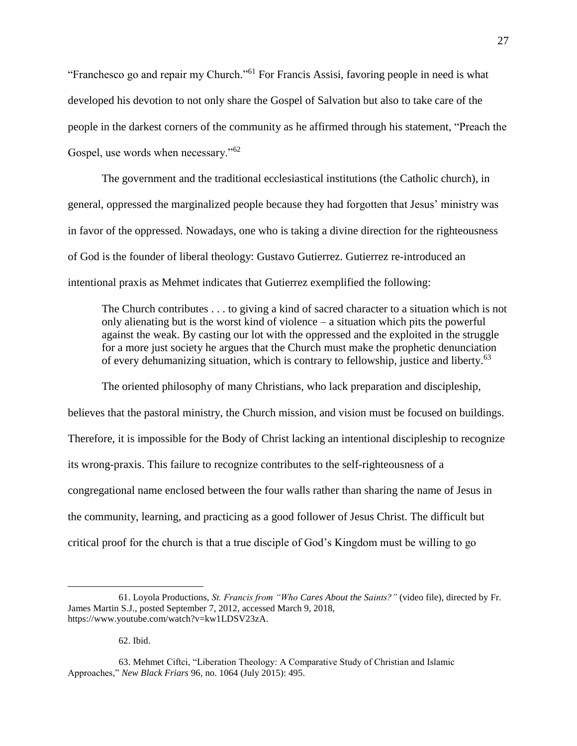"Franchesco go and repair my Church."[61] For Francis Assisi, favoring people in need is what developed his devotion to not only share the Gospel of Salvation but also to take care of the people in the darkest corners of the community as he affirmed through his statement, "Preach the Gospel, use words when necessary."[62]

The government and the traditional ecclesiastical institutions (the Catholic church), in general, oppressed the marginalized people because they had forgotten that Jesus' ministry was in favor of the oppressed. Nowadays, one who is taking a divine direction for the righteousness of God is the founder of liberal theology: Gustavo Gutierrez. Gutierrez re-introduced an intentional praxis as Mehmet indicates that Gutierrez exemplified the following:

> The Church contributes . . . to giving a kind of sacred character to a situation which is not only alienating but is the worst kind of violence – a situation which pits the powerful against the weak. By casting our lot with the oppressed and the exploited in the struggle for a more just society he argues that the Church must make the prophetic denunciation of every dehumanizing situation, which is contrary to fellowship, justice and liberty.[63]

The oriented philosophy of many Christians, who lack preparation and discipleship, believes that the pastoral ministry, the Church mission, and vision must be focused on buildings. Therefore, it is impossible for the Body of Christ lacking an intentional discipleship to recognize its wrong-praxis. This failure to recognize contributes to the self-righteousness of a congregational name enclosed between the four walls rather than sharing the name of Jesus in the community, learning, and practicing as a good follower of Jesus Christ. The difficult but critical proof for the church is that a true disciple of God's Kingdom must be willing to go

---

61. Loyola Productions, *St. Francis from "Who Cares About the Saints?"* (video file), directed by Fr. James Martin S.J., posted September 7, 2012, accessed March 9, 2018, https://www.youtube.com/watch?v=kw1LDSV23zA.

62. Ibid.

63. Mehmet Ciftci, "Liberation Theology: A Comparative Study of Christian and Islamic Approaches," *New Black Friars* 96, no. 1064 (July 2015): 495.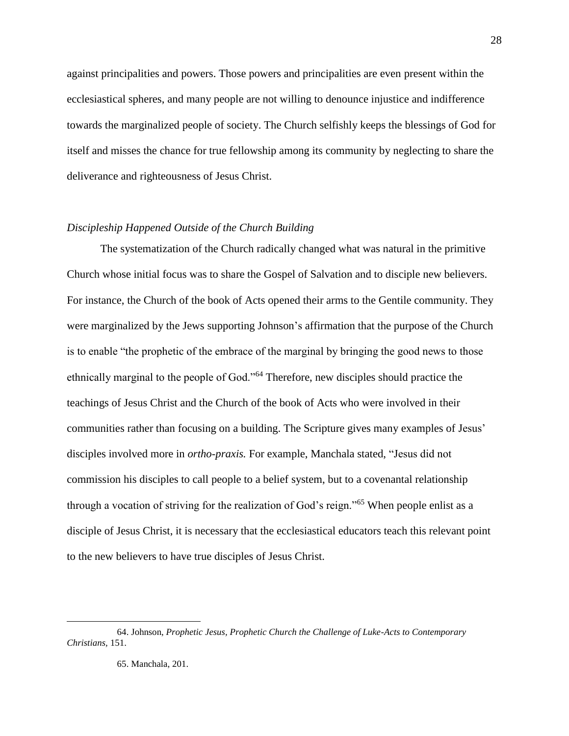against principalities and powers. Those powers and principalities are even present within the ecclesiastical spheres, and many people are not willing to denounce injustice and indifference towards the marginalized people of society. The Church selfishly keeps the blessings of God for itself and misses the chance for true fellowship among its community by neglecting to share the deliverance and righteousness of Jesus Christ.

### *Discipleship Happened Outside of the Church Building*

The systematization of the Church radically changed what was natural in the primitive Church whose initial focus was to share the Gospel of Salvation and to disciple new believers. For instance, the Church of the book of Acts opened their arms to the Gentile community. They were marginalized by the Jews supporting Johnson's affirmation that the purpose of the Church is to enable "the prophetic of the embrace of the marginal by bringing the good news to those ethnically marginal to the people of God."[64] Therefore, new disciples should practice the teachings of Jesus Christ and the Church of the book of Acts who were involved in their communities rather than focusing on a building. The Scripture gives many examples of Jesus' disciples involved more in *ortho-praxis.* For example, Manchala stated, "Jesus did not commission his disciples to call people to a belief system, but to a covenantal relationship through a vocation of striving for the realization of God's reign."[65] When people enlist as a disciple of Jesus Christ, it is necessary that the ecclesiastical educators teach this relevant point to the new believers to have true disciples of Jesus Christ.

---

64. Johnson, *Prophetic Jesus, Prophetic Church the Challenge of Luke-Acts to Contemporary Christians,* 151.

65. Manchala, 201.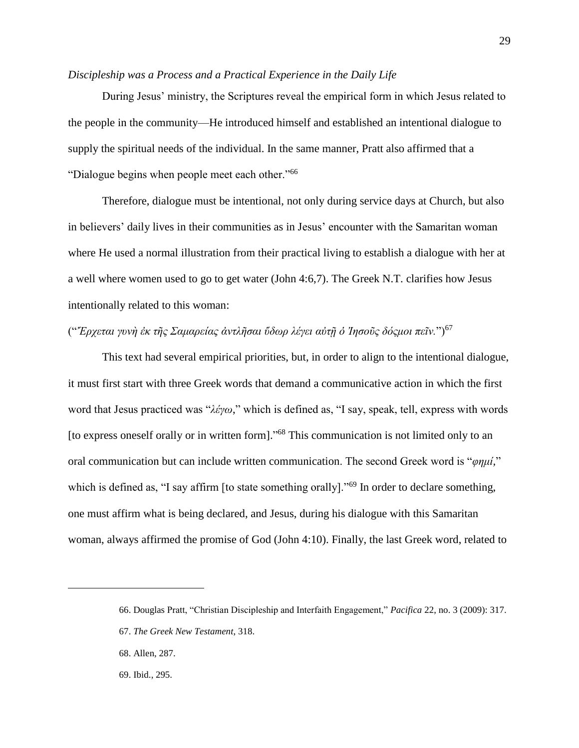*Discipleship was a Process and a Practical Experience in the Daily Life*

During Jesus' ministry, the Scriptures reveal the empirical form in which Jesus related to the people in the community—He introduced himself and established an intentional dialogue to supply the spiritual needs of the individual. In the same manner, Pratt also affirmed that a "Dialogue begins when people meet each other."[66]

Therefore, dialogue must be intentional, not only during service days at Church, but also in believers' daily lives in their communities as in Jesus' encounter with the Samaritan woman where He used a normal illustration from their practical living to establish a dialogue with her at a well where women used to go to get water (John 4:6,7). The Greek N.T. clarifies how Jesus intentionally related to this woman:

("*Ἔρχεται γυνὴ ἐκ τῆς Σαμαρείας ἀντλῆσαι ὕδωρ λέγει αὐτῇ ὁ Ἰησοῦς δόςμοι πεῖν.*")[67]

This text had several empirical priorities, but, in order to align to the intentional dialogue, it must first start with three Greek words that demand a communicative action in which the first word that Jesus practiced was "*λέγω*," which is defined as, "I say, speak, tell, express with words [to express oneself orally or in written form]."[68] This communication is not limited only to an oral communication but can include written communication. The second Greek word is "*φημί*," which is defined as, "I say affirm [to state something orally]."[69] In order to declare something, one must affirm what is being declared, and Jesus, during his dialogue with this Samaritan woman, always affirmed the promise of God (John 4:10). Finally, the last Greek word, related to

---

66. Douglas Pratt, "Christian Discipleship and Interfaith Engagement," *Pacifica* 22, no. 3 (2009): 317.

67. *The Greek New Testament*, 318.

68. Allen, 287.

69. Ibid., 295.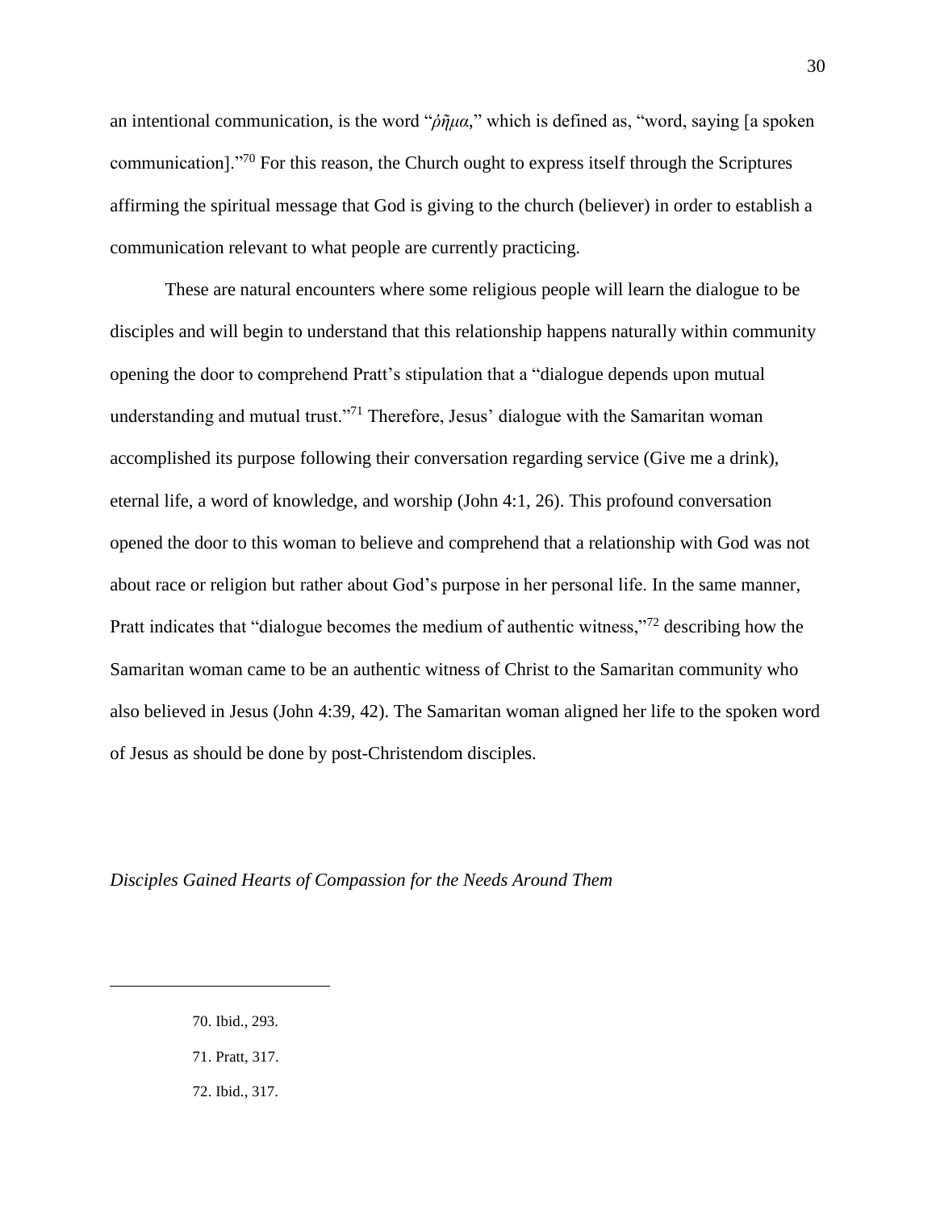an intentional communication, is the word "*ῥῆμα*," which is defined as, "word, saying [a spoken communication]."[70] For this reason, the Church ought to express itself through the Scriptures affirming the spiritual message that God is giving to the church (believer) in order to establish a communication relevant to what people are currently practicing.

These are natural encounters where some religious people will learn the dialogue to be disciples and will begin to understand that this relationship happens naturally within community opening the door to comprehend Pratt's stipulation that a "dialogue depends upon mutual understanding and mutual trust."[71] Therefore, Jesus' dialogue with the Samaritan woman accomplished its purpose following their conversation regarding service (Give me a drink), eternal life, a word of knowledge, and worship (John 4:1, 26). This profound conversation opened the door to this woman to believe and comprehend that a relationship with God was not about race or religion but rather about God's purpose in her personal life. In the same manner, Pratt indicates that "dialogue becomes the medium of authentic witness,"[72] describing how the Samaritan woman came to be an authentic witness of Christ to the Samaritan community who also believed in Jesus (John 4:39, 42). The Samaritan woman aligned her life to the spoken word of Jesus as should be done by post-Christendom disciples.

*Disciples Gained Hearts of Compassion for the Needs Around Them*

---

70. Ibid., 293.

71. Pratt, 317.

72. Ibid., 317.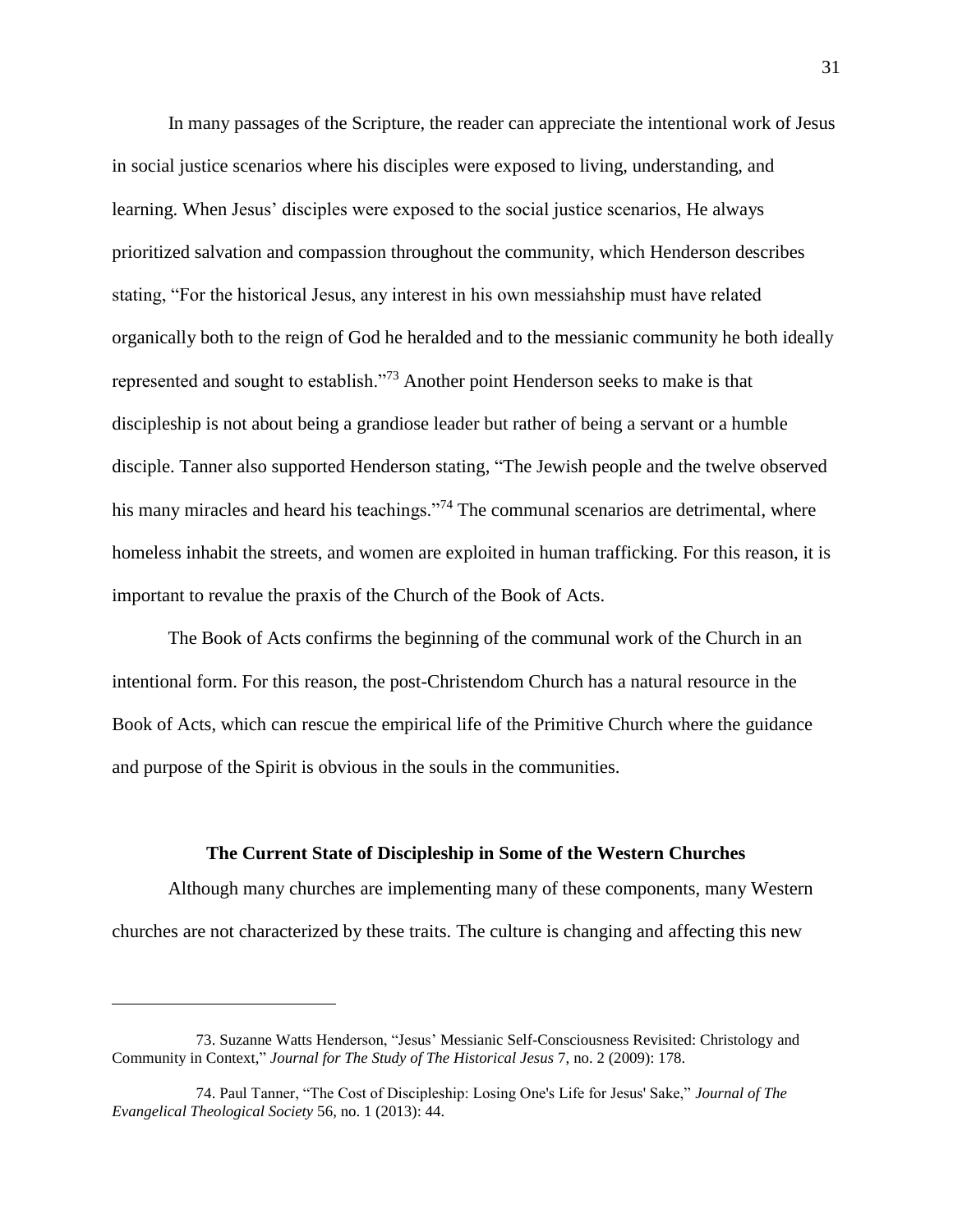In many passages of the Scripture, the reader can appreciate the intentional work of Jesus in social justice scenarios where his disciples were exposed to living, understanding, and learning. When Jesus' disciples were exposed to the social justice scenarios, He always prioritized salvation and compassion throughout the community, which Henderson describes stating, "For the historical Jesus, any interest in his own messiahship must have related organically both to the reign of God he heralded and to the messianic community he both ideally represented and sought to establish."[73] Another point Henderson seeks to make is that discipleship is not about being a grandiose leader but rather of being a servant or a humble disciple. Tanner also supported Henderson stating, "The Jewish people and the twelve observed his many miracles and heard his teachings."[74] The communal scenarios are detrimental, where homeless inhabit the streets, and women are exploited in human trafficking. For this reason, it is important to revalue the praxis of the Church of the Book of Acts.

The Book of Acts confirms the beginning of the communal work of the Church in an intentional form. For this reason, the post-Christendom Church has a natural resource in the Book of Acts, which can rescue the empirical life of the Primitive Church where the guidance and purpose of the Spirit is obvious in the souls in the communities.

### The Current State of Discipleship in Some of the Western Churches

Although many churches are implementing many of these components, many Western churches are not characterized by these traits. The culture is changing and affecting this new

---

73. Suzanne Watts Henderson, "Jesus' Messianic Self-Consciousness Revisited: Christology and Community in Context," *Journal for The Study of The Historical Jesus* 7, no. 2 (2009): 178.

74. Paul Tanner, "The Cost of Discipleship: Losing One's Life for Jesus' Sake," *Journal of The Evangelical Theological Society* 56, no. 1 (2013): 44.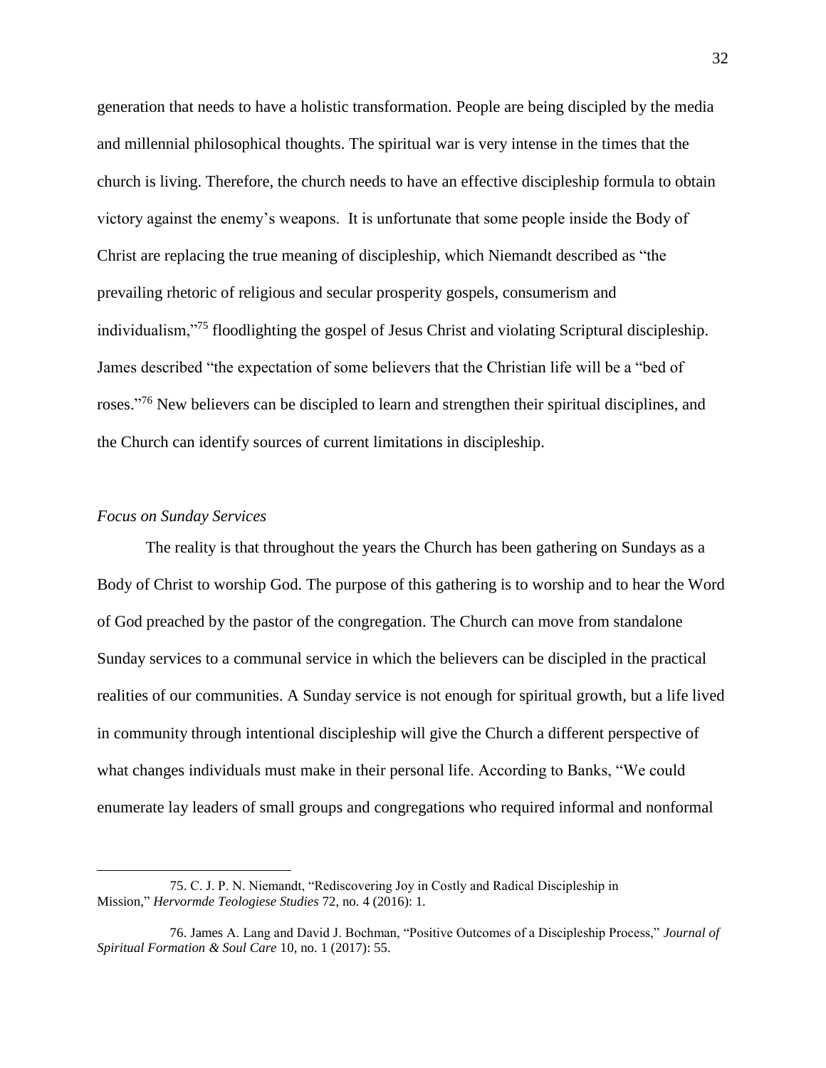generation that needs to have a holistic transformation. People are being discipled by the media and millennial philosophical thoughts. The spiritual war is very intense in the times that the church is living. Therefore, the church needs to have an effective discipleship formula to obtain victory against the enemy's weapons. It is unfortunate that some people inside the Body of Christ are replacing the true meaning of discipleship, which Niemandt described as "the prevailing rhetoric of religious and secular prosperity gospels, consumerism and individualism,"[75] floodlighting the gospel of Jesus Christ and violating Scriptural discipleship. James described "the expectation of some believers that the Christian life will be a "bed of roses."[76] New believers can be discipled to learn and strengthen their spiritual disciplines, and the Church can identify sources of current limitations in discipleship.

*Focus on Sunday Services*

The reality is that throughout the years the Church has been gathering on Sundays as a Body of Christ to worship God. The purpose of this gathering is to worship and to hear the Word of God preached by the pastor of the congregation. The Church can move from standalone Sunday services to a communal service in which the believers can be discipled in the practical realities of our communities. A Sunday service is not enough for spiritual growth, but a life lived in community through intentional discipleship will give the Church a different perspective of what changes individuals must make in their personal life. According to Banks, "We could enumerate lay leaders of small groups and congregations who required informal and nonformal

---

75. C. J. P. N. Niemandt, "Rediscovering Joy in Costly and Radical Discipleship in Mission," *Hervormde Teologiese Studies* 72, no. 4 (2016): 1.

76. James A. Lang and David J. Bochman, "Positive Outcomes of a Discipleship Process," *Journal of Spiritual Formation & Soul Care* 10, no. 1 (2017): 55.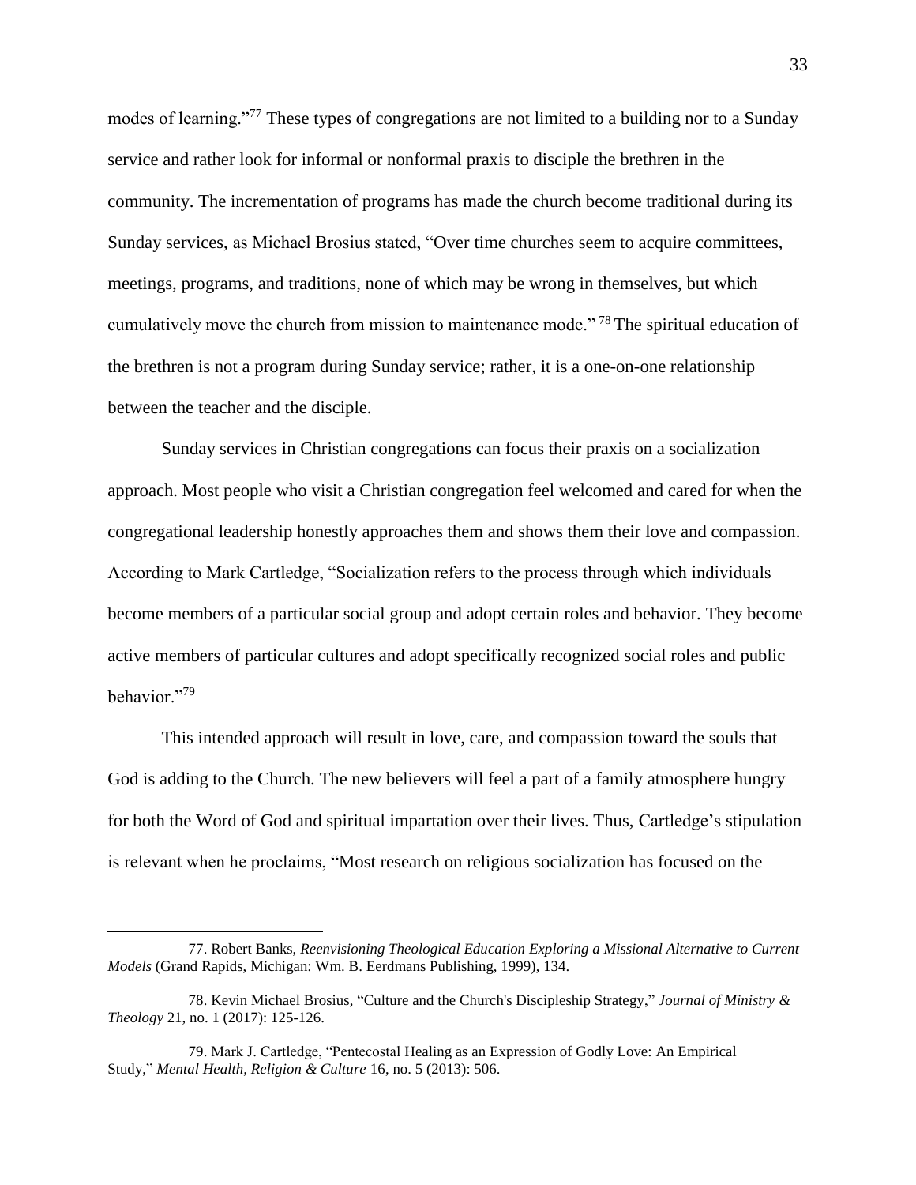modes of learning."[77] These types of congregations are not limited to a building nor to a Sunday service and rather look for informal or nonformal praxis to disciple the brethren in the community. The incrementation of programs has made the church become traditional during its Sunday services, as Michael Brosius stated, "Over time churches seem to acquire committees, meetings, programs, and traditions, none of which may be wrong in themselves, but which cumulatively move the church from mission to maintenance mode." [78] The spiritual education of the brethren is not a program during Sunday service; rather, it is a one-on-one relationship between the teacher and the disciple.

Sunday services in Christian congregations can focus their praxis on a socialization approach. Most people who visit a Christian congregation feel welcomed and cared for when the congregational leadership honestly approaches them and shows them their love and compassion. According to Mark Cartledge, "Socialization refers to the process through which individuals become members of a particular social group and adopt certain roles and behavior. They become active members of particular cultures and adopt specifically recognized social roles and public behavior."[79]

This intended approach will result in love, care, and compassion toward the souls that God is adding to the Church. The new believers will feel a part of a family atmosphere hungry for both the Word of God and spiritual impartation over their lives. Thus, Cartledge's stipulation is relevant when he proclaims, "Most research on religious socialization has focused on the

---

77. Robert Banks, *Reenvisioning Theological Education Exploring a Missional Alternative to Current Models* (Grand Rapids, Michigan: Wm. B. Eerdmans Publishing, 1999), 134.

78. Kevin Michael Brosius, "Culture and the Church's Discipleship Strategy," *Journal of Ministry & Theology* 21, no. 1 (2017): 125-126.

79. Mark J. Cartledge, "Pentecostal Healing as an Expression of Godly Love: An Empirical Study," *Mental Health, Religion & Culture* 16, no. 5 (2013): 506.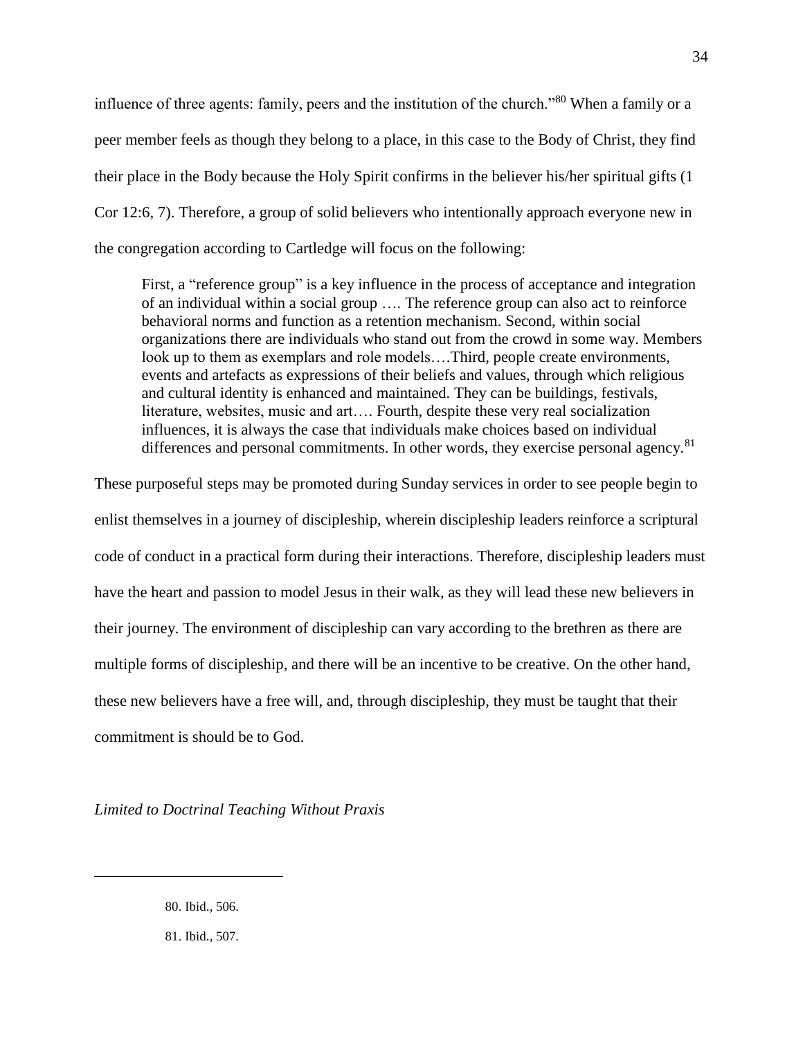influence of three agents: family, peers and the institution of the church."[80] When a family or a peer member feels as though they belong to a place, in this case to the Body of Christ, they find their place in the Body because the Holy Spirit confirms in the believer his/her spiritual gifts (1 Cor 12:6, 7). Therefore, a group of solid believers who intentionally approach everyone new in the congregation according to Cartledge will focus on the following:

> First, a "reference group" is a key influence in the process of acceptance and integration of an individual within a social group …. The reference group can also act to reinforce behavioral norms and function as a retention mechanism. Second, within social organizations there are individuals who stand out from the crowd in some way. Members look up to them as exemplars and role models….Third, people create environments, events and artefacts as expressions of their beliefs and values, through which religious and cultural identity is enhanced and maintained. They can be buildings, festivals, literature, websites, music and art…. Fourth, despite these very real socialization influences, it is always the case that individuals make choices based on individual differences and personal commitments. In other words, they exercise personal agency.[81]

These purposeful steps may be promoted during Sunday services in order to see people begin to enlist themselves in a journey of discipleship, wherein discipleship leaders reinforce a scriptural code of conduct in a practical form during their interactions. Therefore, discipleship leaders must have the heart and passion to model Jesus in their walk, as they will lead these new believers in their journey. The environment of discipleship can vary according to the brethren as there are multiple forms of discipleship, and there will be an incentive to be creative. On the other hand, these new believers have a free will, and, through discipleship, they must be taught that their commitment is should be to God.

### *Limited to Doctrinal Teaching Without Praxis*

80. Ibid., 506.

81. Ibid., 507.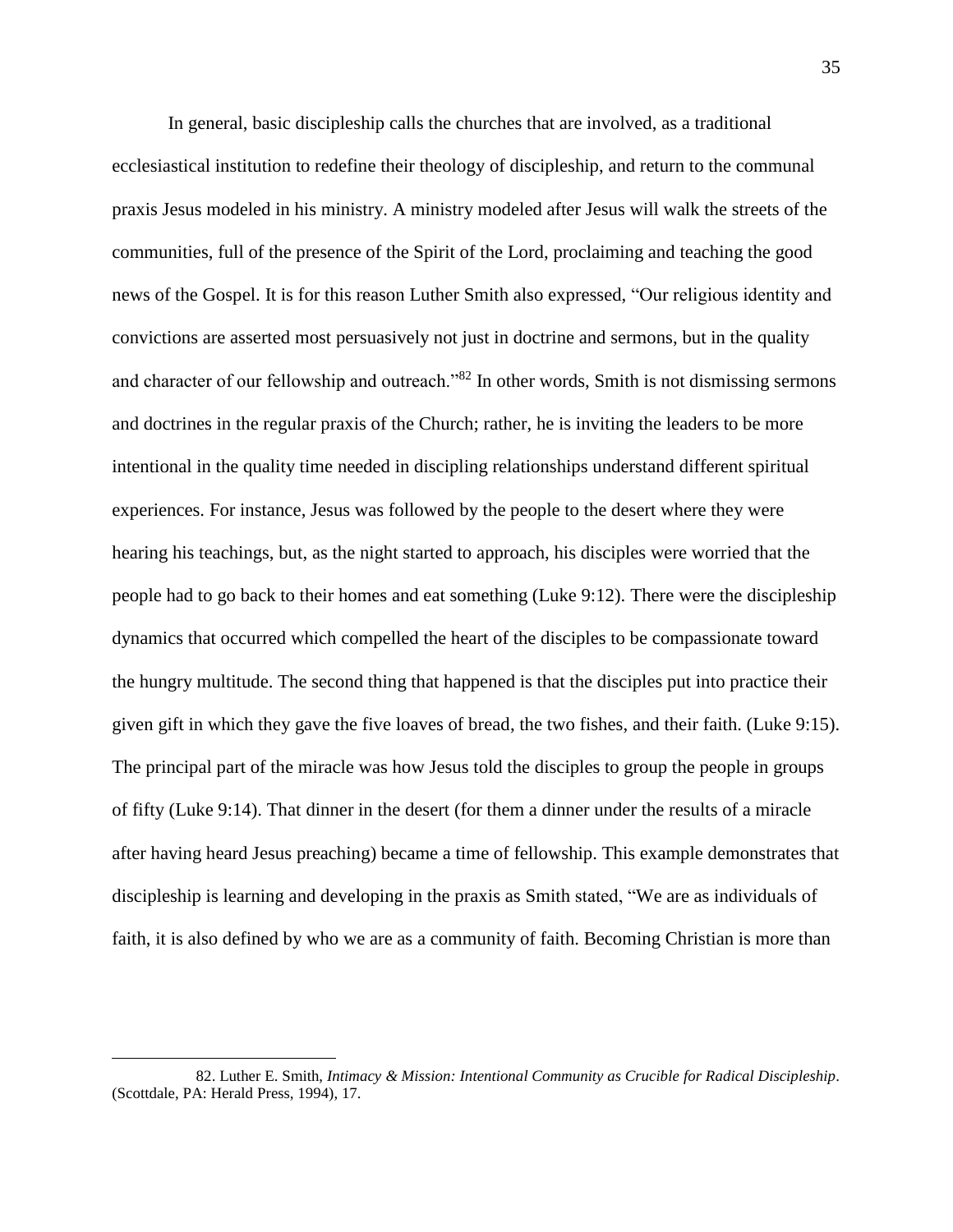In general, basic discipleship calls the churches that are involved, as a traditional ecclesiastical institution to redefine their theology of discipleship, and return to the communal praxis Jesus modeled in his ministry. A ministry modeled after Jesus will walk the streets of the communities, full of the presence of the Spirit of the Lord, proclaiming and teaching the good news of the Gospel. It is for this reason Luther Smith also expressed, "Our religious identity and convictions are asserted most persuasively not just in doctrine and sermons, but in the quality and character of our fellowship and outreach."[82] In other words, Smith is not dismissing sermons and doctrines in the regular praxis of the Church; rather, he is inviting the leaders to be more intentional in the quality time needed in discipling relationships understand different spiritual experiences. For instance, Jesus was followed by the people to the desert where they were hearing his teachings, but, as the night started to approach, his disciples were worried that the people had to go back to their homes and eat something (Luke 9:12). There were the discipleship dynamics that occurred which compelled the heart of the disciples to be compassionate toward the hungry multitude. The second thing that happened is that the disciples put into practice their given gift in which they gave the five loaves of bread, the two fishes, and their faith. (Luke 9:15). The principal part of the miracle was how Jesus told the disciples to group the people in groups of fifty (Luke 9:14). That dinner in the desert (for them a dinner under the results of a miracle after having heard Jesus preaching) became a time of fellowship. This example demonstrates that discipleship is learning and developing in the praxis as Smith stated, "We are as individuals of faith, it is also defined by who we are as a community of faith. Becoming Christian is more than

---

82. Luther E. Smith, *Intimacy & Mission: Intentional Community as Crucible for Radical Discipleship*. (Scottdale, PA: Herald Press, 1994), 17.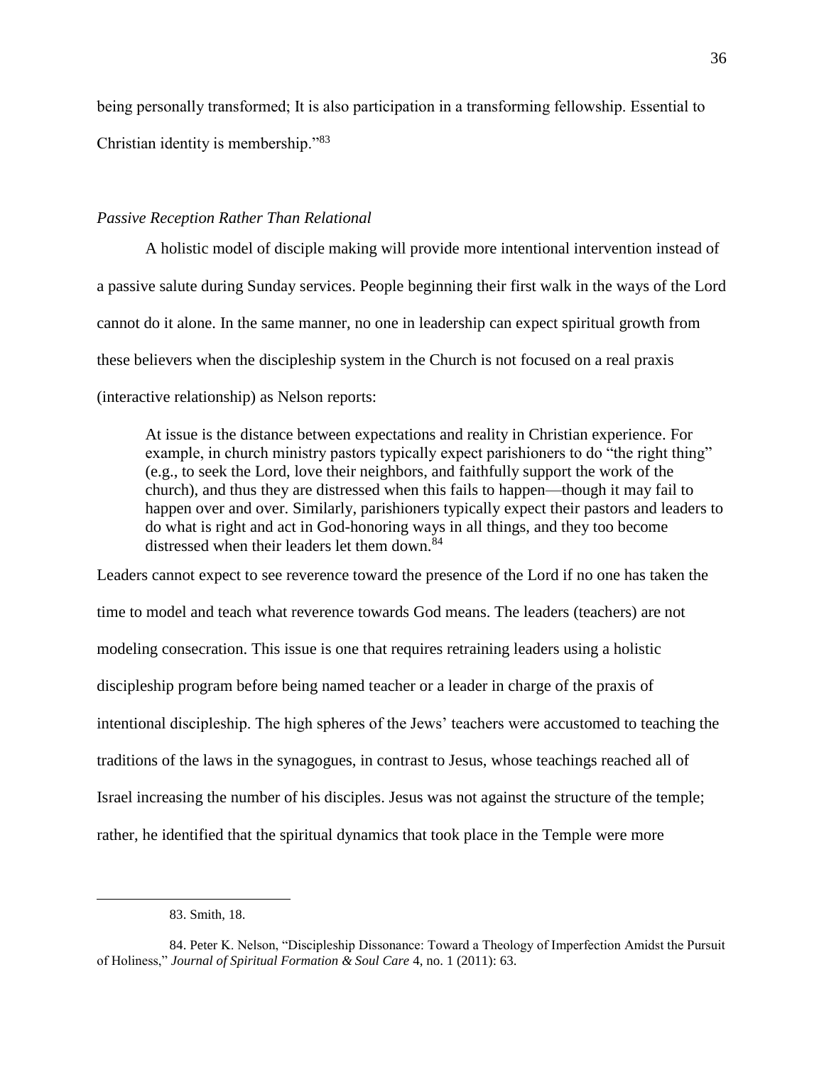being personally transformed; It is also participation in a transforming fellowship. Essential to Christian identity is membership."[83]

*Passive Reception Rather Than Relational*

A holistic model of disciple making will provide more intentional intervention instead of a passive salute during Sunday services. People beginning their first walk in the ways of the Lord cannot do it alone. In the same manner, no one in leadership can expect spiritual growth from these believers when the discipleship system in the Church is not focused on a real praxis (interactive relationship) as Nelson reports:

> At issue is the distance between expectations and reality in Christian experience. For example, in church ministry pastors typically expect parishioners to do "the right thing" (e.g., to seek the Lord, love their neighbors, and faithfully support the work of the church), and thus they are distressed when this fails to happen—though it may fail to happen over and over. Similarly, parishioners typically expect their pastors and leaders to do what is right and act in God-honoring ways in all things, and they too become distressed when their leaders let them down.[84]

Leaders cannot expect to see reverence toward the presence of the Lord if no one has taken the time to model and teach what reverence towards God means. The leaders (teachers) are not modeling consecration. This issue is one that requires retraining leaders using a holistic discipleship program before being named teacher or a leader in charge of the praxis of intentional discipleship. The high spheres of the Jews' teachers were accustomed to teaching the traditions of the laws in the synagogues, in contrast to Jesus, whose teachings reached all of Israel increasing the number of his disciples. Jesus was not against the structure of the temple; rather, he identified that the spiritual dynamics that took place in the Temple were more

---

83. Smith, 18.

84. Peter K. Nelson, "Discipleship Dissonance: Toward a Theology of Imperfection Amidst the Pursuit of Holiness," *Journal of Spiritual Formation & Soul Care* 4, no. 1 (2011): 63.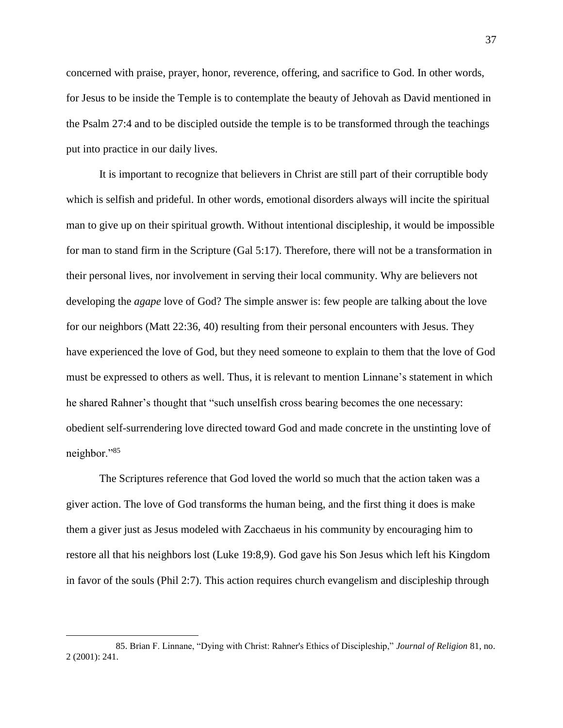concerned with praise, prayer, honor, reverence, offering, and sacrifice to God. In other words, for Jesus to be inside the Temple is to contemplate the beauty of Jehovah as David mentioned in the Psalm 27:4 and to be discipled outside the temple is to be transformed through the teachings put into practice in our daily lives.

It is important to recognize that believers in Christ are still part of their corruptible body which is selfish and prideful. In other words, emotional disorders always will incite the spiritual man to give up on their spiritual growth. Without intentional discipleship, it would be impossible for man to stand firm in the Scripture (Gal 5:17). Therefore, there will not be a transformation in their personal lives, nor involvement in serving their local community. Why are believers not developing the *agape* love of God? The simple answer is: few people are talking about the love for our neighbors (Matt 22:36, 40) resulting from their personal encounters with Jesus. They have experienced the love of God, but they need someone to explain to them that the love of God must be expressed to others as well. Thus, it is relevant to mention Linnane's statement in which he shared Rahner's thought that "such unselfish cross bearing becomes the one necessary: obedient self-surrendering love directed toward God and made concrete in the unstinting love of neighbor."[85]

The Scriptures reference that God loved the world so much that the action taken was a giver action. The love of God transforms the human being, and the first thing it does is make them a giver just as Jesus modeled with Zacchaeus in his community by encouraging him to restore all that his neighbors lost (Luke 19:8,9). God gave his Son Jesus which left his Kingdom in favor of the souls (Phil 2:7). This action requires church evangelism and discipleship through

---

85. Brian F. Linnane, "Dying with Christ: Rahner's Ethics of Discipleship," *Journal of Religion* 81, no. 2 (2001): 241.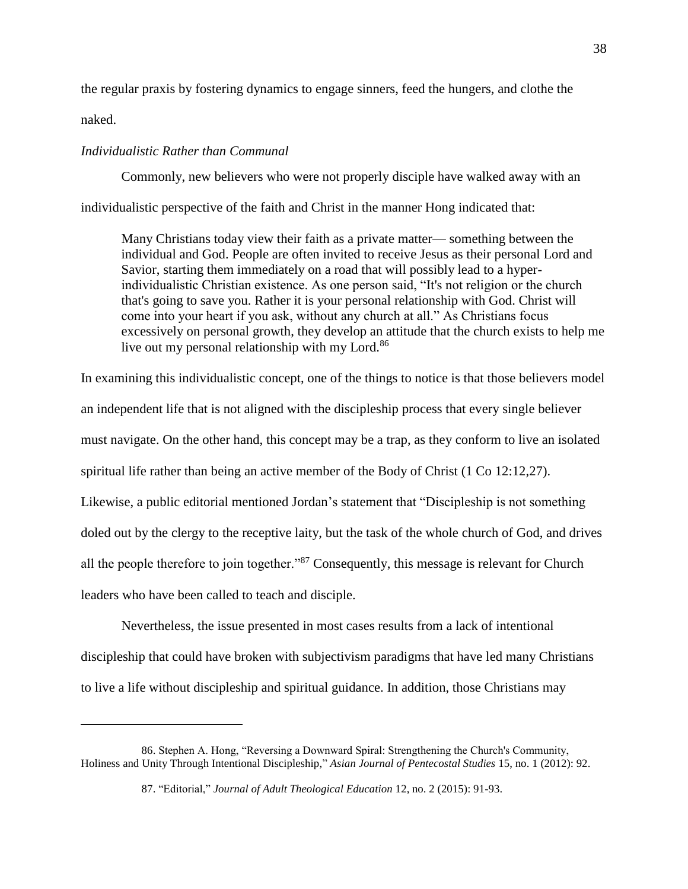the regular praxis by fostering dynamics to engage sinners, feed the hungers, and clothe the naked.

*Individualistic Rather than Communal*

Commonly, new believers who were not properly disciple have walked away with an individualistic perspective of the faith and Christ in the manner Hong indicated that:

> Many Christians today view their faith as a private matter— something between the individual and God. People are often invited to receive Jesus as their personal Lord and Savior, starting them immediately on a road that will possibly lead to a hyper-individualistic Christian existence. As one person said, "It's not religion or the church that's going to save you. Rather it is your personal relationship with God. Christ will come into your heart if you ask, without any church at all." As Christians focus excessively on personal growth, they develop an attitude that the church exists to help me live out my personal relationship with my Lord.[86]

In examining this individualistic concept, one of the things to notice is that those believers model an independent life that is not aligned with the discipleship process that every single believer must navigate. On the other hand, this concept may be a trap, as they conform to live an isolated spiritual life rather than being an active member of the Body of Christ (1 Co 12:12,27). Likewise, a public editorial mentioned Jordan's statement that "Discipleship is not something doled out by the clergy to the receptive laity, but the task of the whole church of God, and drives all the people therefore to join together."[87] Consequently, this message is relevant for Church leaders who have been called to teach and disciple.

Nevertheless, the issue presented in most cases results from a lack of intentional discipleship that could have broken with subjectivism paradigms that have led many Christians to live a life without discipleship and spiritual guidance. In addition, those Christians may

---

86. Stephen A. Hong, "Reversing a Downward Spiral: Strengthening the Church's Community, Holiness and Unity Through Intentional Discipleship," *Asian Journal of Pentecostal Studies* 15, no. 1 (2012): 92.

87. "Editorial," *Journal of Adult Theological Education* 12, no. 2 (2015): 91-93.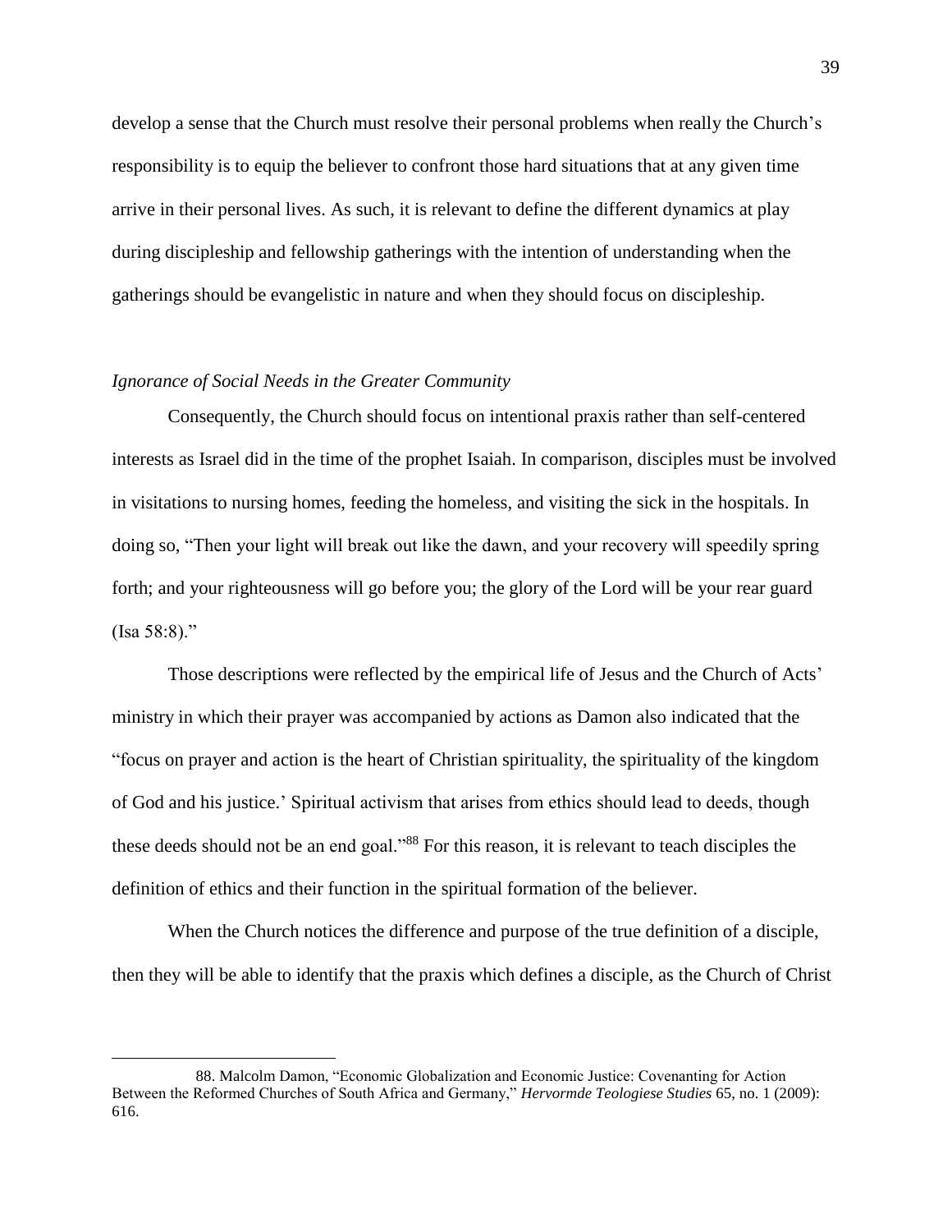develop a sense that the Church must resolve their personal problems when really the Church's responsibility is to equip the believer to confront those hard situations that at any given time arrive in their personal lives. As such, it is relevant to define the different dynamics at play during discipleship and fellowship gatherings with the intention of understanding when the gatherings should be evangelistic in nature and when they should focus on discipleship.

### *Ignorance of Social Needs in the Greater Community*

Consequently, the Church should focus on intentional praxis rather than self-centered interests as Israel did in the time of the prophet Isaiah. In comparison, disciples must be involved in visitations to nursing homes, feeding the homeless, and visiting the sick in the hospitals. In doing so, "Then your light will break out like the dawn, and your recovery will speedily spring forth; and your righteousness will go before you; the glory of the Lord will be your rear guard (Isa 58:8)."

Those descriptions were reflected by the empirical life of Jesus and the Church of Acts' ministry in which their prayer was accompanied by actions as Damon also indicated that the "focus on prayer and action is the heart of Christian spirituality, the spirituality of the kingdom of God and his justice.' Spiritual activism that arises from ethics should lead to deeds, though these deeds should not be an end goal."[88] For this reason, it is relevant to teach disciples the definition of ethics and their function in the spiritual formation of the believer.

When the Church notices the difference and purpose of the true definition of a disciple, then they will be able to identify that the praxis which defines a disciple, as the Church of Christ

---

88. Malcolm Damon, "Economic Globalization and Economic Justice: Covenanting for Action Between the Reformed Churches of South Africa and Germany," *Hervormde Teologiese Studies* 65, no. 1 (2009): 616.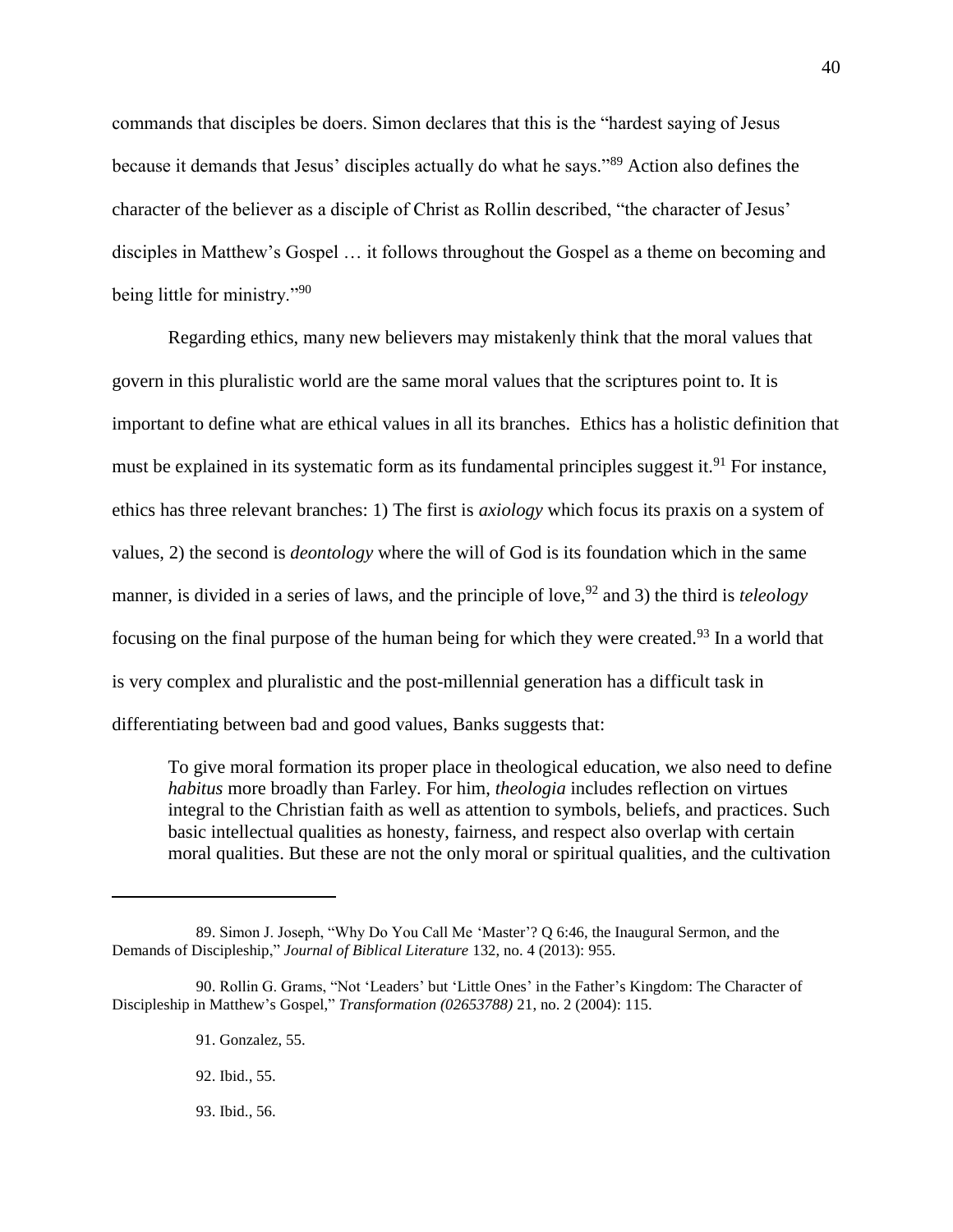commands that disciples be doers. Simon declares that this is the "hardest saying of Jesus because it demands that Jesus' disciples actually do what he says."[89] Action also defines the character of the believer as a disciple of Christ as Rollin described, "the character of Jesus' disciples in Matthew's Gospel … it follows throughout the Gospel as a theme on becoming and being little for ministry."[90]

Regarding ethics, many new believers may mistakenly think that the moral values that govern in this pluralistic world are the same moral values that the scriptures point to. It is important to define what are ethical values in all its branches. Ethics has a holistic definition that must be explained in its systematic form as its fundamental principles suggest it.[91] For instance, ethics has three relevant branches: 1) The first is *axiology* which focus its praxis on a system of values, 2) the second is *deontology* where the will of God is its foundation which in the same manner, is divided in a series of laws, and the principle of love,[92] and 3) the third is *teleology* focusing on the final purpose of the human being for which they were created.[93] In a world that is very complex and pluralistic and the post-millennial generation has a difficult task in differentiating between bad and good values, Banks suggests that:

> To give moral formation its proper place in theological education, we also need to define *habitus* more broadly than Farley. For him, *theologia* includes reflection on virtues integral to the Christian faith as well as attention to symbols, beliefs, and practices. Such basic intellectual qualities as honesty, fairness, and respect also overlap with certain moral qualities. But these are not the only moral or spiritual qualities, and the cultivation

---

89. Simon J. Joseph, "Why Do You Call Me 'Master'? Q 6:46, the Inaugural Sermon, and the Demands of Discipleship," *Journal of Biblical Literature* 132, no. 4 (2013): 955.

90. Rollin G. Grams, "Not 'Leaders' but 'Little Ones' in the Father's Kingdom: The Character of Discipleship in Matthew's Gospel," *Transformation (02653788)* 21, no. 2 (2004): 115.

91. Gonzalez, 55.

92. Ibid., 55.

93. Ibid., 56.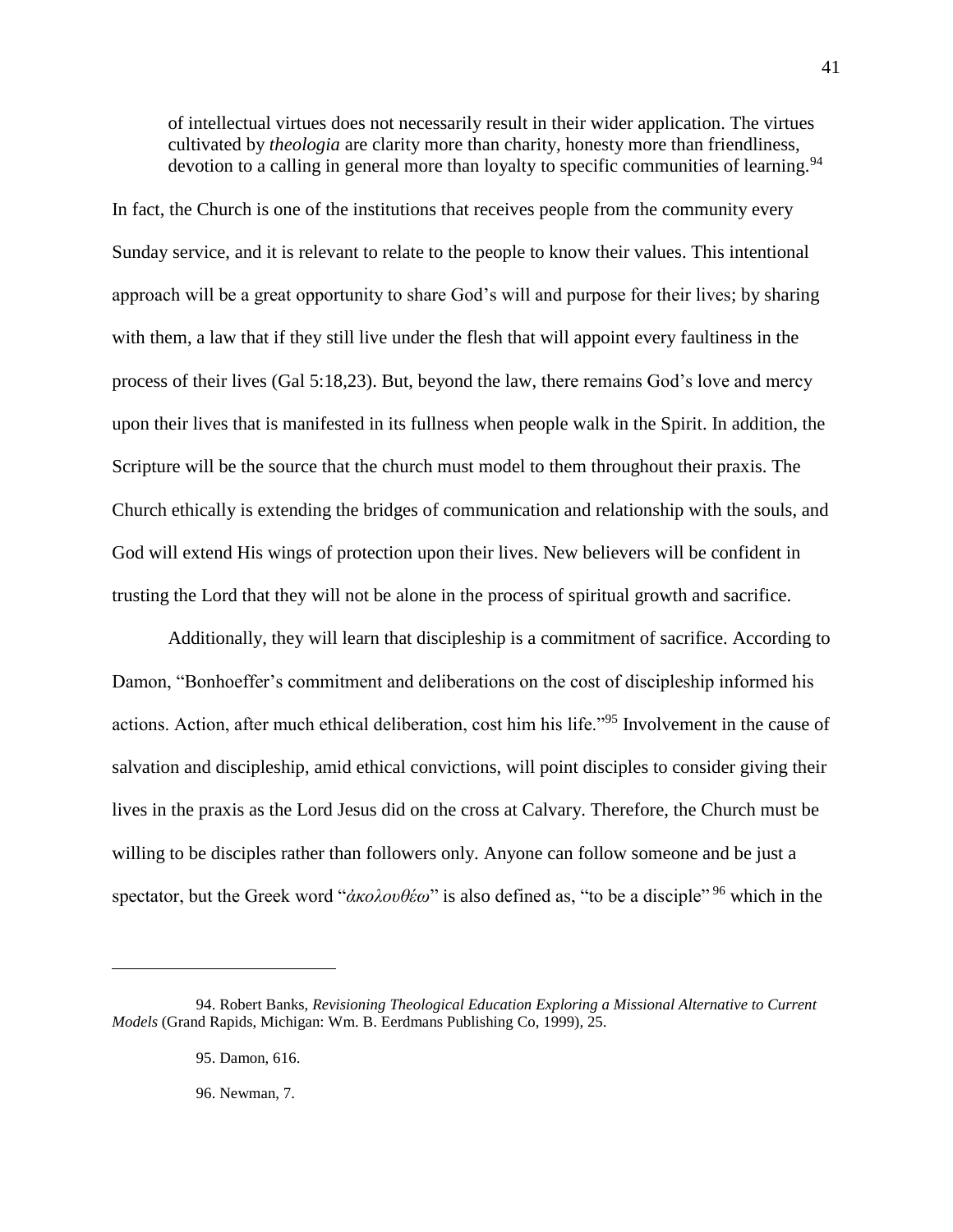> of intellectual virtues does not necessarily result in their wider application. The virtues cultivated by *theologia* are clarity more than charity, honesty more than friendliness, devotion to a calling in general more than loyalty to specific communities of learning.[94]

In fact, the Church is one of the institutions that receives people from the community every Sunday service, and it is relevant to relate to the people to know their values. This intentional approach will be a great opportunity to share God's will and purpose for their lives; by sharing with them, a law that if they still live under the flesh that will appoint every faultiness in the process of their lives (Gal 5:18,23). But, beyond the law, there remains God's love and mercy upon their lives that is manifested in its fullness when people walk in the Spirit. In addition, the Scripture will be the source that the church must model to them throughout their praxis. The Church ethically is extending the bridges of communication and relationship with the souls, and God will extend His wings of protection upon their lives. New believers will be confident in trusting the Lord that they will not be alone in the process of spiritual growth and sacrifice.

Additionally, they will learn that discipleship is a commitment of sacrifice. According to Damon, "Bonhoeffer's commitment and deliberations on the cost of discipleship informed his actions. Action, after much ethical deliberation, cost him his life."[95] Involvement in the cause of salvation and discipleship, amid ethical convictions, will point disciples to consider giving their lives in the praxis as the Lord Jesus did on the cross at Calvary. Therefore, the Church must be willing to be disciples rather than followers only. Anyone can follow someone and be just a spectator, but the Greek word "*ἀκολουθέω*" is also defined as, "to be a disciple"[96] which in the

---

94. Robert Banks, *Revisioning Theological Education Exploring a Missional Alternative to Current Models* (Grand Rapids, Michigan: Wm. B. Eerdmans Publishing Co, 1999), 25.

95. Damon, 616.

96. Newman, 7.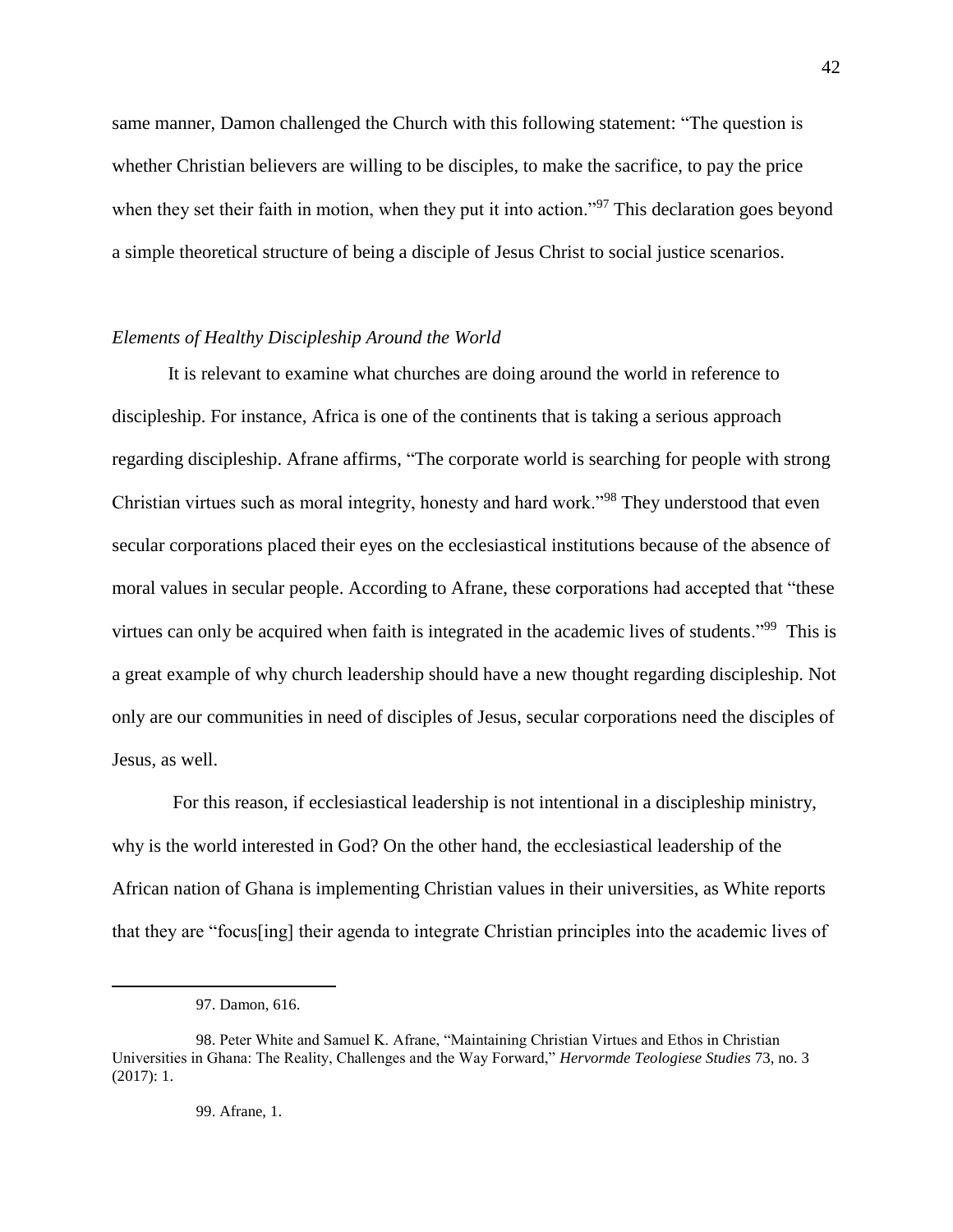same manner, Damon challenged the Church with this following statement: "The question is whether Christian believers are willing to be disciples, to make the sacrifice, to pay the price when they set their faith in motion, when they put it into action."[97] This declaration goes beyond a simple theoretical structure of being a disciple of Jesus Christ to social justice scenarios.

*Elements of Healthy Discipleship Around the World*

It is relevant to examine what churches are doing around the world in reference to discipleship. For instance, Africa is one of the continents that is taking a serious approach regarding discipleship. Afrane affirms, "The corporate world is searching for people with strong Christian virtues such as moral integrity, honesty and hard work."[98] They understood that even secular corporations placed their eyes on the ecclesiastical institutions because of the absence of moral values in secular people. According to Afrane, these corporations had accepted that "these virtues can only be acquired when faith is integrated in the academic lives of students."[99] This is a great example of why church leadership should have a new thought regarding discipleship. Not only are our communities in need of disciples of Jesus, secular corporations need the disciples of Jesus, as well.

For this reason, if ecclesiastical leadership is not intentional in a discipleship ministry, why is the world interested in God? On the other hand, the ecclesiastical leadership of the African nation of Ghana is implementing Christian values in their universities, as White reports that they are "focus[ing] their agenda to integrate Christian principles into the academic lives of

97. Damon, 616.

98. Peter White and Samuel K. Afrane, "Maintaining Christian Virtues and Ethos in Christian Universities in Ghana: The Reality, Challenges and the Way Forward," *Hervormde Teologiese Studies* 73, no. 3 (2017): 1.

99. Afrane, 1.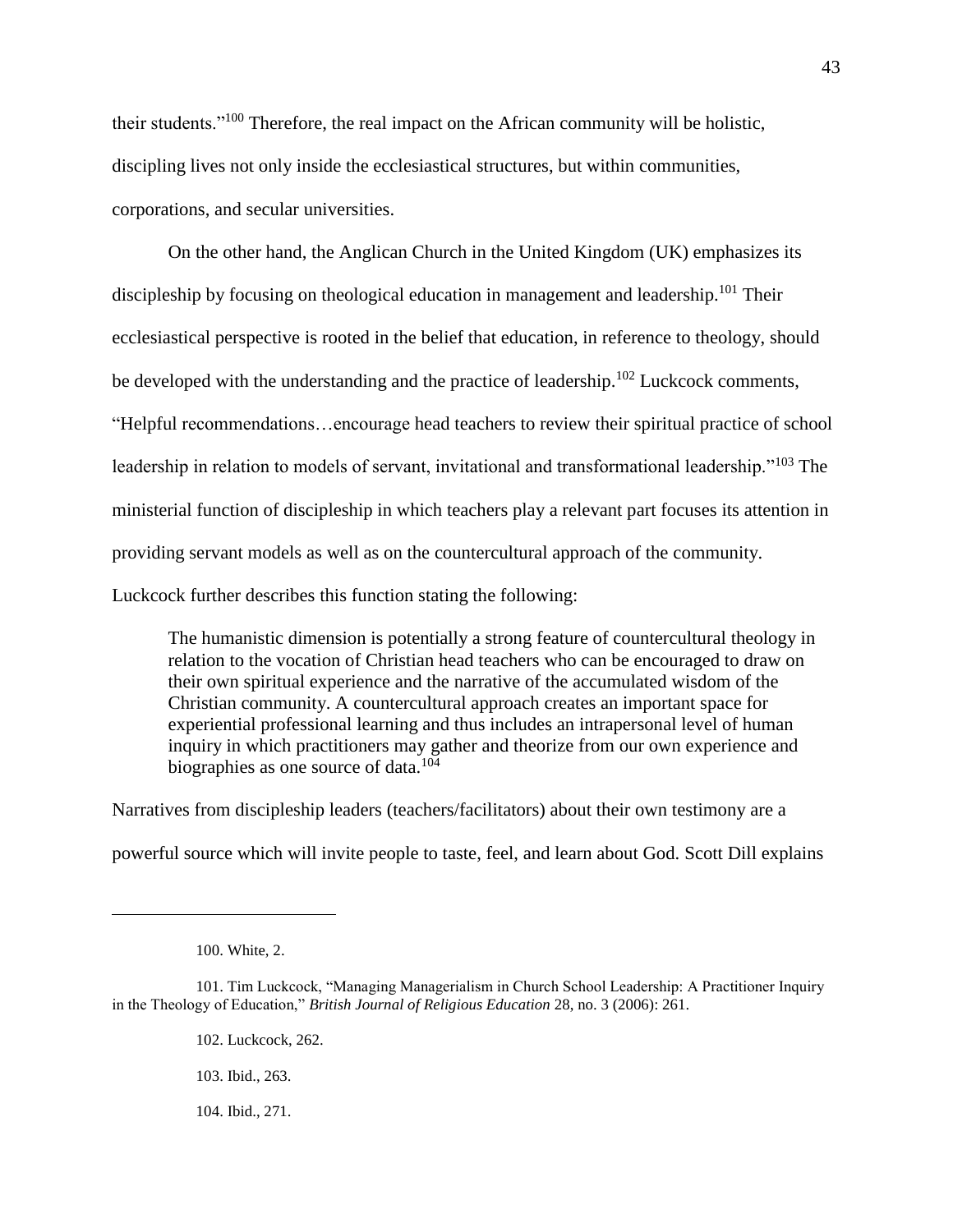their students."[100] Therefore, the real impact on the African community will be holistic, discipling lives not only inside the ecclesiastical structures, but within communities, corporations, and secular universities.

On the other hand, the Anglican Church in the United Kingdom (UK) emphasizes its discipleship by focusing on theological education in management and leadership.[101] Their ecclesiastical perspective is rooted in the belief that education, in reference to theology, should be developed with the understanding and the practice of leadership.[102] Luckcock comments, "Helpful recommendations…encourage head teachers to review their spiritual practice of school leadership in relation to models of servant, invitational and transformational leadership."[103] The ministerial function of discipleship in which teachers play a relevant part focuses its attention in providing servant models as well as on the countercultural approach of the community. Luckcock further describes this function stating the following:

> The humanistic dimension is potentially a strong feature of countercultural theology in relation to the vocation of Christian head teachers who can be encouraged to draw on their own spiritual experience and the narrative of the accumulated wisdom of the Christian community. A countercultural approach creates an important space for experiential professional learning and thus includes an intrapersonal level of human inquiry in which practitioners may gather and theorize from our own experience and biographies as one source of data.[104]

Narratives from discipleship leaders (teachers/facilitators) about their own testimony are a powerful source which will invite people to taste, feel, and learn about God. Scott Dill explains

---

100. White, 2.

101. Tim Luckcock, "Managing Managerialism in Church School Leadership: A Practitioner Inquiry in the Theology of Education," *British Journal of Religious Education* 28, no. 3 (2006): 261.

102. Luckcock, 262.

103. Ibid., 263.

104. Ibid., 271.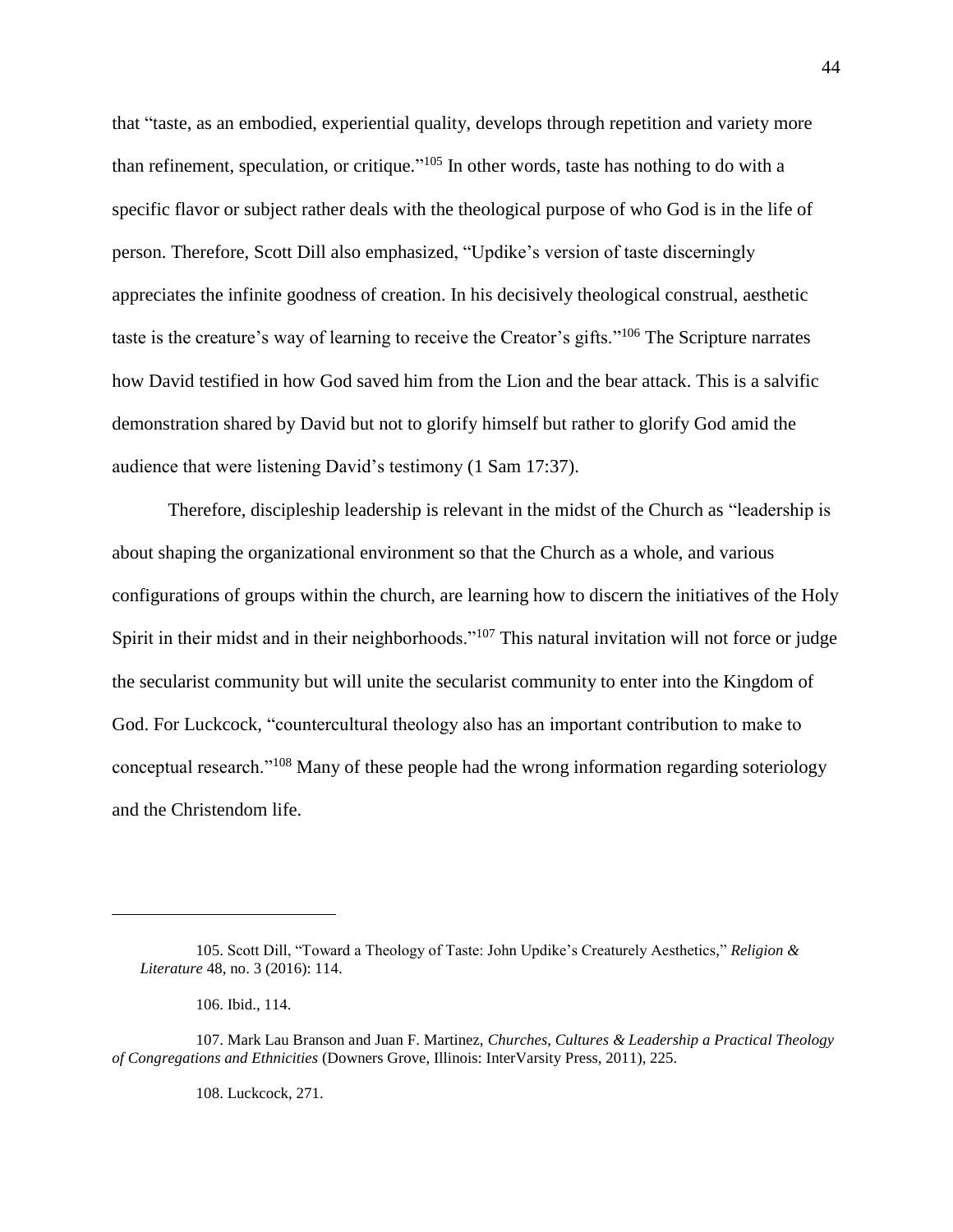that "taste, as an embodied, experiential quality, develops through repetition and variety more than refinement, speculation, or critique."[105] In other words, taste has nothing to do with a specific flavor or subject rather deals with the theological purpose of who God is in the life of person. Therefore, Scott Dill also emphasized, "Updike's version of taste discerningly appreciates the infinite goodness of creation. In his decisively theological construal, aesthetic taste is the creature's way of learning to receive the Creator's gifts."[106] The Scripture narrates how David testified in how God saved him from the Lion and the bear attack. This is a salvific demonstration shared by David but not to glorify himself but rather to glorify God amid the audience that were listening David's testimony (1 Sam 17:37).

Therefore, discipleship leadership is relevant in the midst of the Church as "leadership is about shaping the organizational environment so that the Church as a whole, and various configurations of groups within the church, are learning how to discern the initiatives of the Holy Spirit in their midst and in their neighborhoods."[107] This natural invitation will not force or judge the secularist community but will unite the secularist community to enter into the Kingdom of God. For Luckcock, "countercultural theology also has an important contribution to make to conceptual research."[108] Many of these people had the wrong information regarding soteriology and the Christendom life.

---

105. Scott Dill, "Toward a Theology of Taste: John Updike's Creaturely Aesthetics," *Religion & Literature* 48, no. 3 (2016): 114.

106. Ibid., 114.

107. Mark Lau Branson and Juan F. Martinez, *Churches, Cultures & Leadership a Practical Theology of Congregations and Ethnicities* (Downers Grove, Illinois: InterVarsity Press, 2011), 225.

108. Luckcock, 271.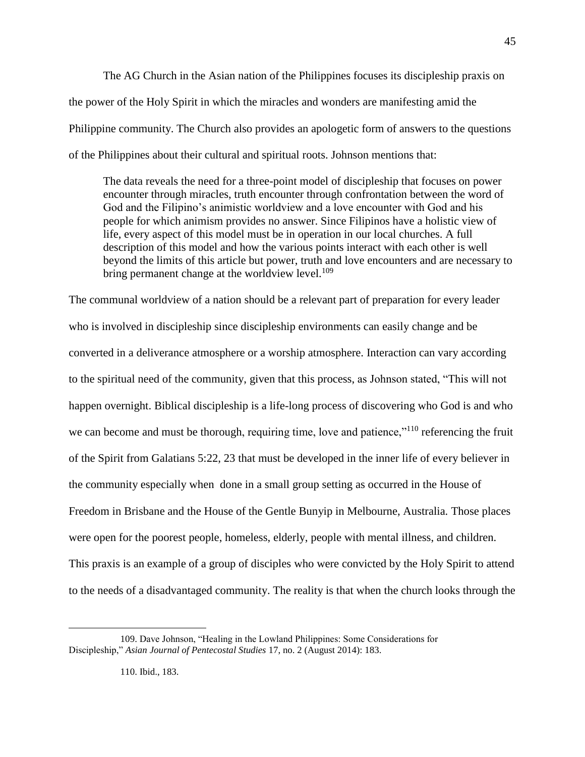The AG Church in the Asian nation of the Philippines focuses its discipleship praxis on the power of the Holy Spirit in which the miracles and wonders are manifesting amid the Philippine community. The Church also provides an apologetic form of answers to the questions of the Philippines about their cultural and spiritual roots. Johnson mentions that:

> The data reveals the need for a three-point model of discipleship that focuses on power encounter through miracles, truth encounter through confrontation between the word of God and the Filipino's animistic worldview and a love encounter with God and his people for which animism provides no answer. Since Filipinos have a holistic view of life, every aspect of this model must be in operation in our local churches. A full description of this model and how the various points interact with each other is well beyond the limits of this article but power, truth and love encounters and are necessary to bring permanent change at the worldview level.[109]

The communal worldview of a nation should be a relevant part of preparation for every leader who is involved in discipleship since discipleship environments can easily change and be converted in a deliverance atmosphere or a worship atmosphere. Interaction can vary according to the spiritual need of the community, given that this process, as Johnson stated, "This will not happen overnight. Biblical discipleship is a life-long process of discovering who God is and who we can become and must be thorough, requiring time, love and patience,"[110] referencing the fruit of the Spirit from Galatians 5:22, 23 that must be developed in the inner life of every believer in the community especially when done in a small group setting as occurred in the House of Freedom in Brisbane and the House of the Gentle Bunyip in Melbourne, Australia. Those places were open for the poorest people, homeless, elderly, people with mental illness, and children. This praxis is an example of a group of disciples who were convicted by the Holy Spirit to attend to the needs of a disadvantaged community. The reality is that when the church looks through the

---

109. Dave Johnson, "Healing in the Lowland Philippines: Some Considerations for Discipleship," *Asian Journal of Pentecostal Studies* 17, no. 2 (August 2014): 183.

110. Ibid., 183.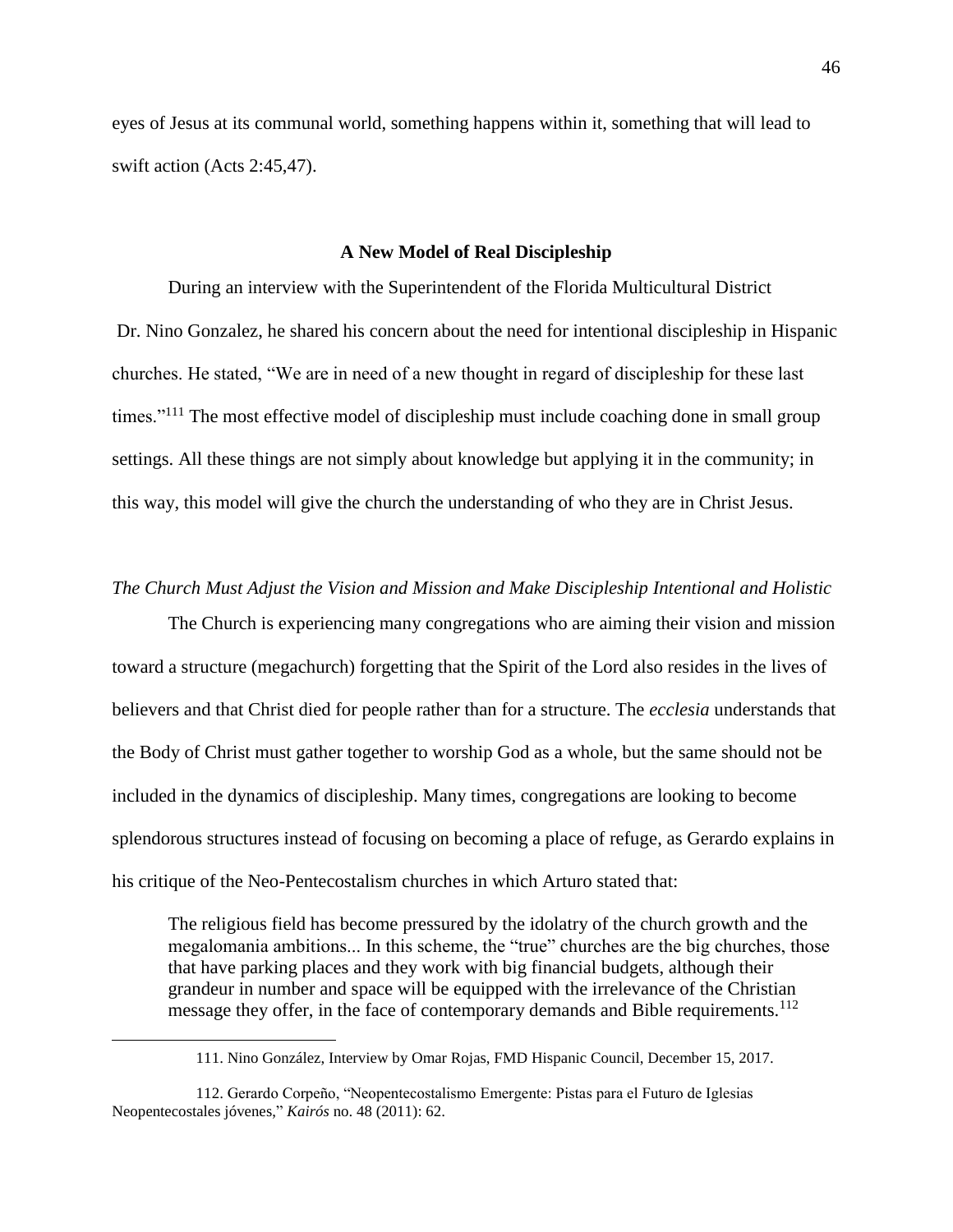eyes of Jesus at its communal world, something happens within it, something that will lead to swift action (Acts 2:45,47).

## A New Model of Real Discipleship

During an interview with the Superintendent of the Florida Multicultural District Dr. Nino Gonzalez, he shared his concern about the need for intentional discipleship in Hispanic churches. He stated, "We are in need of a new thought in regard of discipleship for these last times."[111] The most effective model of discipleship must include coaching done in small group settings. All these things are not simply about knowledge but applying it in the community; in this way, this model will give the church the understanding of who they are in Christ Jesus.

### *The Church Must Adjust the Vision and Mission and Make Discipleship Intentional and Holistic*

The Church is experiencing many congregations who are aiming their vision and mission toward a structure (megachurch) forgetting that the Spirit of the Lord also resides in the lives of believers and that Christ died for people rather than for a structure. The *ecclesia* understands that the Body of Christ must gather together to worship God as a whole, but the same should not be included in the dynamics of discipleship. Many times, congregations are looking to become splendorous structures instead of focusing on becoming a place of refuge, as Gerardo explains in his critique of the Neo-Pentecostalism churches in which Arturo stated that:

> The religious field has become pressured by the idolatry of the church growth and the megalomania ambitions... In this scheme, the "true" churches are the big churches, those that have parking places and they work with big financial budgets, although their grandeur in number and space will be equipped with the irrelevance of the Christian message they offer, in the face of contemporary demands and Bible requirements.[112]

---

111. Nino González, Interview by Omar Rojas, FMD Hispanic Council, December 15, 2017.

112. Gerardo Corpeño, "Neopentecostalismo Emergente: Pistas para el Futuro de Iglesias Neopentecostales jóvenes," *Kairós* no. 48 (2011): 62.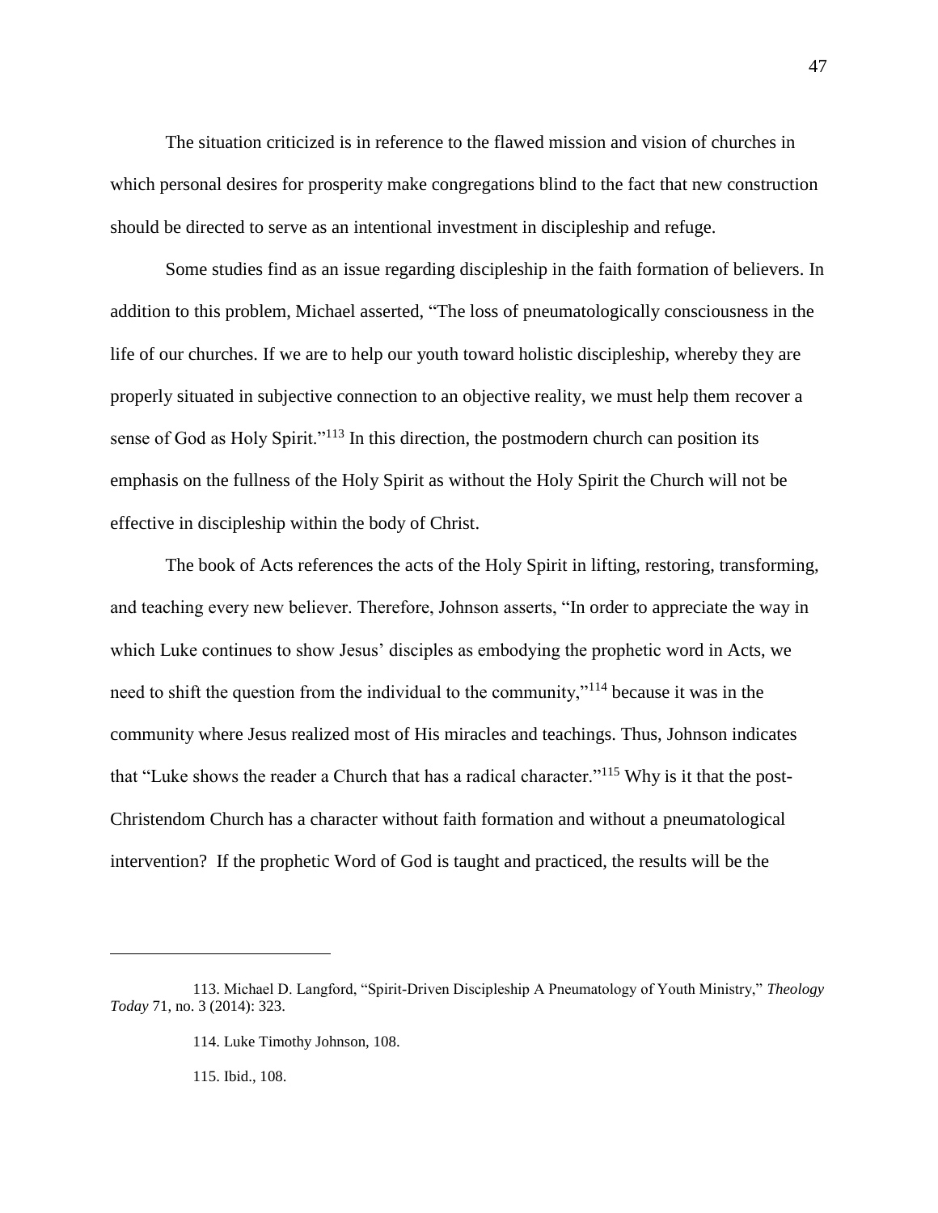The situation criticized is in reference to the flawed mission and vision of churches in which personal desires for prosperity make congregations blind to the fact that new construction should be directed to serve as an intentional investment in discipleship and refuge.

Some studies find as an issue regarding discipleship in the faith formation of believers. In addition to this problem, Michael asserted, "The loss of pneumatologically consciousness in the life of our churches. If we are to help our youth toward holistic discipleship, whereby they are properly situated in subjective connection to an objective reality, we must help them recover a sense of God as Holy Spirit."[113] In this direction, the postmodern church can position its emphasis on the fullness of the Holy Spirit as without the Holy Spirit the Church will not be effective in discipleship within the body of Christ.

The book of Acts references the acts of the Holy Spirit in lifting, restoring, transforming, and teaching every new believer. Therefore, Johnson asserts, "In order to appreciate the way in which Luke continues to show Jesus' disciples as embodying the prophetic word in Acts, we need to shift the question from the individual to the community,"[114] because it was in the community where Jesus realized most of His miracles and teachings. Thus, Johnson indicates that "Luke shows the reader a Church that has a radical character."[115] Why is it that the post-Christendom Church has a character without faith formation and without a pneumatological intervention? If the prophetic Word of God is taught and practiced, the results will be the

---

113. Michael D. Langford, "Spirit-Driven Discipleship A Pneumatology of Youth Ministry," *Theology Today* 71, no. 3 (2014): 323.

114. Luke Timothy Johnson, 108.

115. Ibid., 108.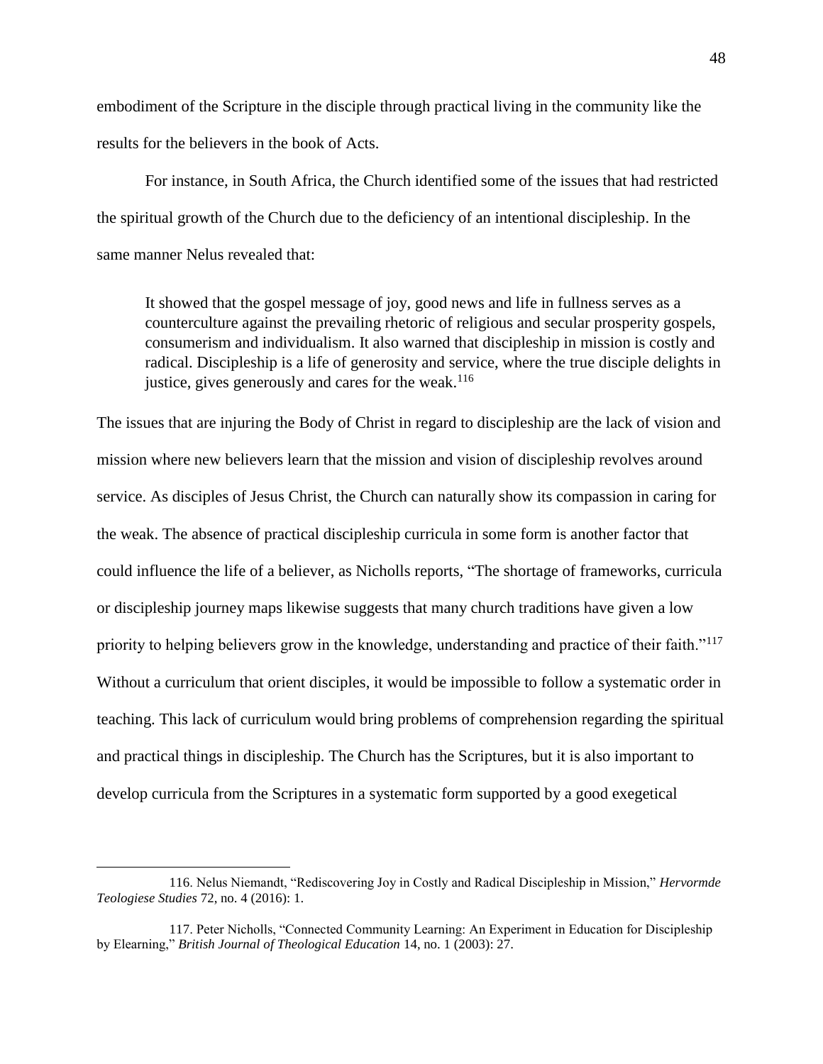embodiment of the Scripture in the disciple through practical living in the community like the results for the believers in the book of Acts.

For instance, in South Africa, the Church identified some of the issues that had restricted the spiritual growth of the Church due to the deficiency of an intentional discipleship. In the same manner Nelus revealed that:

> It showed that the gospel message of joy, good news and life in fullness serves as a counterculture against the prevailing rhetoric of religious and secular prosperity gospels, consumerism and individualism. It also warned that discipleship in mission is costly and radical. Discipleship is a life of generosity and service, where the true disciple delights in justice, gives generously and cares for the weak.[116]

The issues that are injuring the Body of Christ in regard to discipleship are the lack of vision and mission where new believers learn that the mission and vision of discipleship revolves around service. As disciples of Jesus Christ, the Church can naturally show its compassion in caring for the weak. The absence of practical discipleship curricula in some form is another factor that could influence the life of a believer, as Nicholls reports, "The shortage of frameworks, curricula or discipleship journey maps likewise suggests that many church traditions have given a low priority to helping believers grow in the knowledge, understanding and practice of their faith."[117] Without a curriculum that orient disciples, it would be impossible to follow a systematic order in teaching. This lack of curriculum would bring problems of comprehension regarding the spiritual and practical things in discipleship. The Church has the Scriptures, but it is also important to develop curricula from the Scriptures in a systematic form supported by a good exegetical

---

116. Nelus Niemandt, "Rediscovering Joy in Costly and Radical Discipleship in Mission," *Hervormde Teologiese Studies* 72, no. 4 (2016): 1.

117. Peter Nicholls, "Connected Community Learning: An Experiment in Education for Discipleship by Elearning," *British Journal of Theological Education* 14, no. 1 (2003): 27.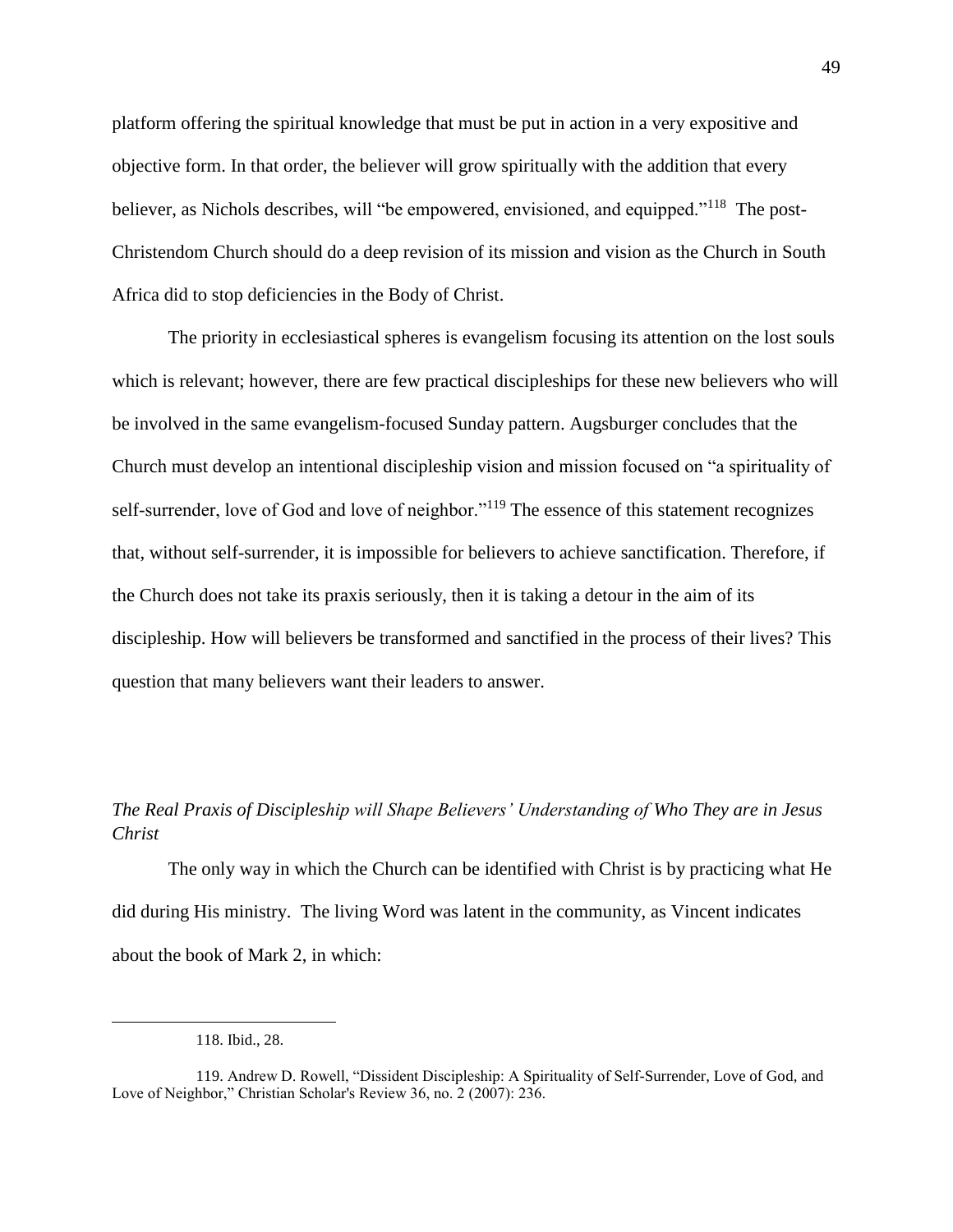platform offering the spiritual knowledge that must be put in action in a very expositive and objective form. In that order, the believer will grow spiritually with the addition that every believer, as Nichols describes, will "be empowered, envisioned, and equipped."[118] The post-Christendom Church should do a deep revision of its mission and vision as the Church in South Africa did to stop deficiencies in the Body of Christ.

The priority in ecclesiastical spheres is evangelism focusing its attention on the lost souls which is relevant; however, there are few practical discipleships for these new believers who will be involved in the same evangelism-focused Sunday pattern. Augsburger concludes that the Church must develop an intentional discipleship vision and mission focused on "a spirituality of self-surrender, love of God and love of neighbor."[119] The essence of this statement recognizes that, without self-surrender, it is impossible for believers to achieve sanctification. Therefore, if the Church does not take its praxis seriously, then it is taking a detour in the aim of its discipleship. How will believers be transformed and sanctified in the process of their lives? This question that many believers want their leaders to answer.

*The Real Praxis of Discipleship will Shape Believers' Understanding of Who They are in Jesus Christ*

The only way in which the Church can be identified with Christ is by practicing what He did during His ministry. The living Word was latent in the community, as Vincent indicates about the book of Mark 2, in which:

---

118. Ibid., 28.

119. Andrew D. Rowell, "Dissident Discipleship: A Spirituality of Self-Surrender, Love of God, and Love of Neighbor," Christian Scholar's Review 36, no. 2 (2007): 236.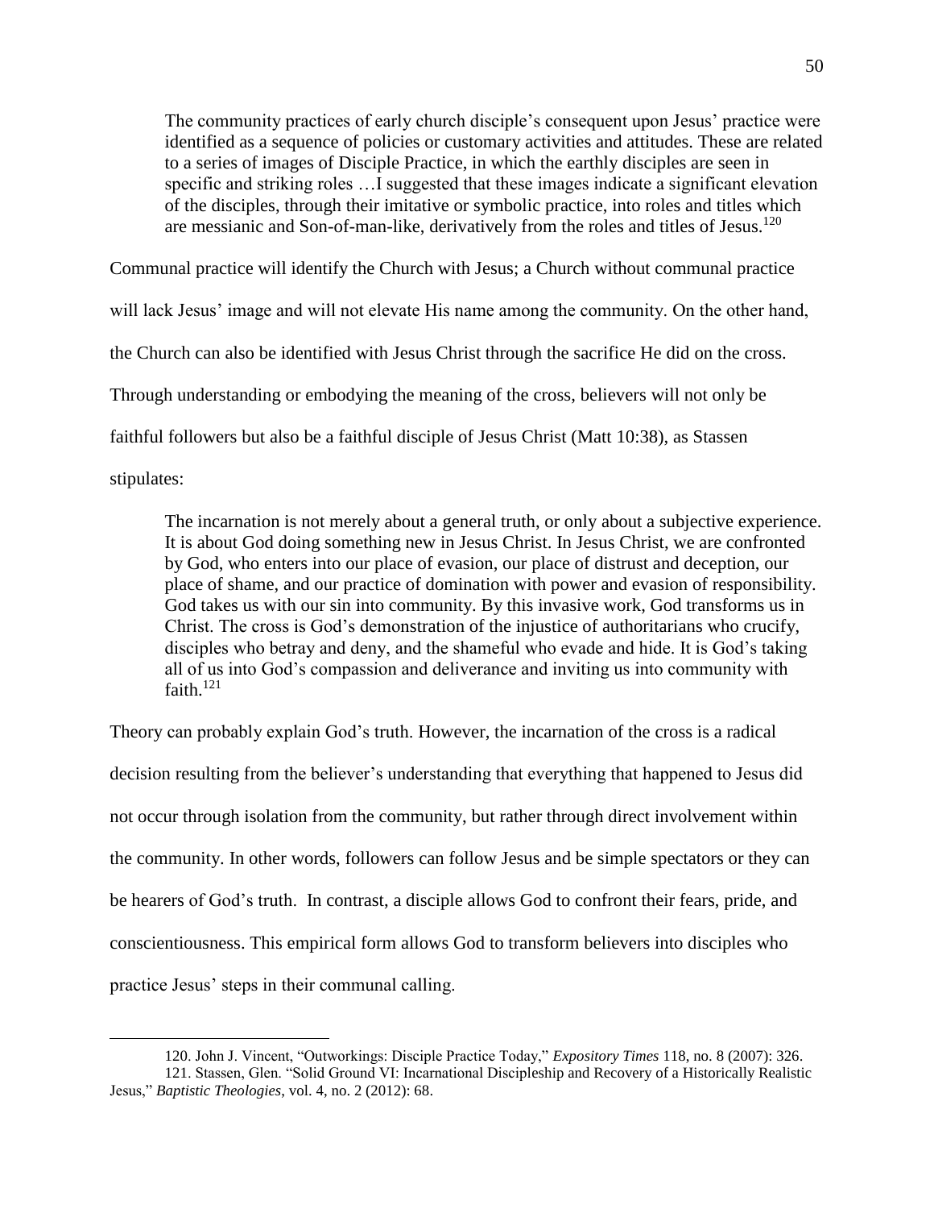> The community practices of early church disciple's consequent upon Jesus' practice were identified as a sequence of policies or customary activities and attitudes. These are related to a series of images of Disciple Practice, in which the earthly disciples are seen in specific and striking roles …I suggested that these images indicate a significant elevation of the disciples, through their imitative or symbolic practice, into roles and titles which are messianic and Son-of-man-like, derivatively from the roles and titles of Jesus.[120]

Communal practice will identify the Church with Jesus; a Church without communal practice will lack Jesus' image and will not elevate His name among the community. On the other hand, the Church can also be identified with Jesus Christ through the sacrifice He did on the cross. Through understanding or embodying the meaning of the cross, believers will not only be faithful followers but also be a faithful disciple of Jesus Christ (Matt 10:38), as Stassen stipulates:

> The incarnation is not merely about a general truth, or only about a subjective experience. It is about God doing something new in Jesus Christ. In Jesus Christ, we are confronted by God, who enters into our place of evasion, our place of distrust and deception, our place of shame, and our practice of domination with power and evasion of responsibility. God takes us with our sin into community. By this invasive work, God transforms us in Christ. The cross is God's demonstration of the injustice of authoritarians who crucify, disciples who betray and deny, and the shameful who evade and hide. It is God's taking all of us into God's compassion and deliverance and inviting us into community with faith.[121]

Theory can probably explain God's truth. However, the incarnation of the cross is a radical decision resulting from the believer's understanding that everything that happened to Jesus did not occur through isolation from the community, but rather through direct involvement within the community. In other words, followers can follow Jesus and be simple spectators or they can be hearers of God's truth. In contrast, a disciple allows God to confront their fears, pride, and conscientiousness. This empirical form allows God to transform believers into disciples who practice Jesus' steps in their communal calling.

---

120. John J. Vincent, "Outworkings: Disciple Practice Today," *Expository Times* 118, no. 8 (2007): 326.

121. Stassen, Glen. "Solid Ground VI: Incarnational Discipleship and Recovery of a Historically Realistic Jesus," *Baptistic Theologies*, vol. 4, no. 2 (2012): 68.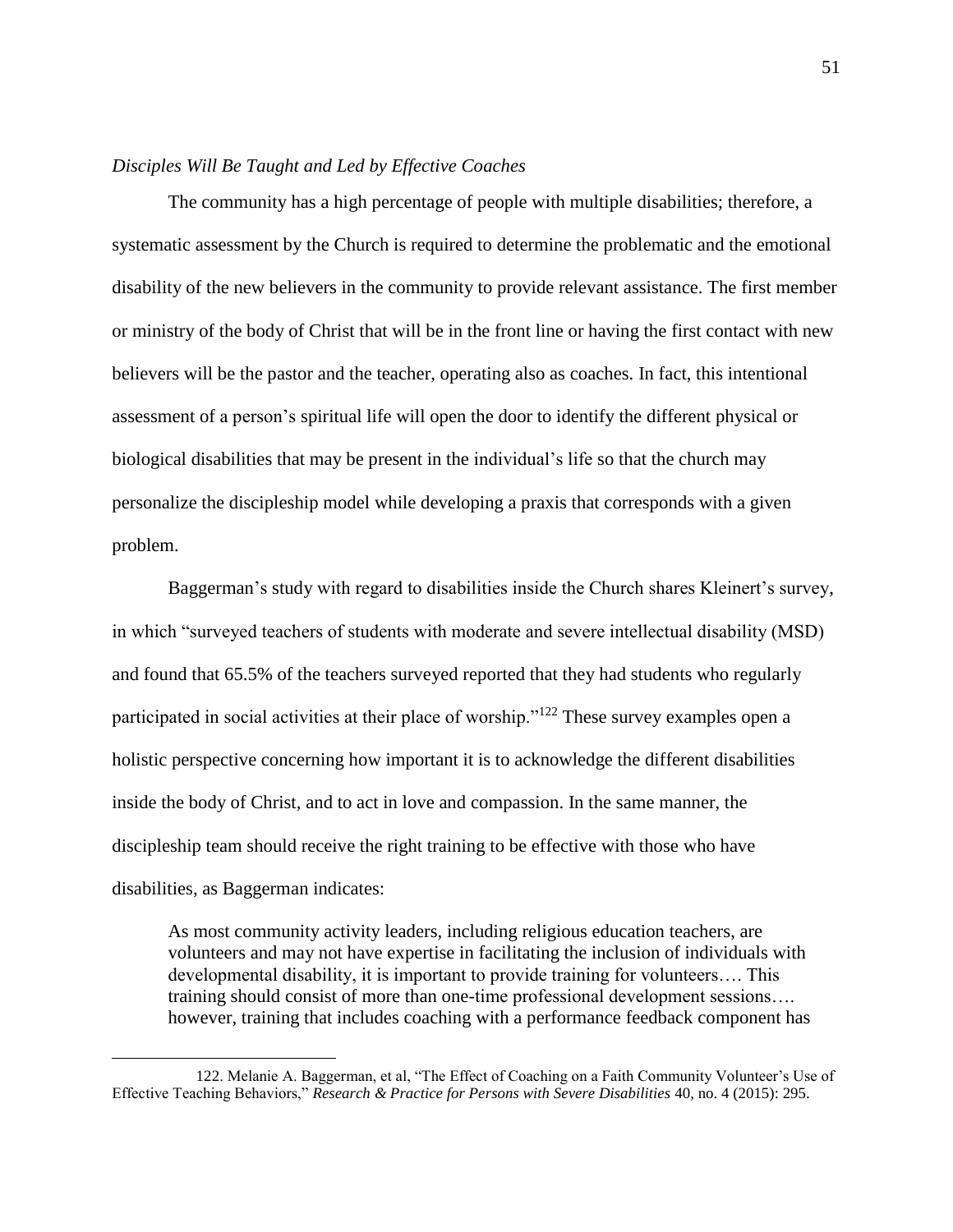*Disciples Will Be Taught and Led by Effective Coaches*

The community has a high percentage of people with multiple disabilities; therefore, a systematic assessment by the Church is required to determine the problematic and the emotional disability of the new believers in the community to provide relevant assistance. The first member or ministry of the body of Christ that will be in the front line or having the first contact with new believers will be the pastor and the teacher, operating also as coaches. In fact, this intentional assessment of a person's spiritual life will open the door to identify the different physical or biological disabilities that may be present in the individual's life so that the church may personalize the discipleship model while developing a praxis that corresponds with a given problem.

Baggerman's study with regard to disabilities inside the Church shares Kleinert's survey, in which "surveyed teachers of students with moderate and severe intellectual disability (MSD) and found that 65.5% of the teachers surveyed reported that they had students who regularly participated in social activities at their place of worship."[122] These survey examples open a holistic perspective concerning how important it is to acknowledge the different disabilities inside the body of Christ, and to act in love and compassion. In the same manner, the discipleship team should receive the right training to be effective with those who have disabilities, as Baggerman indicates:

> As most community activity leaders, including religious education teachers, are volunteers and may not have expertise in facilitating the inclusion of individuals with developmental disability, it is important to provide training for volunteers…. This training should consist of more than one-time professional development sessions…. however, training that includes coaching with a performance feedback component has

122. Melanie A. Baggerman, et al, "The Effect of Coaching on a Faith Community Volunteer's Use of Effective Teaching Behaviors," *Research & Practice for Persons with Severe Disabilities* 40, no. 4 (2015): 295.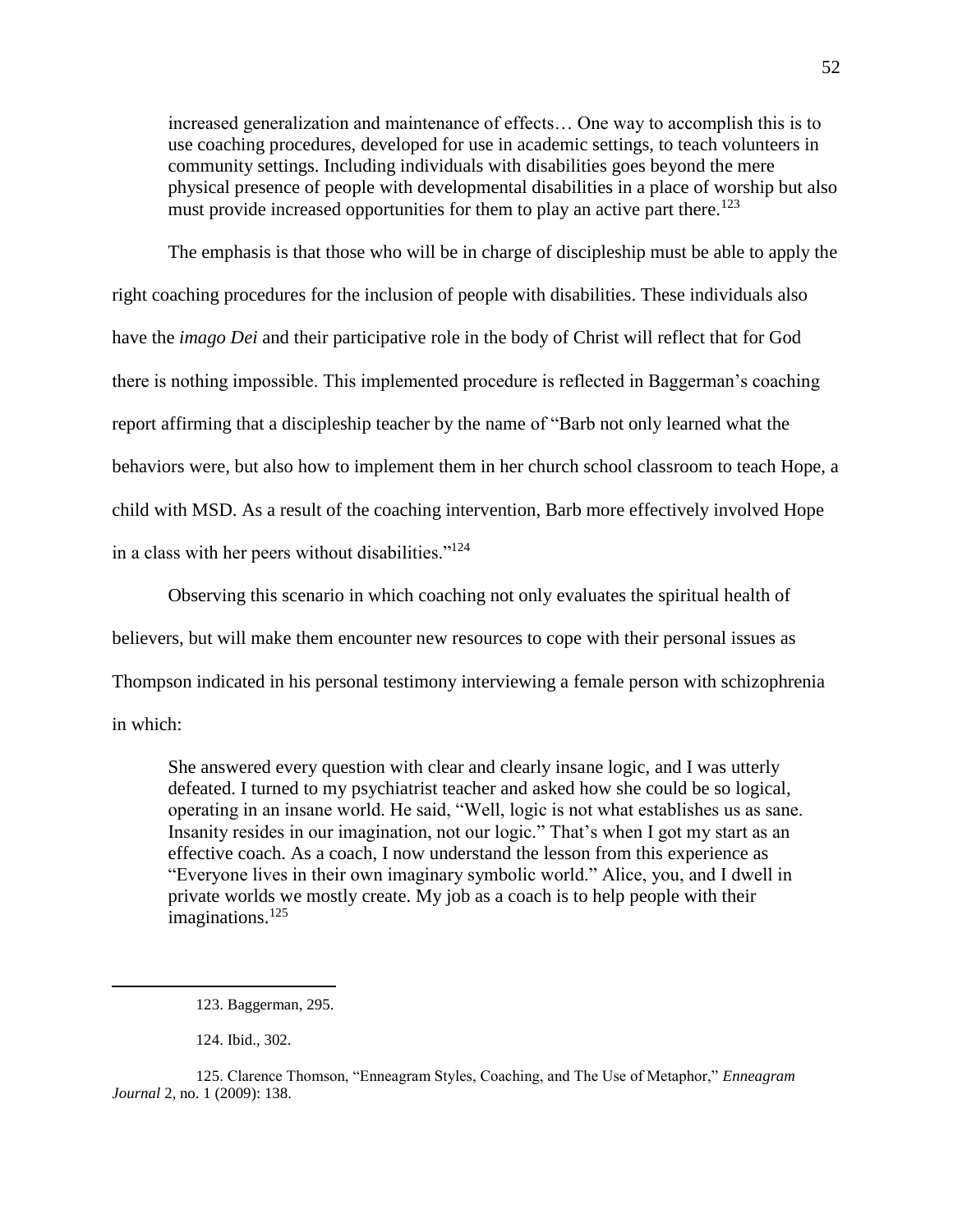> increased generalization and maintenance of effects… One way to accomplish this is to use coaching procedures, developed for use in academic settings, to teach volunteers in community settings. Including individuals with disabilities goes beyond the mere physical presence of people with developmental disabilities in a place of worship but also must provide increased opportunities for them to play an active part there.[123]

The emphasis is that those who will be in charge of discipleship must be able to apply the right coaching procedures for the inclusion of people with disabilities. These individuals also have the *imago Dei* and their participative role in the body of Christ will reflect that for God there is nothing impossible. This implemented procedure is reflected in Baggerman's coaching report affirming that a discipleship teacher by the name of "Barb not only learned what the behaviors were, but also how to implement them in her church school classroom to teach Hope, a child with MSD. As a result of the coaching intervention, Barb more effectively involved Hope in a class with her peers without disabilities."[124]

Observing this scenario in which coaching not only evaluates the spiritual health of believers, but will make them encounter new resources to cope with their personal issues as Thompson indicated in his personal testimony interviewing a female person with schizophrenia in which:

> She answered every question with clear and clearly insane logic, and I was utterly defeated. I turned to my psychiatrist teacher and asked how she could be so logical, operating in an insane world. He said, "Well, logic is not what establishes us as sane. Insanity resides in our imagination, not our logic." That's when I got my start as an effective coach. As a coach, I now understand the lesson from this experience as "Everyone lives in their own imaginary symbolic world." Alice, you, and I dwell in private worlds we mostly create. My job as a coach is to help people with their imaginations.[125]

---

123. Baggerman, 295.

124. Ibid., 302.

125. Clarence Thomson, "Enneagram Styles, Coaching, and The Use of Metaphor," *Enneagram Journal* 2, no. 1 (2009): 138.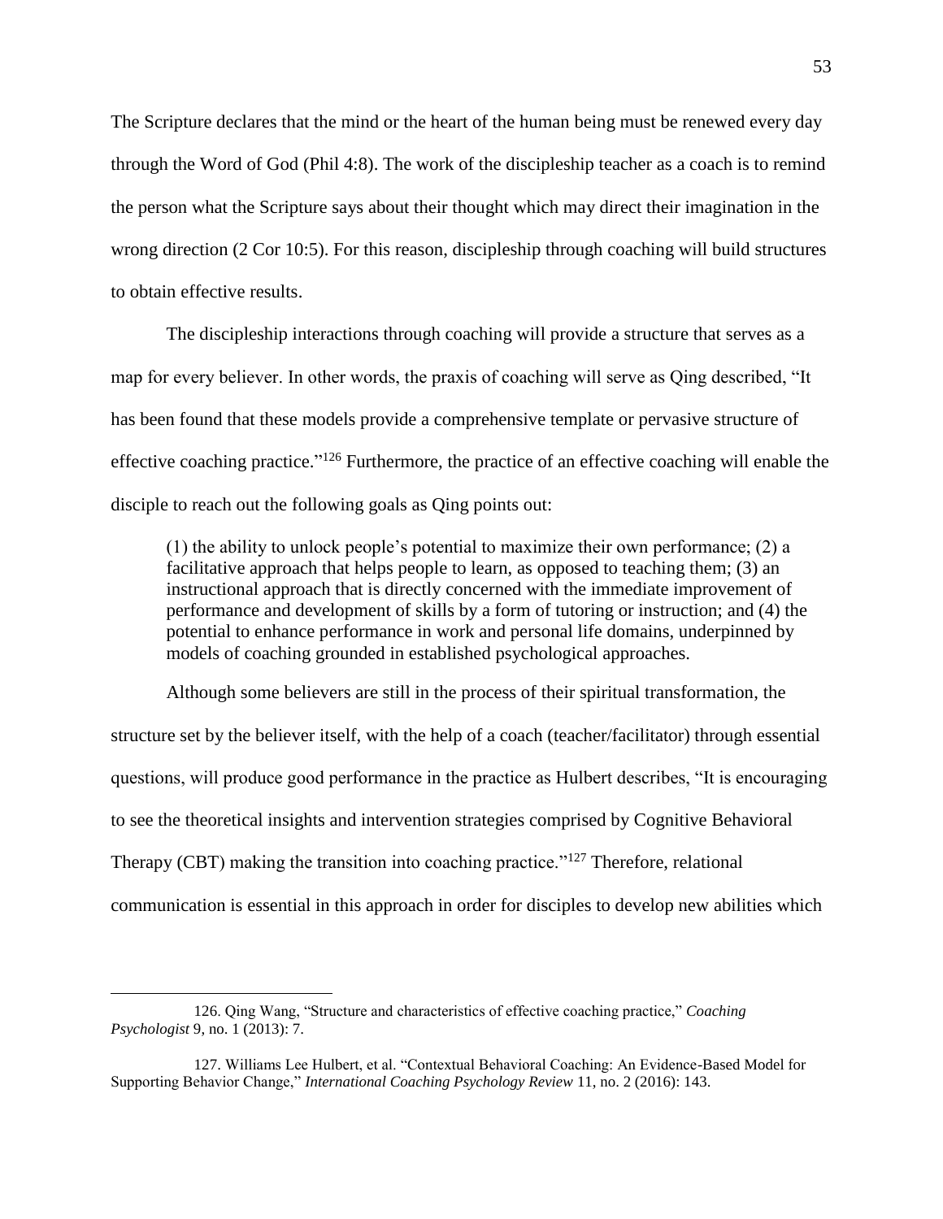The Scripture declares that the mind or the heart of the human being must be renewed every day through the Word of God (Phil 4:8). The work of the discipleship teacher as a coach is to remind the person what the Scripture says about their thought which may direct their imagination in the wrong direction (2 Cor 10:5). For this reason, discipleship through coaching will build structures to obtain effective results.

The discipleship interactions through coaching will provide a structure that serves as a map for every believer. In other words, the praxis of coaching will serve as Qing described, "It has been found that these models provide a comprehensive template or pervasive structure of effective coaching practice."[126] Furthermore, the practice of an effective coaching will enable the disciple to reach out the following goals as Qing points out:

> (1) the ability to unlock people's potential to maximize their own performance; (2) a facilitative approach that helps people to learn, as opposed to teaching them; (3) an instructional approach that is directly concerned with the immediate improvement of performance and development of skills by a form of tutoring or instruction; and (4) the potential to enhance performance in work and personal life domains, underpinned by models of coaching grounded in established psychological approaches.

Although some believers are still in the process of their spiritual transformation, the structure set by the believer itself, with the help of a coach (teacher/facilitator) through essential questions, will produce good performance in the practice as Hulbert describes, "It is encouraging to see the theoretical insights and intervention strategies comprised by Cognitive Behavioral Therapy (CBT) making the transition into coaching practice."[127] Therefore, relational communication is essential in this approach in order for disciples to develop new abilities which

---

126. Qing Wang, "Structure and characteristics of effective coaching practice," *Coaching Psychologist* 9, no. 1 (2013): 7.

127. Williams Lee Hulbert, et al. "Contextual Behavioral Coaching: An Evidence-Based Model for Supporting Behavior Change," *International Coaching Psychology Review* 11, no. 2 (2016): 143.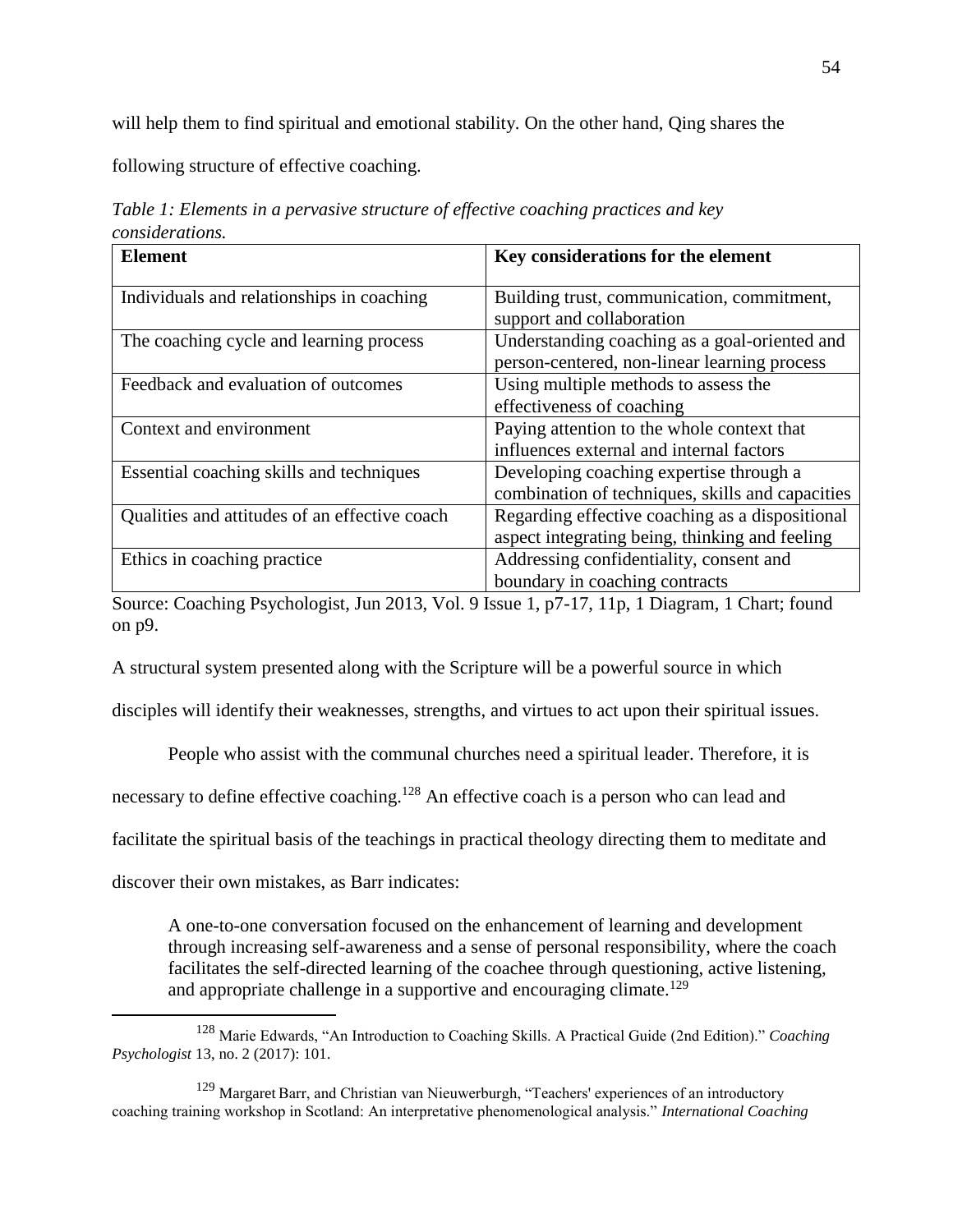will help them to find spiritual and emotional stability. On the other hand, Qing shares the following structure of effective coaching.

*Table 1: Elements in a pervasive structure of effective coaching practices and key considerations.*

| **Element** | **Key considerations for the element** |
|---|---|
| Individuals and relationships in coaching | Building trust, communication, commitment, support and collaboration |
| The coaching cycle and learning process | Understanding coaching as a goal-oriented and person-centered, non-linear learning process |
| Feedback and evaluation of outcomes | Using multiple methods to assess the effectiveness of coaching |
| Context and environment | Paying attention to the whole context that influences external and internal factors |
| Essential coaching skills and techniques | Developing coaching expertise through a combination of techniques, skills and capacities |
| Qualities and attitudes of an effective coach | Regarding effective coaching as a dispositional aspect integrating being, thinking and feeling |
| Ethics in coaching practice | Addressing confidentiality, consent and boundary in coaching contracts |

Source: Coaching Psychologist, Jun 2013, Vol. 9 Issue 1, p7-17, 11p, 1 Diagram, 1 Chart; found on p9.

A structural system presented along with the Scripture will be a powerful source in which disciples will identify their weaknesses, strengths, and virtues to act upon their spiritual issues.

People who assist with the communal churches need a spiritual leader. Therefore, it is necessary to define effective coaching.[128] An effective coach is a person who can lead and facilitate the spiritual basis of the teachings in practical theology directing them to meditate and discover their own mistakes, as Barr indicates:

> A one-to-one conversation focused on the enhancement of learning and development through increasing self-awareness and a sense of personal responsibility, where the coach facilitates the self-directed learning of the coachee through questioning, active listening, and appropriate challenge in a supportive and encouraging climate.[129]

---

[128] Marie Edwards, "An Introduction to Coaching Skills. A Practical Guide (2nd Edition)." *Coaching Psychologist* 13, no. 2 (2017): 101.

[129] Margaret Barr, and Christian van Nieuwerburgh, "Teachers' experiences of an introductory coaching training workshop in Scotland: An interpretative phenomenological analysis." *International Coaching*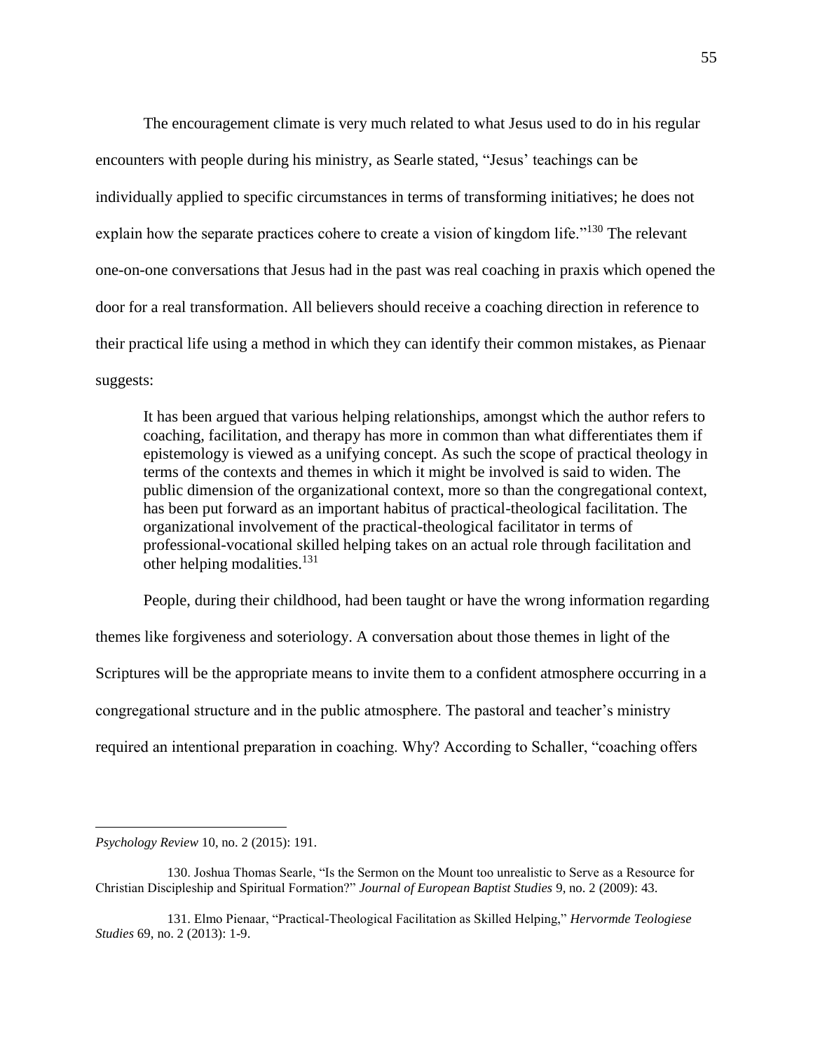The encouragement climate is very much related to what Jesus used to do in his regular encounters with people during his ministry, as Searle stated, "Jesus' teachings can be individually applied to specific circumstances in terms of transforming initiatives; he does not explain how the separate practices cohere to create a vision of kingdom life."[130] The relevant one-on-one conversations that Jesus had in the past was real coaching in praxis which opened the door for a real transformation. All believers should receive a coaching direction in reference to their practical life using a method in which they can identify their common mistakes, as Pienaar suggests:

> It has been argued that various helping relationships, amongst which the author refers to coaching, facilitation, and therapy has more in common than what differentiates them if epistemology is viewed as a unifying concept. As such the scope of practical theology in terms of the contexts and themes in which it might be involved is said to widen. The public dimension of the organizational context, more so than the congregational context, has been put forward as an important habitus of practical-theological facilitation. The organizational involvement of the practical-theological facilitator in terms of professional-vocational skilled helping takes on an actual role through facilitation and other helping modalities.[131]

People, during their childhood, had been taught or have the wrong information regarding themes like forgiveness and soteriology. A conversation about those themes in light of the Scriptures will be the appropriate means to invite them to a confident atmosphere occurring in a congregational structure and in the public atmosphere. The pastoral and teacher's ministry required an intentional preparation in coaching. Why? According to Schaller, "coaching offers

---

*Psychology Review* 10, no. 2 (2015): 191.

130. Joshua Thomas Searle, "Is the Sermon on the Mount too unrealistic to Serve as a Resource for Christian Discipleship and Spiritual Formation?" *Journal of European Baptist Studies* 9, no. 2 (2009): 43.

131. Elmo Pienaar, "Practical-Theological Facilitation as Skilled Helping," *Hervormde Teologiese Studies* 69, no. 2 (2013): 1-9.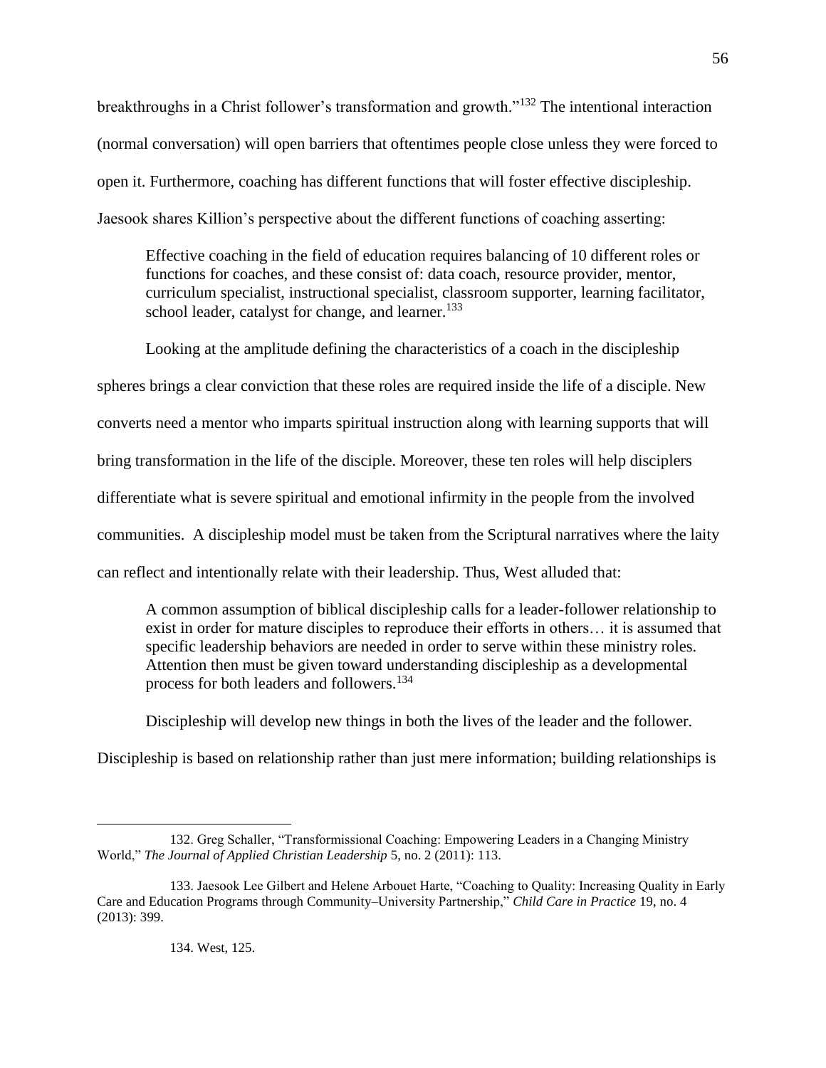breakthroughs in a Christ follower's transformation and growth."[132] The intentional interaction (normal conversation) will open barriers that oftentimes people close unless they were forced to open it. Furthermore, coaching has different functions that will foster effective discipleship. Jaesook shares Killion's perspective about the different functions of coaching asserting:

> Effective coaching in the field of education requires balancing of 10 different roles or functions for coaches, and these consist of: data coach, resource provider, mentor, curriculum specialist, instructional specialist, classroom supporter, learning facilitator, school leader, catalyst for change, and learner.[133]

Looking at the amplitude defining the characteristics of a coach in the discipleship spheres brings a clear conviction that these roles are required inside the life of a disciple. New converts need a mentor who imparts spiritual instruction along with learning supports that will bring transformation in the life of the disciple. Moreover, these ten roles will help disciplers differentiate what is severe spiritual and emotional infirmity in the people from the involved communities. A discipleship model must be taken from the Scriptural narratives where the laity can reflect and intentionally relate with their leadership. Thus, West alluded that:

> A common assumption of biblical discipleship calls for a leader-follower relationship to exist in order for mature disciples to reproduce their efforts in others… it is assumed that specific leadership behaviors are needed in order to serve within these ministry roles. Attention then must be given toward understanding discipleship as a developmental process for both leaders and followers.[134]

Discipleship will develop new things in both the lives of the leader and the follower. Discipleship is based on relationship rather than just mere information; building relationships is

---

132. Greg Schaller, "Transformissional Coaching: Empowering Leaders in a Changing Ministry World," *The Journal of Applied Christian Leadership* 5, no. 2 (2011): 113.

133. Jaesook Lee Gilbert and Helene Arbouet Harte, "Coaching to Quality: Increasing Quality in Early Care and Education Programs through Community–University Partnership," *Child Care in Practice* 19, no. 4 (2013): 399.

134. West, 125.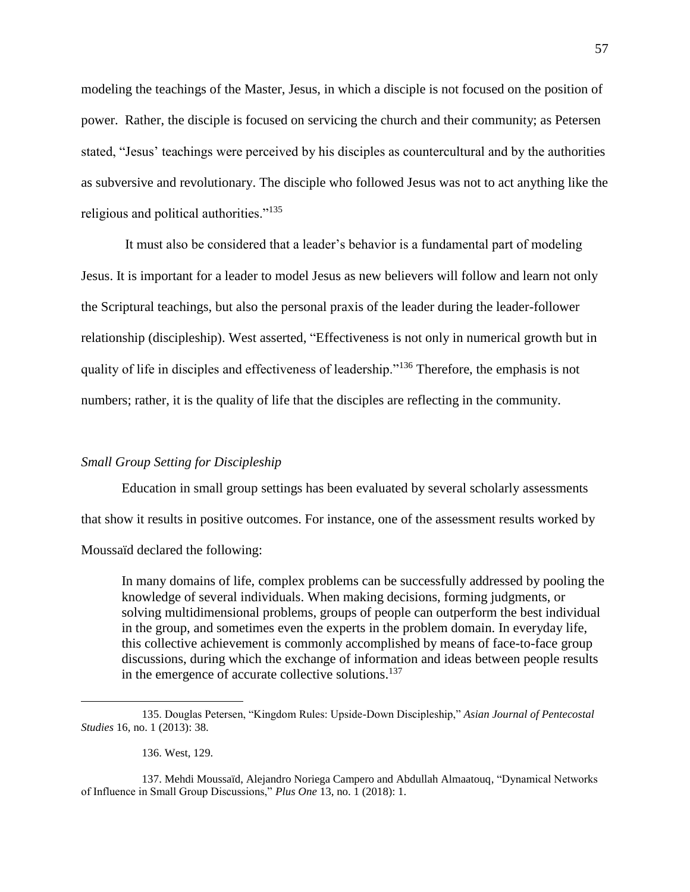modeling the teachings of the Master, Jesus, in which a disciple is not focused on the position of power. Rather, the disciple is focused on servicing the church and their community; as Petersen stated, "Jesus' teachings were perceived by his disciples as countercultural and by the authorities as subversive and revolutionary. The disciple who followed Jesus was not to act anything like the religious and political authorities."[135]

It must also be considered that a leader's behavior is a fundamental part of modeling Jesus. It is important for a leader to model Jesus as new believers will follow and learn not only the Scriptural teachings, but also the personal praxis of the leader during the leader-follower relationship (discipleship). West asserted, "Effectiveness is not only in numerical growth but in quality of life in disciples and effectiveness of leadership."[136] Therefore, the emphasis is not numbers; rather, it is the quality of life that the disciples are reflecting in the community.

### *Small Group Setting for Discipleship*

Education in small group settings has been evaluated by several scholarly assessments that show it results in positive outcomes. For instance, one of the assessment results worked by Moussaïd declared the following:

> In many domains of life, complex problems can be successfully addressed by pooling the knowledge of several individuals. When making decisions, forming judgments, or solving multidimensional problems, groups of people can outperform the best individual in the group, and sometimes even the experts in the problem domain. In everyday life, this collective achievement is commonly accomplished by means of face-to-face group discussions, during which the exchange of information and ideas between people results in the emergence of accurate collective solutions.[137]

---

135. Douglas Petersen, "Kingdom Rules: Upside-Down Discipleship," *Asian Journal of Pentecostal Studies* 16, no. 1 (2013): 38.

136. West, 129.

137. Mehdi Moussaïd, Alejandro Noriega Campero and Abdullah Almaatouq, "Dynamical Networks of Influence in Small Group Discussions," *Plus One* 13, no. 1 (2018): 1.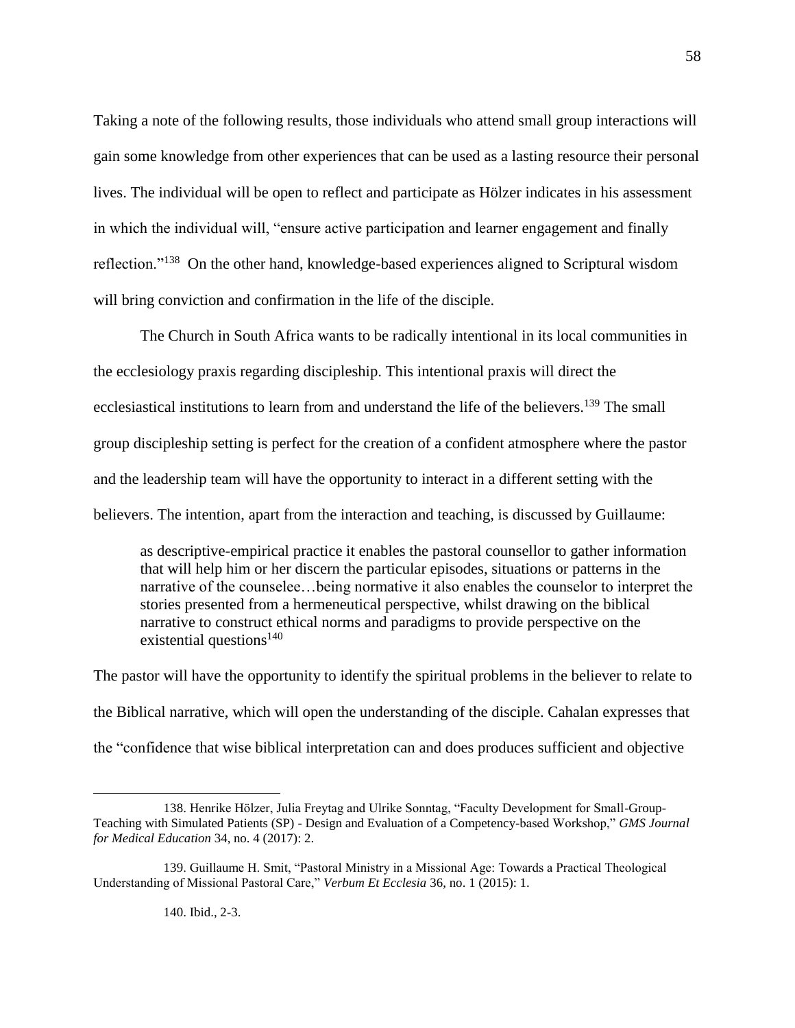Taking a note of the following results, those individuals who attend small group interactions will gain some knowledge from other experiences that can be used as a lasting resource their personal lives. The individual will be open to reflect and participate as Hölzer indicates in his assessment in which the individual will, "ensure active participation and learner engagement and finally reflection."[138] On the other hand, knowledge-based experiences aligned to Scriptural wisdom will bring conviction and confirmation in the life of the disciple.

The Church in South Africa wants to be radically intentional in its local communities in the ecclesiology praxis regarding discipleship. This intentional praxis will direct the ecclesiastical institutions to learn from and understand the life of the believers.[139] The small group discipleship setting is perfect for the creation of a confident atmosphere where the pastor and the leadership team will have the opportunity to interact in a different setting with the believers. The intention, apart from the interaction and teaching, is discussed by Guillaume:

> as descriptive-empirical practice it enables the pastoral counsellor to gather information that will help him or her discern the particular episodes, situations or patterns in the narrative of the counselee…being normative it also enables the counselor to interpret the stories presented from a hermeneutical perspective, whilst drawing on the biblical narrative to construct ethical norms and paradigms to provide perspective on the existential questions[140]

The pastor will have the opportunity to identify the spiritual problems in the believer to relate to the Biblical narrative, which will open the understanding of the disciple. Cahalan expresses that the "confidence that wise biblical interpretation can and does produces sufficient and objective

---

138. Henrike Hölzer, Julia Freytag and Ulrike Sonntag, "Faculty Development for Small-Group-Teaching with Simulated Patients (SP) - Design and Evaluation of a Competency-based Workshop," *GMS Journal for Medical Education* 34, no. 4 (2017): 2.

139. Guillaume H. Smit, "Pastoral Ministry in a Missional Age: Towards a Practical Theological Understanding of Missional Pastoral Care," *Verbum Et Ecclesia* 36, no. 1 (2015): 1.

140. Ibid., 2-3.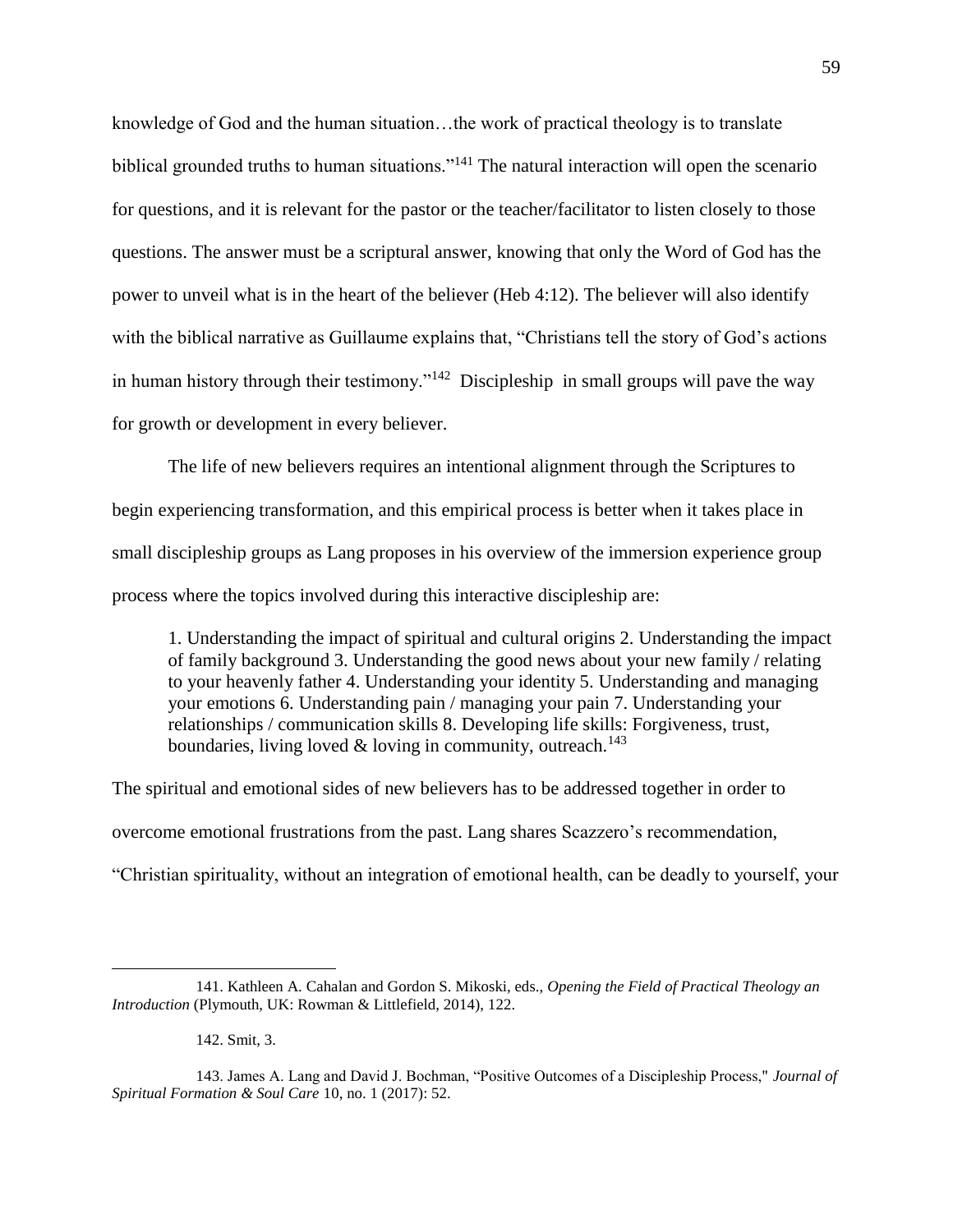knowledge of God and the human situation…the work of practical theology is to translate biblical grounded truths to human situations."[141] The natural interaction will open the scenario for questions, and it is relevant for the pastor or the teacher/facilitator to listen closely to those questions. The answer must be a scriptural answer, knowing that only the Word of God has the power to unveil what is in the heart of the believer (Heb 4:12). The believer will also identify with the biblical narrative as Guillaume explains that, "Christians tell the story of God's actions in human history through their testimony."[142] Discipleship in small groups will pave the way for growth or development in every believer.

The life of new believers requires an intentional alignment through the Scriptures to begin experiencing transformation, and this empirical process is better when it takes place in small discipleship groups as Lang proposes in his overview of the immersion experience group process where the topics involved during this interactive discipleship are:

> 1. Understanding the impact of spiritual and cultural origins 2. Understanding the impact of family background 3. Understanding the good news about your new family / relating to your heavenly father 4. Understanding your identity 5. Understanding and managing your emotions 6. Understanding pain / managing your pain 7. Understanding your relationships / communication skills 8. Developing life skills: Forgiveness, trust, boundaries, living loved & loving in community, outreach.[143]

The spiritual and emotional sides of new believers has to be addressed together in order to overcome emotional frustrations from the past. Lang shares Scazzero's recommendation, "Christian spirituality, without an integration of emotional health, can be deadly to yourself, your

---

141. Kathleen A. Cahalan and Gordon S. Mikoski, eds., *Opening the Field of Practical Theology an Introduction* (Plymouth, UK: Rowman & Littlefield, 2014), 122.

142. Smit, 3.

143. James A. Lang and David J. Bochman, "Positive Outcomes of a Discipleship Process," *Journal of Spiritual Formation & Soul Care* 10, no. 1 (2017): 52.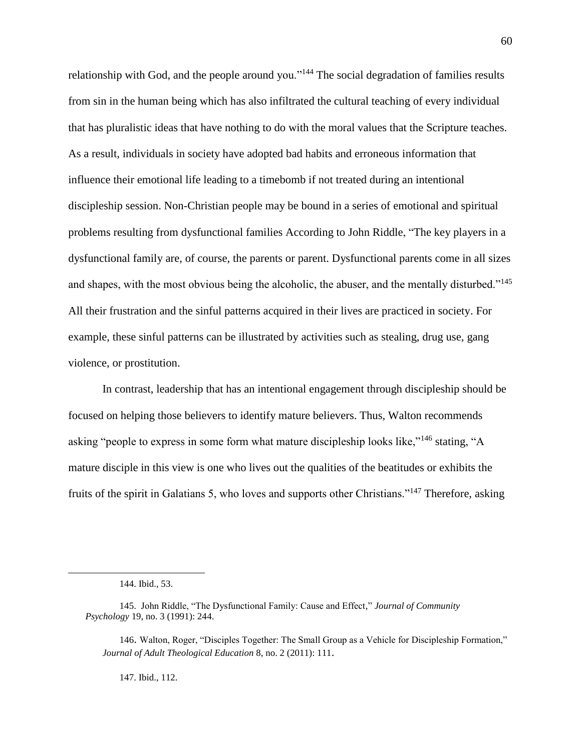relationship with God, and the people around you."[144] The social degradation of families results from sin in the human being which has also infiltrated the cultural teaching of every individual that has pluralistic ideas that have nothing to do with the moral values that the Scripture teaches. As a result, individuals in society have adopted bad habits and erroneous information that influence their emotional life leading to a timebomb if not treated during an intentional discipleship session. Non-Christian people may be bound in a series of emotional and spiritual problems resulting from dysfunctional families According to John Riddle, "The key players in a dysfunctional family are, of course, the parents or parent. Dysfunctional parents come in all sizes and shapes, with the most obvious being the alcoholic, the abuser, and the mentally disturbed."[145] All their frustration and the sinful patterns acquired in their lives are practiced in society. For example, these sinful patterns can be illustrated by activities such as stealing, drug use, gang violence, or prostitution.

In contrast, leadership that has an intentional engagement through discipleship should be focused on helping those believers to identify mature believers. Thus, Walton recommends asking "people to express in some form what mature discipleship looks like,"[146] stating, "A mature disciple in this view is one who lives out the qualities of the beatitudes or exhibits the fruits of the spirit in Galatians 5, who loves and supports other Christians."[147] Therefore, asking

---

144. Ibid., 53.

145. John Riddle, "The Dysfunctional Family: Cause and Effect," *Journal of Community Psychology* 19, no. 3 (1991): 244.

146. Walton, Roger, "Disciples Together: The Small Group as a Vehicle for Discipleship Formation," *Journal of Adult Theological Education* 8, no. 2 (2011): 111.

147. Ibid., 112.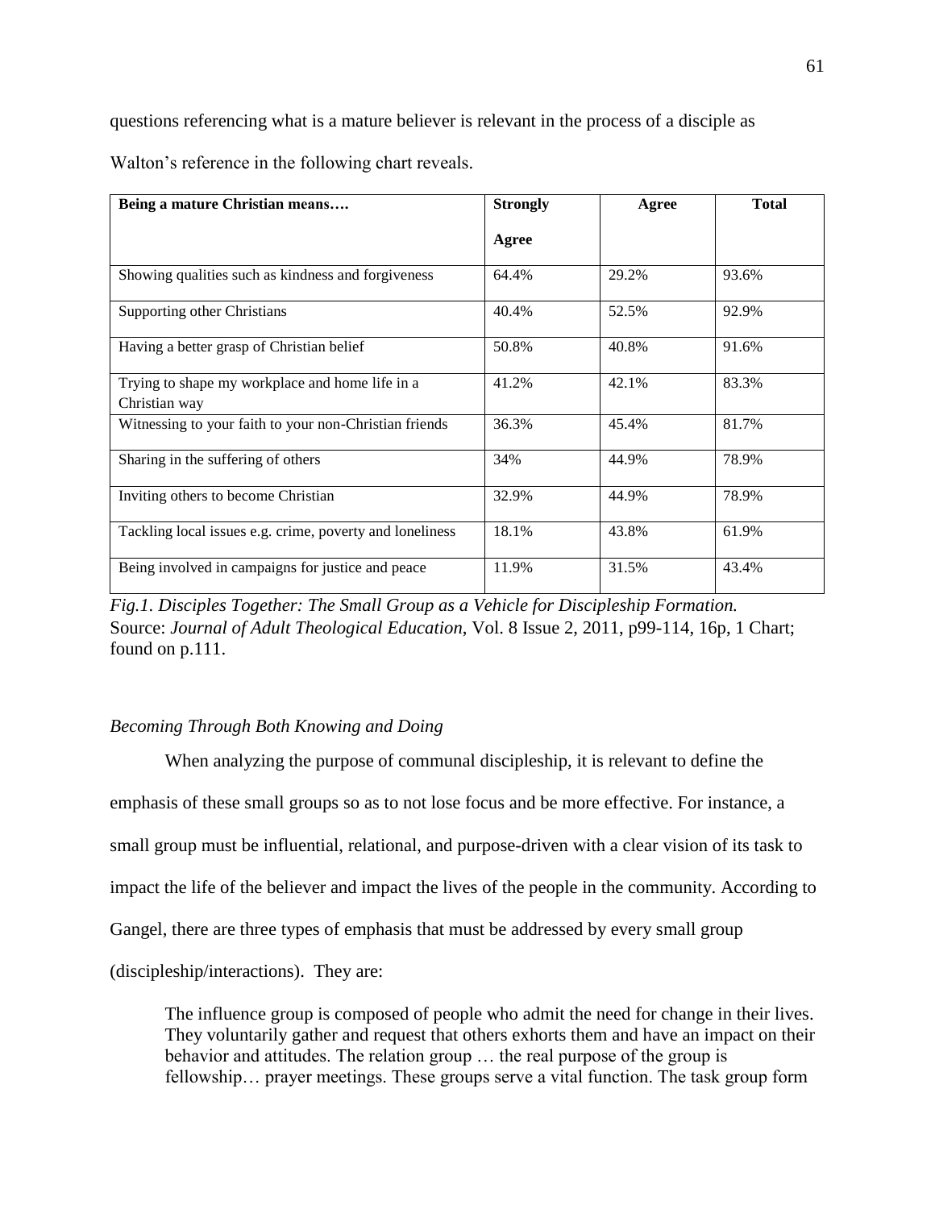questions referencing what is a mature believer is relevant in the process of a disciple as Walton's reference in the following chart reveals.

| **Being a mature Christian means….** | **Strongly Agree** | **Agree** | **Total** |
|---|---|---|---|
| Showing qualities such as kindness and forgiveness | 64.4% | 29.2% | 93.6% |
| Supporting other Christians | 40.4% | 52.5% | 92.9% |
| Having a better grasp of Christian belief | 50.8% | 40.8% | 91.6% |
| Trying to shape my workplace and home life in a Christian way | 41.2% | 42.1% | 83.3% |
| Witnessing to your faith to your non-Christian friends | 36.3% | 45.4% | 81.7% |
| Sharing in the suffering of others | 34% | 44.9% | 78.9% |
| Inviting others to become Christian | 32.9% | 44.9% | 78.9% |
| Tackling local issues e.g. crime, poverty and loneliness | 18.1% | 43.8% | 61.9% |
| Being involved in campaigns for justice and peace | 11.9% | 31.5% | 43.4% |

*Fig.1. Disciples Together: The Small Group as a Vehicle for Discipleship Formation.* Source: *Journal of Adult Theological Education*, Vol. 8 Issue 2, 2011, p99-114, 16p, 1 Chart; found on p.111.

*Becoming Through Both Knowing and Doing*

When analyzing the purpose of communal discipleship, it is relevant to define the emphasis of these small groups so as to not lose focus and be more effective. For instance, a small group must be influential, relational, and purpose-driven with a clear vision of its task to impact the life of the believer and impact the lives of the people in the community. According to Gangel, there are three types of emphasis that must be addressed by every small group (discipleship/interactions). They are:

> The influence group is composed of people who admit the need for change in their lives. They voluntarily gather and request that others exhorts them and have an impact on their behavior and attitudes. The relation group … the real purpose of the group is fellowship… prayer meetings. These groups serve a vital function. The task group form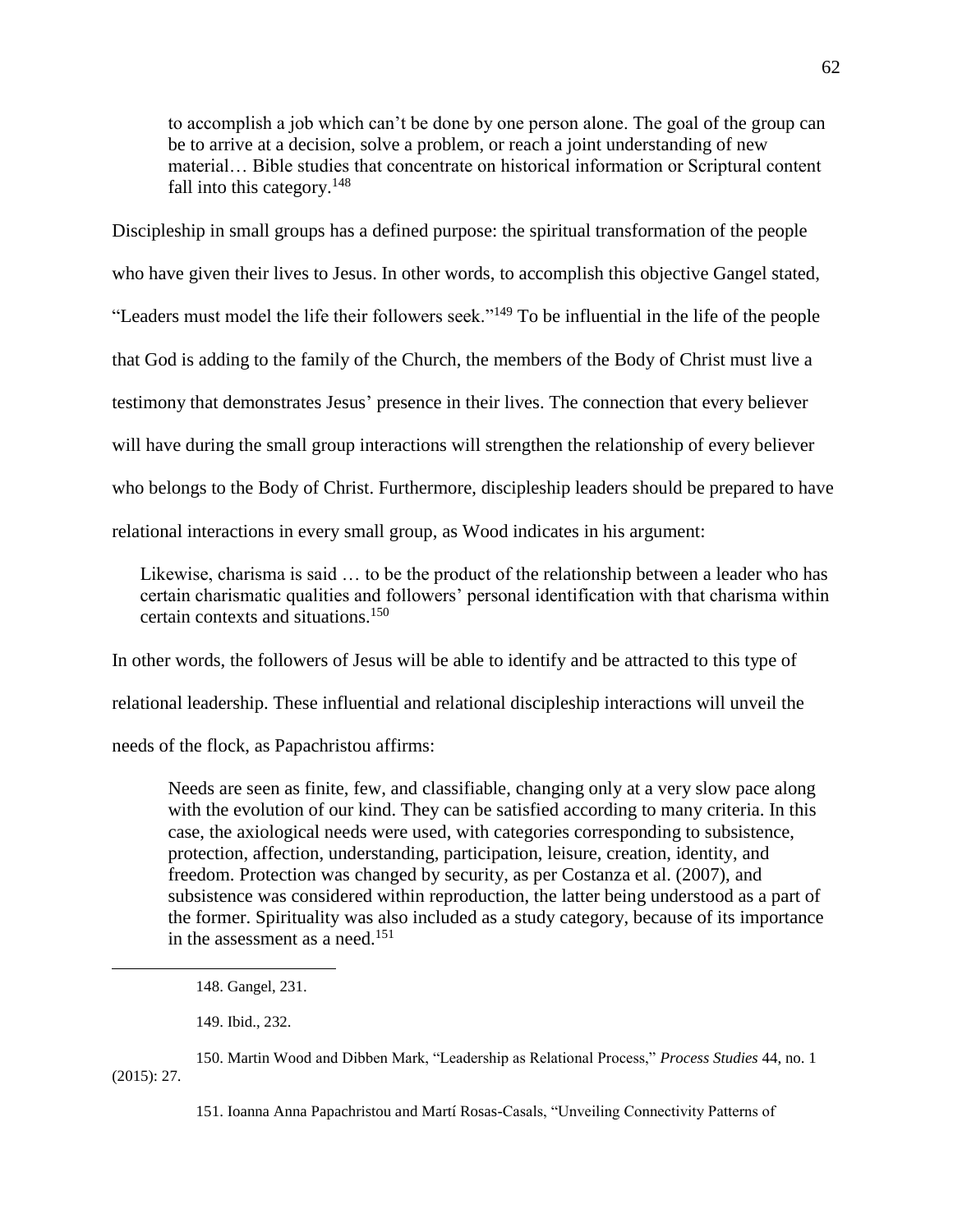> to accomplish a job which can't be done by one person alone. The goal of the group can be to arrive at a decision, solve a problem, or reach a joint understanding of new material… Bible studies that concentrate on historical information or Scriptural content fall into this category.[148]

Discipleship in small groups has a defined purpose: the spiritual transformation of the people who have given their lives to Jesus. In other words, to accomplish this objective Gangel stated, "Leaders must model the life their followers seek."[149] To be influential in the life of the people that God is adding to the family of the Church, the members of the Body of Christ must live a testimony that demonstrates Jesus' presence in their lives. The connection that every believer will have during the small group interactions will strengthen the relationship of every believer who belongs to the Body of Christ. Furthermore, discipleship leaders should be prepared to have relational interactions in every small group, as Wood indicates in his argument:

> Likewise, charisma is said … to be the product of the relationship between a leader who has certain charismatic qualities and followers' personal identification with that charisma within certain contexts and situations.[150]

In other words, the followers of Jesus will be able to identify and be attracted to this type of relational leadership. These influential and relational discipleship interactions will unveil the needs of the flock, as Papachristou affirms:

> Needs are seen as finite, few, and classifiable, changing only at a very slow pace along with the evolution of our kind. They can be satisfied according to many criteria. In this case, the axiological needs were used, with categories corresponding to subsistence, protection, affection, understanding, participation, leisure, creation, identity, and freedom. Protection was changed by security, as per Costanza et al. (2007), and subsistence was considered within reproduction, the latter being understood as a part of the former. Spirituality was also included as a study category, because of its importance in the assessment as a need.[151]

---

148. Gangel, 231.

149. Ibid., 232.

150. Martin Wood and Dibben Mark, "Leadership as Relational Process," *Process Studies* 44, no. 1 (2015): 27.

151. Ioanna Anna Papachristou and Martí Rosas-Casals, "Unveiling Connectivity Patterns of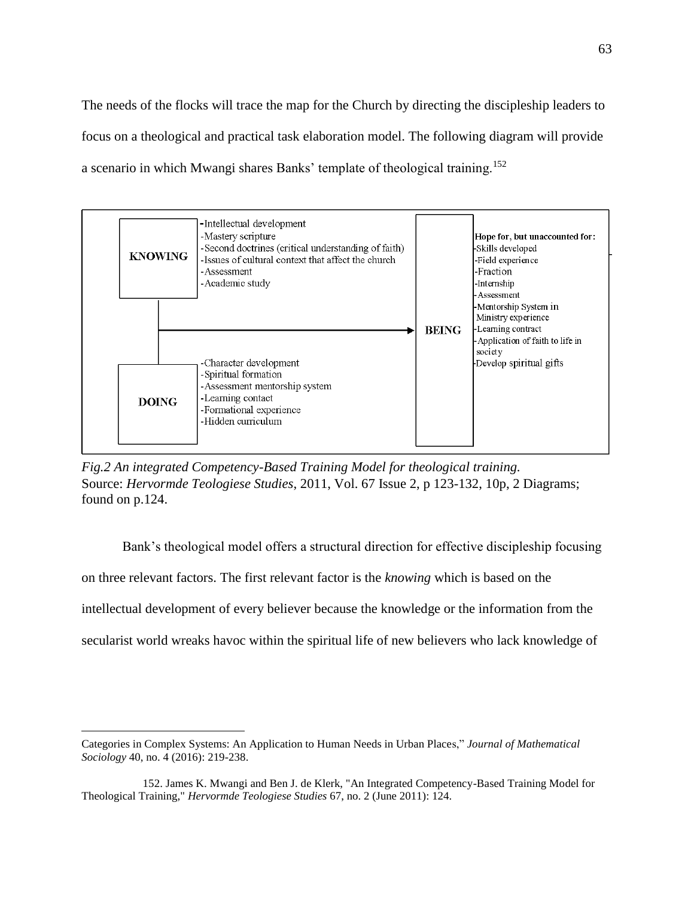The needs of the flocks will trace the map for the Church by directing the discipleship leaders to focus on a theological and practical task elaboration model. The following diagram will provide a scenario in which Mwangi shares Banks' template of theological training.[152]

| KNOWING | | | BEING | |
|---|---|---|---|---|
| **KNOWING** | -Intellectual development<br>-Mastery scripture<br>-Second doctrines (critical understanding of faith)<br>-Issues of cultural context that affect the church<br>-Assessment<br>-Academic study | → | **BEING** | Hope for, but unaccounted for:<br>-Skills developed<br>-Field experience<br>-Fraction<br>-Internship<br>-Assessment<br>-Mentorship System in Ministry experience<br>-Learning contract<br>-Application of faith to life in society<br>-Develop spiritual gifts |
| **DOING** | -Character development<br>-Spiritual formation<br>-Assessment mentorship system<br>-Learning contact<br>-Formational experience<br>-Hidden curriculum | | | |

*Fig.2 An integrated Competency-Based Training Model for theological training.*
Source: *Hervormde Teologiese Studies*, 2011, Vol. 67 Issue 2, p 123-132, 10p, 2 Diagrams; found on p.124.

Bank's theological model offers a structural direction for effective discipleship focusing on three relevant factors. The first relevant factor is the *knowing* which is based on the intellectual development of every believer because the knowledge or the information from the secularist world wreaks havoc within the spiritual life of new believers who lack knowledge of

---

Categories in Complex Systems: An Application to Human Needs in Urban Places," *Journal of Mathematical Sociology* 40, no. 4 (2016): 219-238.

152. James K. Mwangi and Ben J. de Klerk, "An Integrated Competency-Based Training Model for Theological Training," *Hervormde Teologiese Studies* 67, no. 2 (June 2011): 124.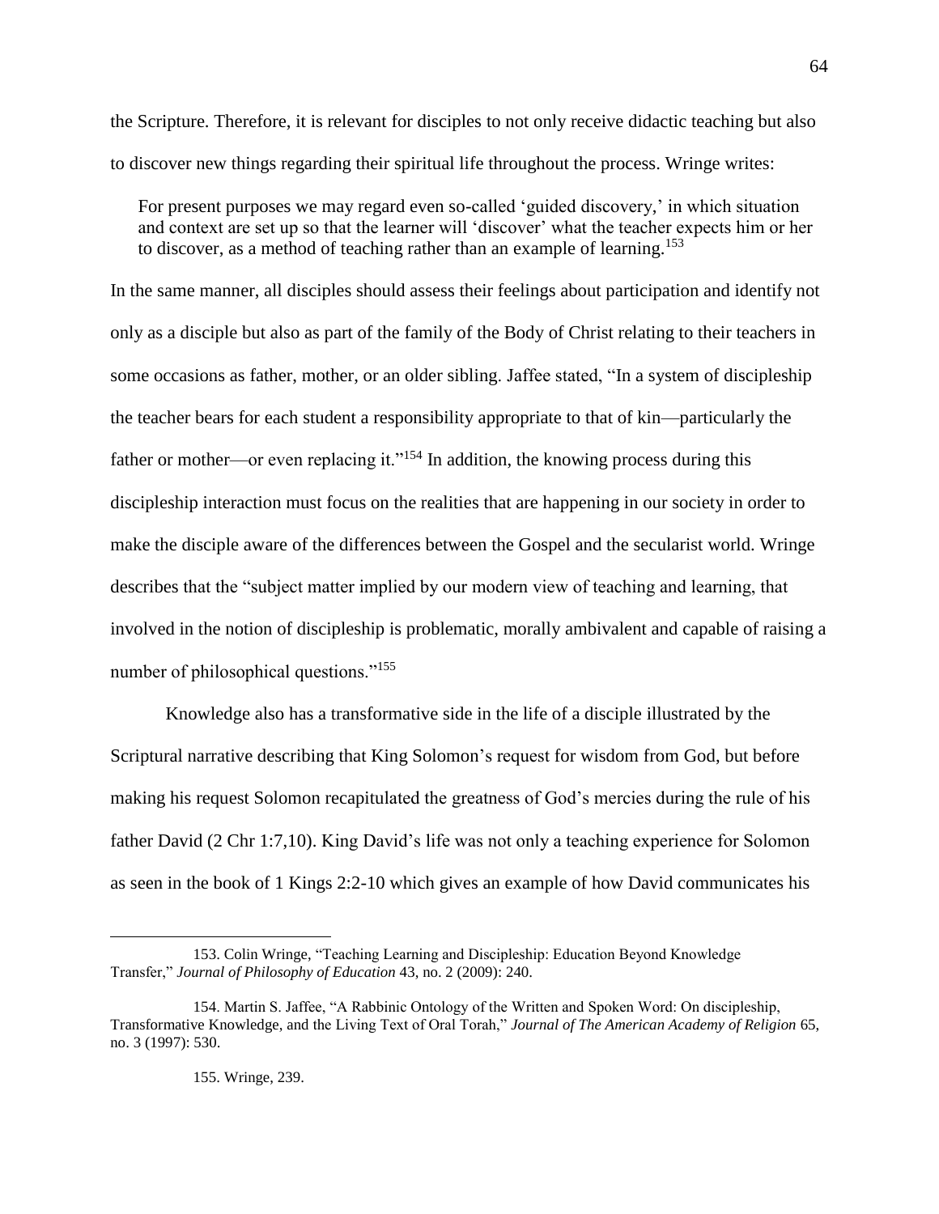the Scripture. Therefore, it is relevant for disciples to not only receive didactic teaching but also to discover new things regarding their spiritual life throughout the process. Wringe writes:

> For present purposes we may regard even so-called 'guided discovery,' in which situation and context are set up so that the learner will 'discover' what the teacher expects him or her to discover, as a method of teaching rather than an example of learning.[153]

In the same manner, all disciples should assess their feelings about participation and identify not only as a disciple but also as part of the family of the Body of Christ relating to their teachers in some occasions as father, mother, or an older sibling. Jaffee stated, "In a system of discipleship the teacher bears for each student a responsibility appropriate to that of kin—particularly the father or mother—or even replacing it."[154] In addition, the knowing process during this discipleship interaction must focus on the realities that are happening in our society in order to make the disciple aware of the differences between the Gospel and the secularist world. Wringe describes that the "subject matter implied by our modern view of teaching and learning, that involved in the notion of discipleship is problematic, morally ambivalent and capable of raising a number of philosophical questions."[155]

Knowledge also has a transformative side in the life of a disciple illustrated by the Scriptural narrative describing that King Solomon's request for wisdom from God, but before making his request Solomon recapitulated the greatness of God's mercies during the rule of his father David (2 Chr 1:7,10). King David's life was not only a teaching experience for Solomon as seen in the book of 1 Kings 2:2-10 which gives an example of how David communicates his

---

153. Colin Wringe, "Teaching Learning and Discipleship: Education Beyond Knowledge Transfer," *Journal of Philosophy of Education* 43, no. 2 (2009): 240.

154. Martin S. Jaffee, "A Rabbinic Ontology of the Written and Spoken Word: On discipleship, Transformative Knowledge, and the Living Text of Oral Torah," *Journal of The American Academy of Religion* 65, no. 3 (1997): 530.

155. Wringe, 239.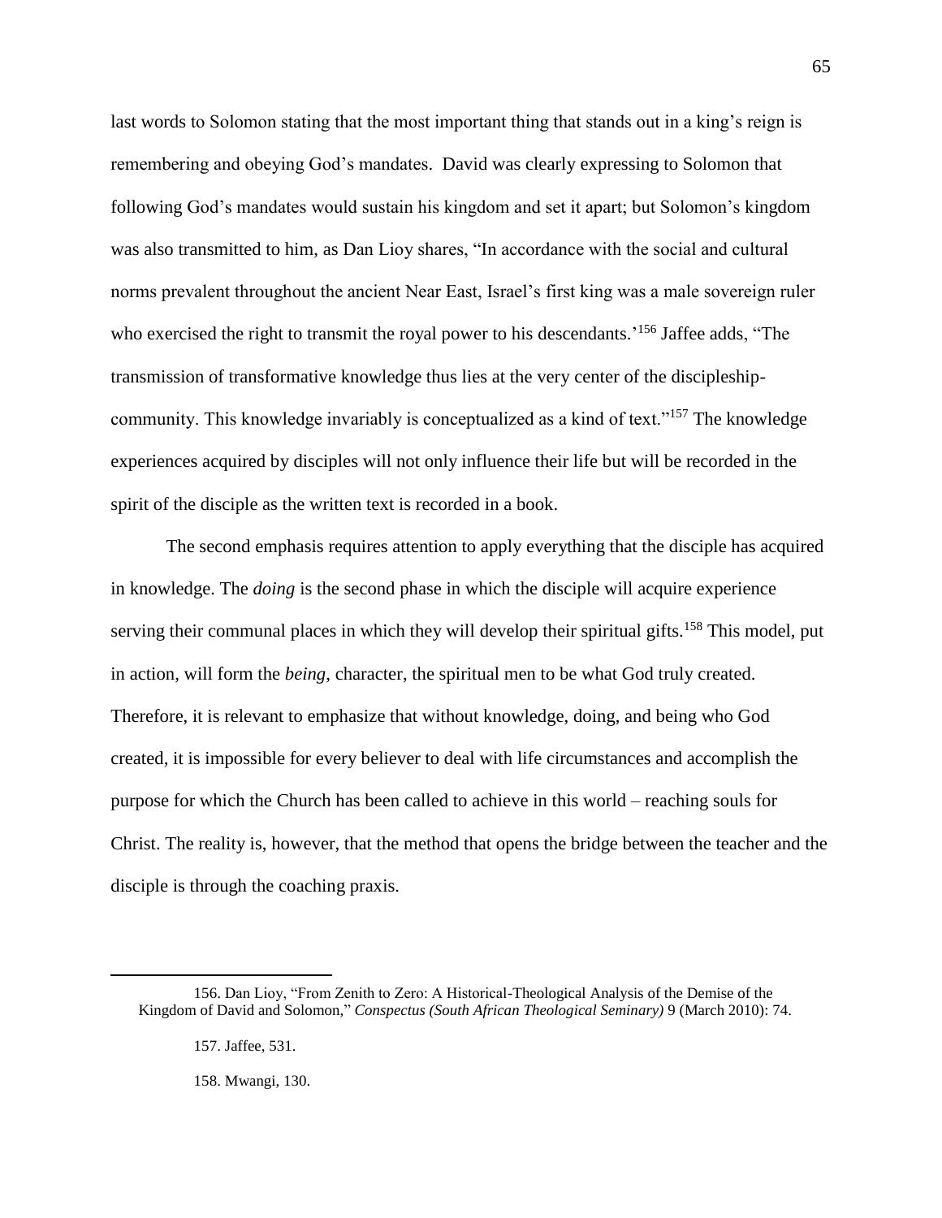last words to Solomon stating that the most important thing that stands out in a king's reign is remembering and obeying God's mandates. David was clearly expressing to Solomon that following God's mandates would sustain his kingdom and set it apart; but Solomon's kingdom was also transmitted to him, as Dan Lioy shares, "In accordance with the social and cultural norms prevalent throughout the ancient Near East, Israel's first king was a male sovereign ruler who exercised the right to transmit the royal power to his descendants.'[156] Jaffee adds, "The transmission of transformative knowledge thus lies at the very center of the discipleship-community. This knowledge invariably is conceptualized as a kind of text."[157] The knowledge experiences acquired by disciples will not only influence their life but will be recorded in the spirit of the disciple as the written text is recorded in a book.

The second emphasis requires attention to apply everything that the disciple has acquired in knowledge. The *doing* is the second phase in which the disciple will acquire experience serving their communal places in which they will develop their spiritual gifts.[158] This model, put in action, will form the *being*, character, the spiritual men to be what God truly created. Therefore, it is relevant to emphasize that without knowledge, doing, and being who God created, it is impossible for every believer to deal with life circumstances and accomplish the purpose for which the Church has been called to achieve in this world – reaching souls for Christ. The reality is, however, that the method that opens the bridge between the teacher and the disciple is through the coaching praxis.

---

156. Dan Lioy, "From Zenith to Zero: A Historical-Theological Analysis of the Demise of the Kingdom of David and Solomon," *Conspectus (South African Theological Seminary)* 9 (March 2010): 74.

157. Jaffee, 531.

158. Mwangi, 130.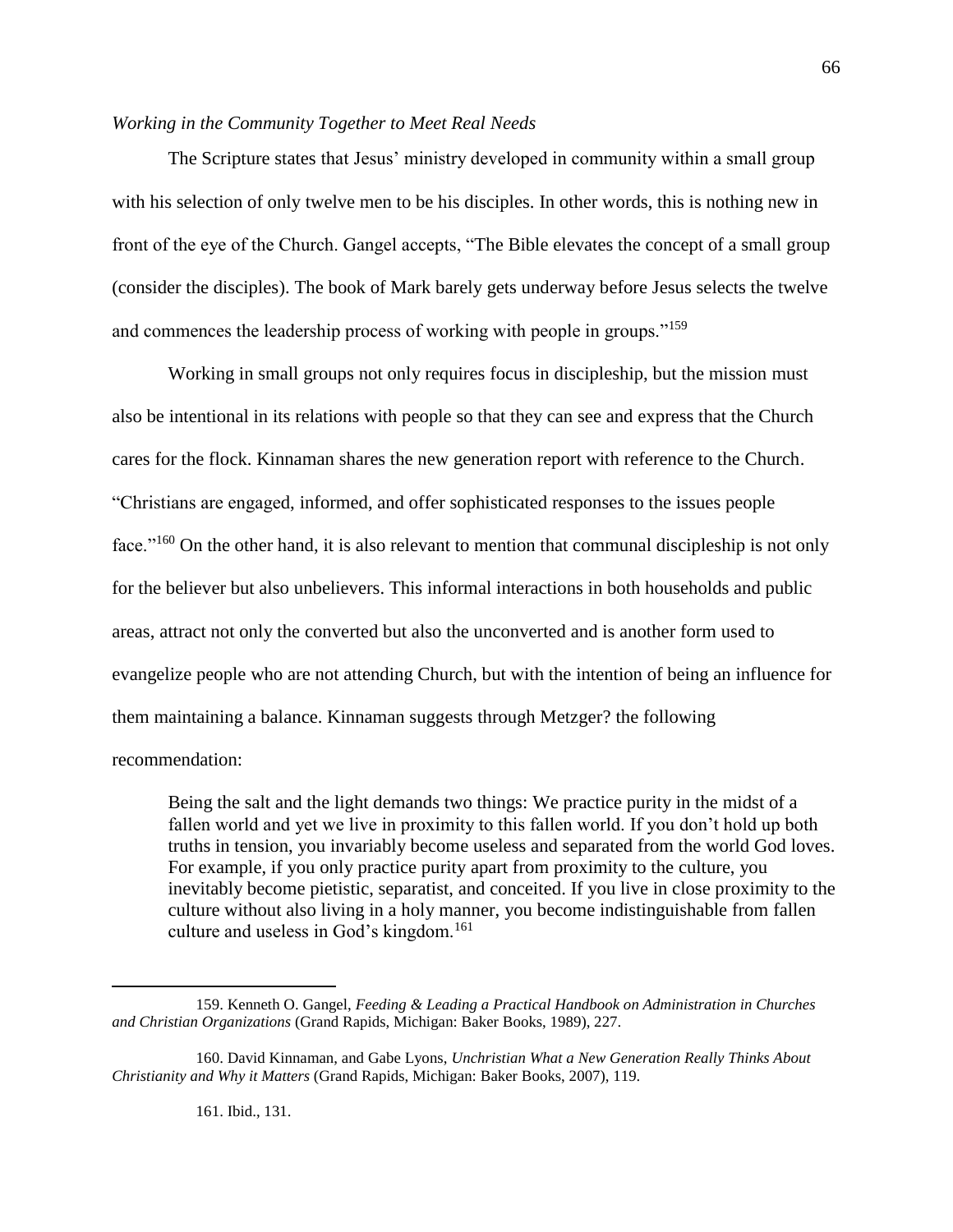*Working in the Community Together to Meet Real Needs*

The Scripture states that Jesus' ministry developed in community within a small group with his selection of only twelve men to be his disciples. In other words, this is nothing new in front of the eye of the Church. Gangel accepts, "The Bible elevates the concept of a small group (consider the disciples). The book of Mark barely gets underway before Jesus selects the twelve and commences the leadership process of working with people in groups."[159]

Working in small groups not only requires focus in discipleship, but the mission must also be intentional in its relations with people so that they can see and express that the Church cares for the flock. Kinnaman shares the new generation report with reference to the Church. "Christians are engaged, informed, and offer sophisticated responses to the issues people face."[160] On the other hand, it is also relevant to mention that communal discipleship is not only for the believer but also unbelievers. This informal interactions in both households and public areas, attract not only the converted but also the unconverted and is another form used to evangelize people who are not attending Church, but with the intention of being an influence for them maintaining a balance. Kinnaman suggests through Metzger? the following recommendation:

> Being the salt and the light demands two things: We practice purity in the midst of a fallen world and yet we live in proximity to this fallen world. If you don't hold up both truths in tension, you invariably become useless and separated from the world God loves. For example, if you only practice purity apart from proximity to the culture, you inevitably become pietistic, separatist, and conceited. If you live in close proximity to the culture without also living in a holy manner, you become indistinguishable from fallen culture and useless in God's kingdom.[161]

---

159. Kenneth O. Gangel, *Feeding & Leading a Practical Handbook on Administration in Churches and Christian Organizations* (Grand Rapids, Michigan: Baker Books, 1989), 227.

160. David Kinnaman, and Gabe Lyons, *Unchristian What a New Generation Really Thinks About Christianity and Why it Matters* (Grand Rapids, Michigan: Baker Books, 2007), 119.

161. Ibid., 131.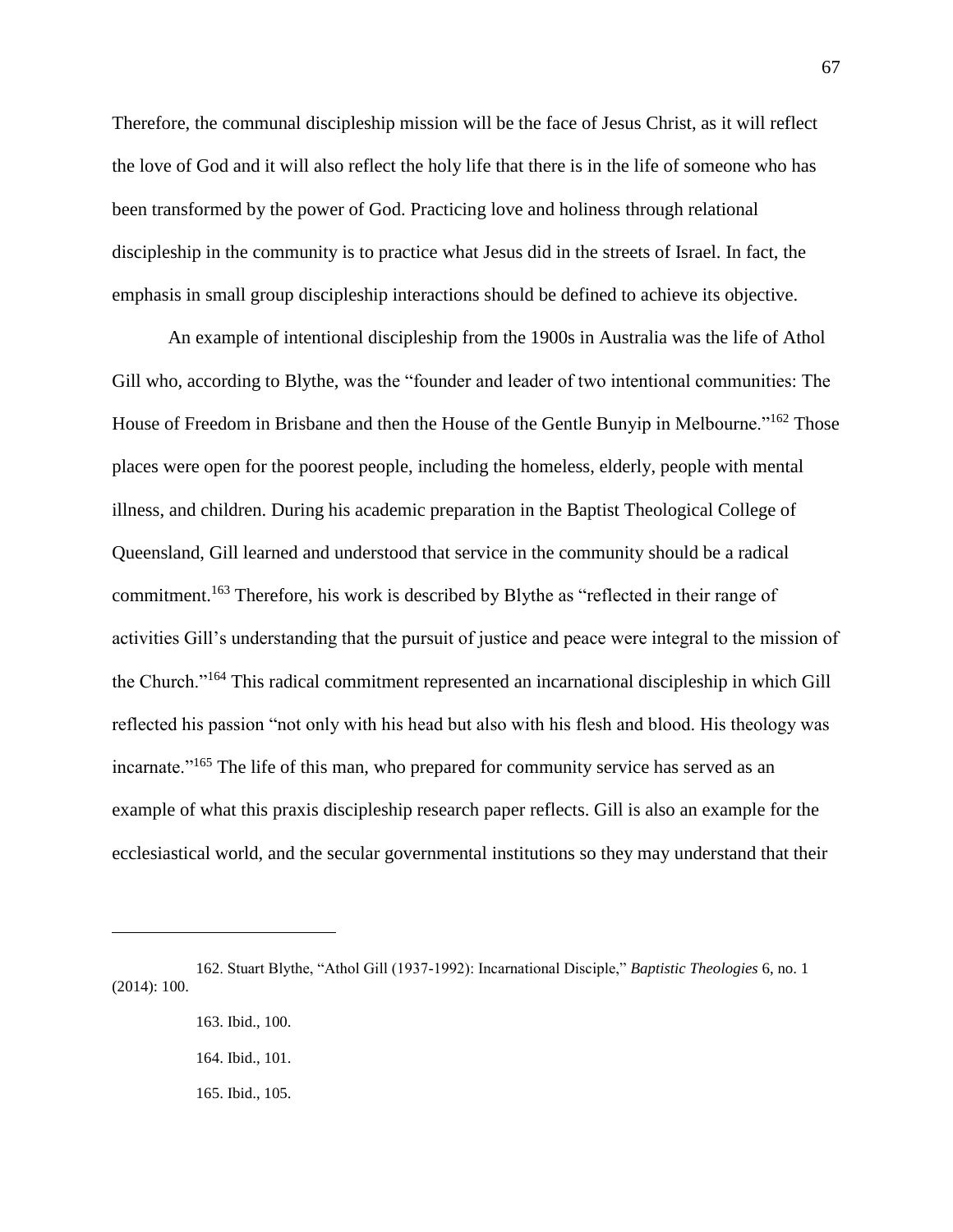Therefore, the communal discipleship mission will be the face of Jesus Christ, as it will reflect the love of God and it will also reflect the holy life that there is in the life of someone who has been transformed by the power of God. Practicing love and holiness through relational discipleship in the community is to practice what Jesus did in the streets of Israel. In fact, the emphasis in small group discipleship interactions should be defined to achieve its objective.

An example of intentional discipleship from the 1900s in Australia was the life of Athol Gill who, according to Blythe, was the "founder and leader of two intentional communities: The House of Freedom in Brisbane and then the House of the Gentle Bunyip in Melbourne."[162] Those places were open for the poorest people, including the homeless, elderly, people with mental illness, and children. During his academic preparation in the Baptist Theological College of Queensland, Gill learned and understood that service in the community should be a radical commitment.[163] Therefore, his work is described by Blythe as "reflected in their range of activities Gill's understanding that the pursuit of justice and peace were integral to the mission of the Church."[164] This radical commitment represented an incarnational discipleship in which Gill reflected his passion "not only with his head but also with his flesh and blood. His theology was incarnate."[165] The life of this man, who prepared for community service has served as an example of what this praxis discipleship research paper reflects. Gill is also an example for the ecclesiastical world, and the secular governmental institutions so they may understand that their

---

162. Stuart Blythe, "Athol Gill (1937-1992): Incarnational Disciple," *Baptistic Theologies* 6, no. 1 (2014): 100.

163. Ibid., 100.

164. Ibid., 101.

165. Ibid., 105.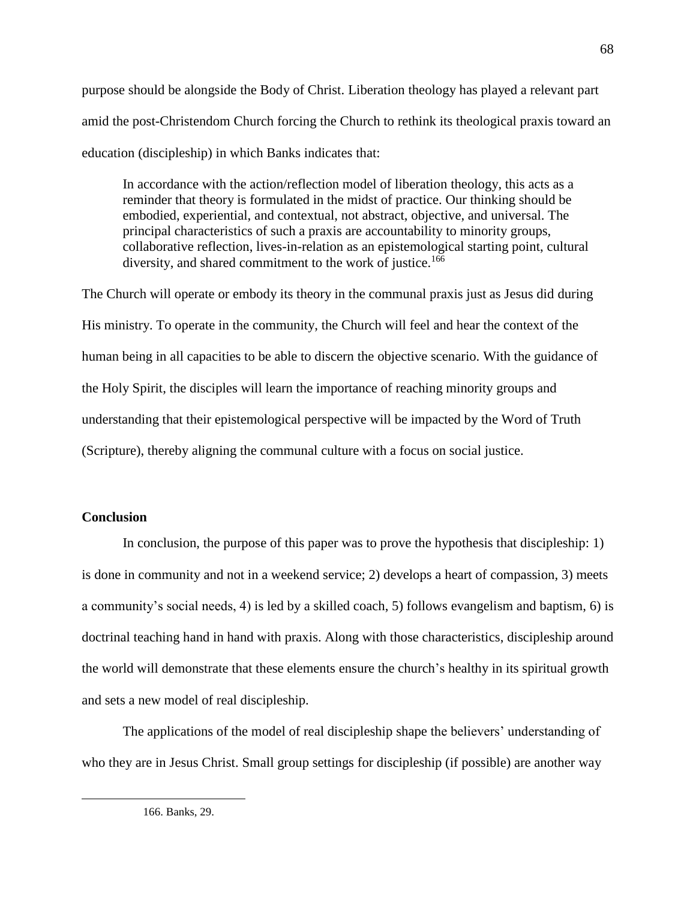purpose should be alongside the Body of Christ. Liberation theology has played a relevant part amid the post-Christendom Church forcing the Church to rethink its theological praxis toward an education (discipleship) in which Banks indicates that:

> In accordance with the action/reflection model of liberation theology, this acts as a reminder that theory is formulated in the midst of practice. Our thinking should be embodied, experiential, and contextual, not abstract, objective, and universal. The principal characteristics of such a praxis are accountability to minority groups, collaborative reflection, lives-in-relation as an epistemological starting point, cultural diversity, and shared commitment to the work of justice.[166]

The Church will operate or embody its theory in the communal praxis just as Jesus did during His ministry. To operate in the community, the Church will feel and hear the context of the human being in all capacities to be able to discern the objective scenario. With the guidance of the Holy Spirit, the disciples will learn the importance of reaching minority groups and understanding that their epistemological perspective will be impacted by the Word of Truth (Scripture), thereby aligning the communal culture with a focus on social justice.

**Conclusion**

In conclusion, the purpose of this paper was to prove the hypothesis that discipleship: 1) is done in community and not in a weekend service; 2) develops a heart of compassion, 3) meets a community's social needs, 4) is led by a skilled coach, 5) follows evangelism and baptism, 6) is doctrinal teaching hand in hand with praxis. Along with those characteristics, discipleship around the world will demonstrate that these elements ensure the church's healthy in its spiritual growth and sets a new model of real discipleship.

The applications of the model of real discipleship shape the believers' understanding of who they are in Jesus Christ. Small group settings for discipleship (if possible) are another way

---

166. Banks, 29.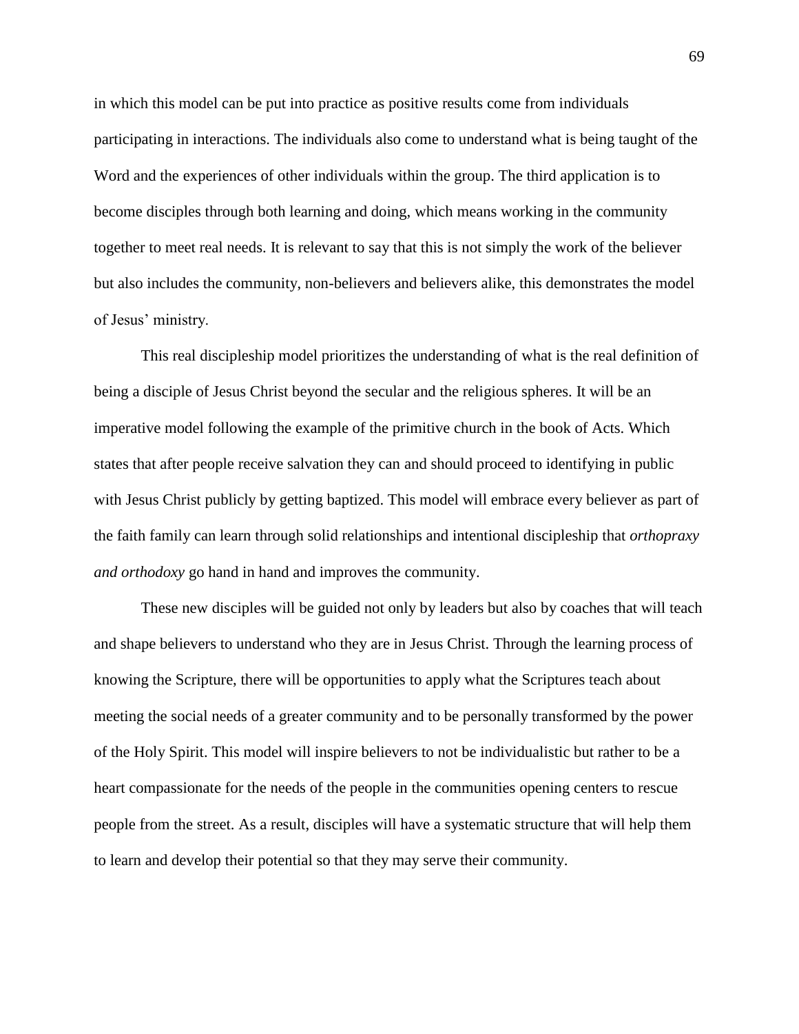in which this model can be put into practice as positive results come from individuals participating in interactions. The individuals also come to understand what is being taught of the Word and the experiences of other individuals within the group. The third application is to become disciples through both learning and doing, which means working in the community together to meet real needs. It is relevant to say that this is not simply the work of the believer but also includes the community, non-believers and believers alike, this demonstrates the model of Jesus' ministry.

This real discipleship model prioritizes the understanding of what is the real definition of being a disciple of Jesus Christ beyond the secular and the religious spheres. It will be an imperative model following the example of the primitive church in the book of Acts. Which states that after people receive salvation they can and should proceed to identifying in public with Jesus Christ publicly by getting baptized. This model will embrace every believer as part of the faith family can learn through solid relationships and intentional discipleship that *orthopraxy and orthodoxy* go hand in hand and improves the community.

These new disciples will be guided not only by leaders but also by coaches that will teach and shape believers to understand who they are in Jesus Christ. Through the learning process of knowing the Scripture, there will be opportunities to apply what the Scriptures teach about meeting the social needs of a greater community and to be personally transformed by the power of the Holy Spirit. This model will inspire believers to not be individualistic but rather to be a heart compassionate for the needs of the people in the communities opening centers to rescue people from the street. As a result, disciples will have a systematic structure that will help them to learn and develop their potential so that they may serve their community.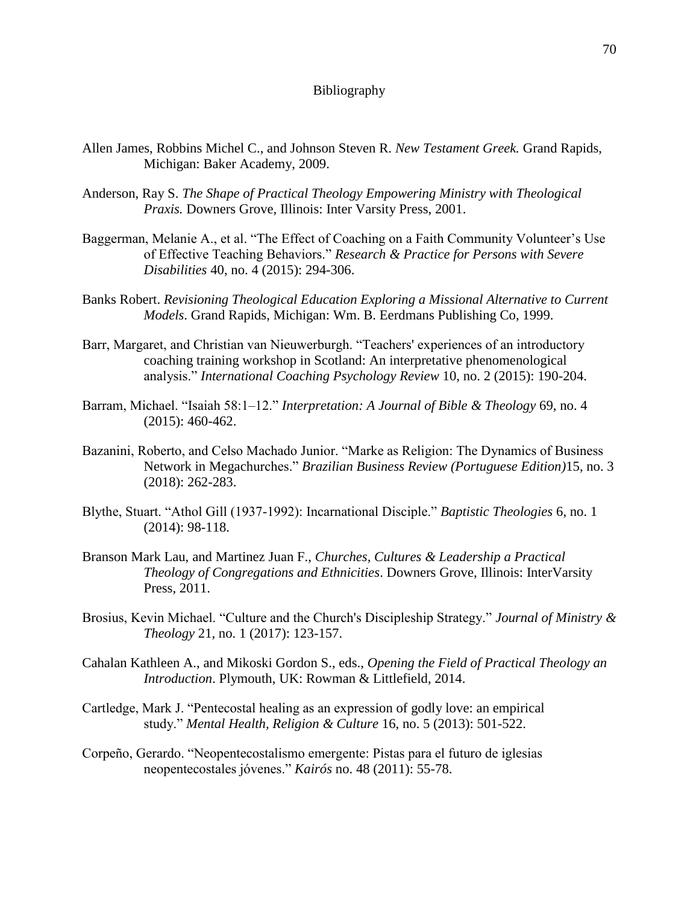# Bibliography

Allen James, Robbins Michel C., and Johnson Steven R. *New Testament Greek.* Grand Rapids, Michigan: Baker Academy, 2009.

Anderson, Ray S. *The Shape of Practical Theology Empowering Ministry with Theological Praxis.* Downers Grove, Illinois: Inter Varsity Press, 2001.

Baggerman, Melanie A., et al. "The Effect of Coaching on a Faith Community Volunteer's Use of Effective Teaching Behaviors." *Research & Practice for Persons with Severe Disabilities* 40, no. 4 (2015): 294-306.

Banks Robert. *Revisioning Theological Education Exploring a Missional Alternative to Current Models*. Grand Rapids, Michigan: Wm. B. Eerdmans Publishing Co, 1999.

Barr, Margaret, and Christian van Nieuwerburgh. "Teachers' experiences of an introductory coaching training workshop in Scotland: An interpretative phenomenological analysis." *International Coaching Psychology Review* 10, no. 2 (2015): 190-204.

Barram, Michael. "Isaiah 58:1–12." *Interpretation: A Journal of Bible & Theology* 69, no. 4 (2015): 460-462.

Bazanini, Roberto, and Celso Machado Junior. "Marke as Religion: The Dynamics of Business Network in Megachurches." *Brazilian Business Review (Portuguese Edition)*15, no. 3 (2018): 262-283.

Blythe, Stuart. "Athol Gill (1937-1992): Incarnational Disciple." *Baptistic Theologies* 6, no. 1 (2014): 98-118.

Branson Mark Lau, and Martinez Juan F., *Churches, Cultures & Leadership a Practical Theology of Congregations and Ethnicities*. Downers Grove, Illinois: InterVarsity Press, 2011.

Brosius, Kevin Michael. "Culture and the Church's Discipleship Strategy." *Journal of Ministry & Theology* 21, no. 1 (2017): 123-157.

Cahalan Kathleen A., and Mikoski Gordon S., eds., *Opening the Field of Practical Theology an Introduction*. Plymouth, UK: Rowman & Littlefield, 2014.

Cartledge, Mark J. "Pentecostal healing as an expression of godly love: an empirical study." *Mental Health, Religion & Culture* 16, no. 5 (2013): 501-522.

Corpeño, Gerardo. "Neopentecostalismo emergente: Pistas para el futuro de iglesias neopentecostales jóvenes." *Kairós* no. 48 (2011): 55-78.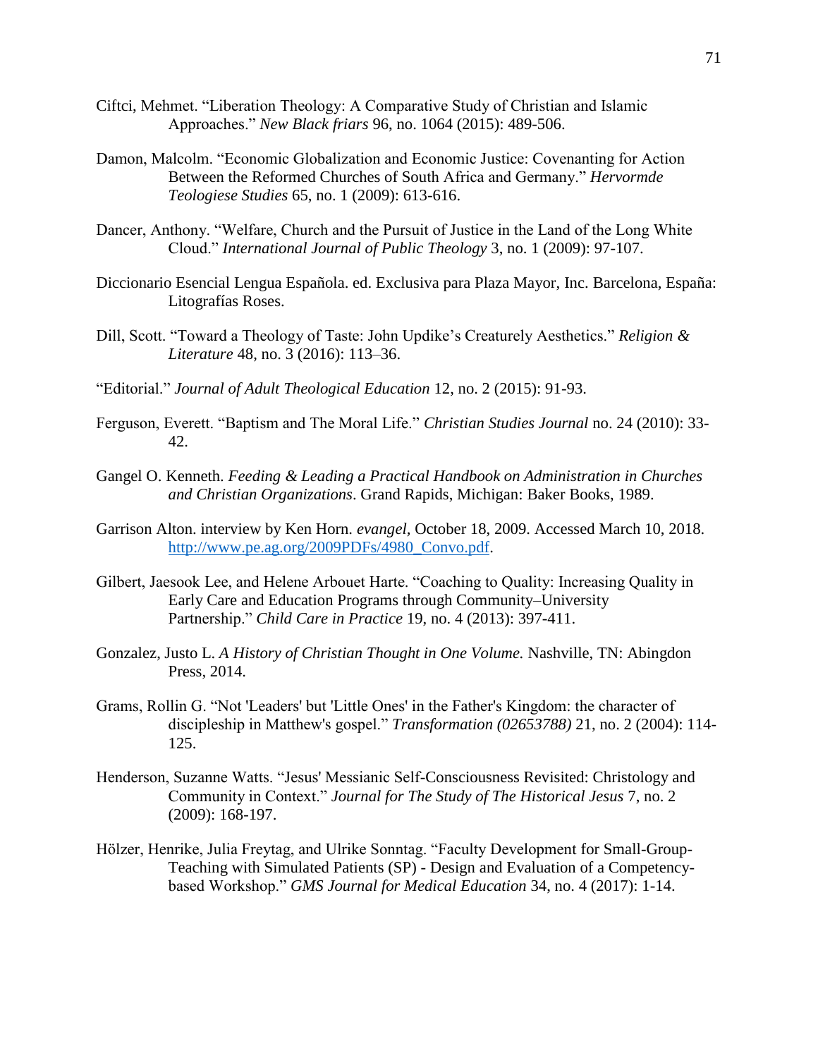Ciftci, Mehmet. "Liberation Theology: A Comparative Study of Christian and Islamic Approaches." *New Black friars* 96, no. 1064 (2015): 489-506.

Damon, Malcolm. "Economic Globalization and Economic Justice: Covenanting for Action Between the Reformed Churches of South Africa and Germany." *Hervormde Teologiese Studies* 65, no. 1 (2009): 613-616.

Dancer, Anthony. "Welfare, Church and the Pursuit of Justice in the Land of the Long White Cloud." *International Journal of Public Theology* 3, no. 1 (2009): 97-107.

Diccionario Esencial Lengua Española. ed. Exclusiva para Plaza Mayor, Inc. Barcelona, España: Litografías Roses.

Dill, Scott. "Toward a Theology of Taste: John Updike's Creaturely Aesthetics." *Religion & Literature* 48, no. 3 (2016): 113–36.

"Editorial." *Journal of Adult Theological Education* 12, no. 2 (2015): 91-93.

Ferguson, Everett. "Baptism and The Moral Life." *Christian Studies Journal* no. 24 (2010): 33-42.

Gangel O. Kenneth. *Feeding & Leading a Practical Handbook on Administration in Churches and Christian Organizations*. Grand Rapids, Michigan: Baker Books, 1989.

Garrison Alton. interview by Ken Horn. *evangel*, October 18, 2009. Accessed March 10, 2018. http://www.pe.ag.org/2009PDFs/4980_Convo.pdf.

Gilbert, Jaesook Lee, and Helene Arbouet Harte. "Coaching to Quality: Increasing Quality in Early Care and Education Programs through Community–University Partnership." *Child Care in Practice* 19, no. 4 (2013): 397-411.

Gonzalez, Justo L. *A History of Christian Thought in One Volume.* Nashville, TN: Abingdon Press, 2014.

Grams, Rollin G. "Not 'Leaders' but 'Little Ones' in the Father's Kingdom: the character of discipleship in Matthew's gospel." *Transformation (02653788)* 21, no. 2 (2004): 114-125.

Henderson, Suzanne Watts. "Jesus' Messianic Self-Consciousness Revisited: Christology and Community in Context." *Journal for The Study of The Historical Jesus* 7, no. 2 (2009): 168-197.

Hölzer, Henrike, Julia Freytag, and Ulrike Sonntag. "Faculty Development for Small-Group-Teaching with Simulated Patients (SP) - Design and Evaluation of a Competency-based Workshop." *GMS Journal for Medical Education* 34, no. 4 (2017): 1-14.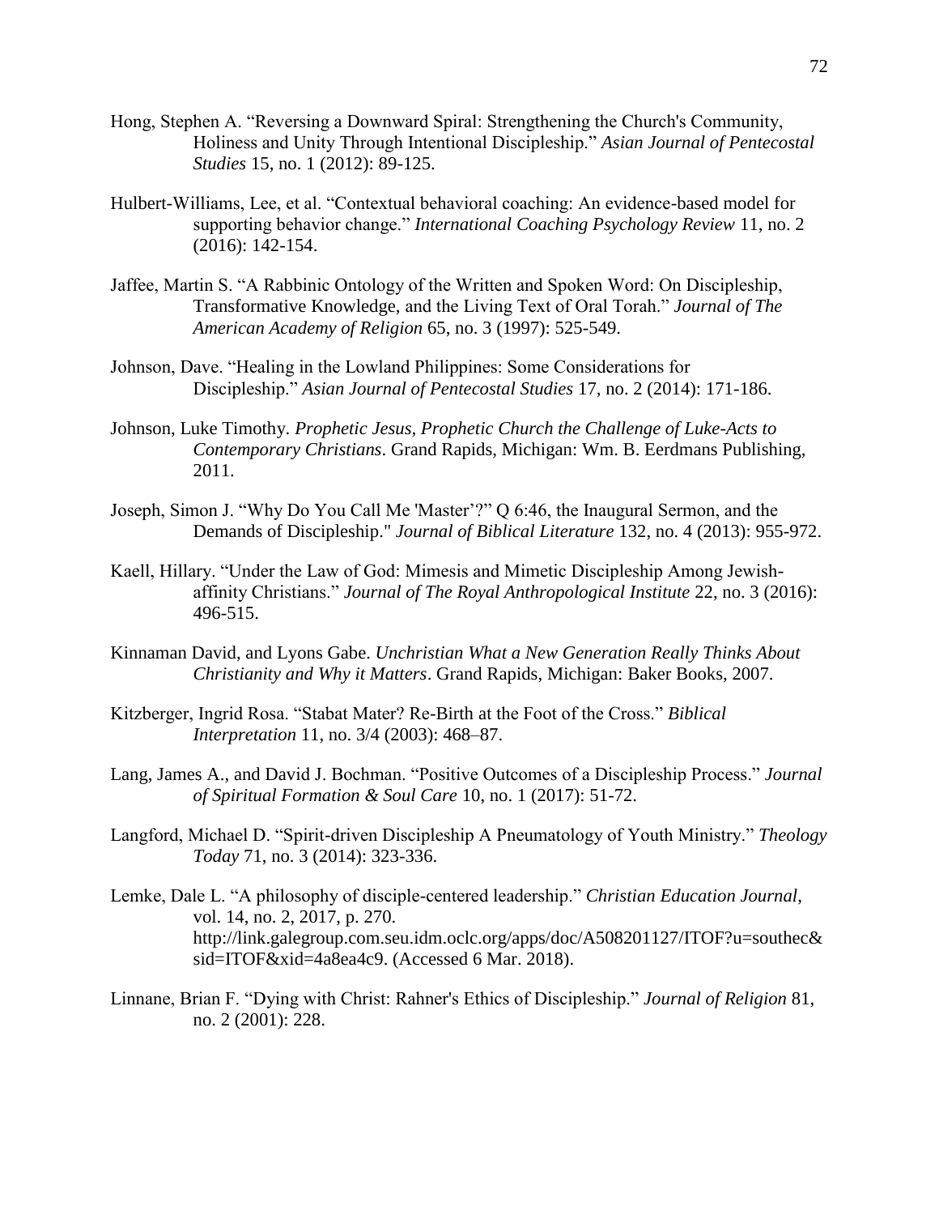Hong, Stephen A. "Reversing a Downward Spiral: Strengthening the Church's Community, Holiness and Unity Through Intentional Discipleship." *Asian Journal of Pentecostal Studies* 15, no. 1 (2012): 89-125.

Hulbert-Williams, Lee, et al. "Contextual behavioral coaching: An evidence-based model for supporting behavior change." *International Coaching Psychology Review* 11, no. 2 (2016): 142-154.

Jaffee, Martin S. "A Rabbinic Ontology of the Written and Spoken Word: On Discipleship, Transformative Knowledge, and the Living Text of Oral Torah." *Journal of The American Academy of Religion* 65, no. 3 (1997): 525-549.

Johnson, Dave. "Healing in the Lowland Philippines: Some Considerations for Discipleship." *Asian Journal of Pentecostal Studies* 17, no. 2 (2014): 171-186.

Johnson, Luke Timothy. *Prophetic Jesus, Prophetic Church the Challenge of Luke-Acts to Contemporary Christians*. Grand Rapids, Michigan: Wm. B. Eerdmans Publishing, 2011.

Joseph, Simon J. "Why Do You Call Me 'Master'?" Q 6:46, the Inaugural Sermon, and the Demands of Discipleship." *Journal of Biblical Literature* 132, no. 4 (2013): 955-972.

Kaell, Hillary. "Under the Law of God: Mimesis and Mimetic Discipleship Among Jewish-affinity Christians." *Journal of The Royal Anthropological Institute* 22, no. 3 (2016): 496-515.

Kinnaman David, and Lyons Gabe. *Unchristian What a New Generation Really Thinks About Christianity and Why it Matters*. Grand Rapids, Michigan: Baker Books, 2007.

Kitzberger, Ingrid Rosa. "Stabat Mater? Re-Birth at the Foot of the Cross." *Biblical Interpretation* 11, no. 3/4 (2003): 468–87.

Lang, James A., and David J. Bochman. "Positive Outcomes of a Discipleship Process." *Journal of Spiritual Formation & Soul Care* 10, no. 1 (2017): 51-72.

Langford, Michael D. "Spirit-driven Discipleship A Pneumatology of Youth Ministry." *Theology Today* 71, no. 3 (2014): 323-336.

Lemke, Dale L. "A philosophy of disciple-centered leadership." *Christian Education Journal*, vol. 14, no. 2, 2017, p. 270. http://link.galegroup.com.seu.idm.oclc.org/apps/doc/A508201127/ITOF?u=southec&sid=ITOF&xid=4a8ea4c9. (Accessed 6 Mar. 2018).

Linnane, Brian F. "Dying with Christ: Rahner's Ethics of Discipleship." *Journal of Religion* 81, no. 2 (2001): 228.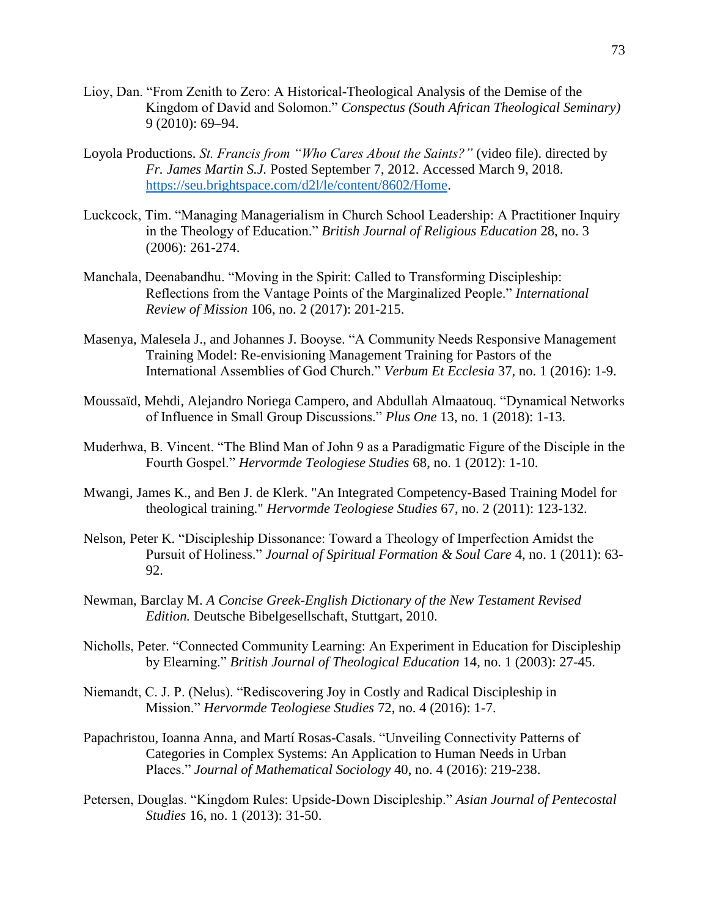Lioy, Dan. "From Zenith to Zero: A Historical-Theological Analysis of the Demise of the Kingdom of David and Solomon." *Conspectus (South African Theological Seminary)* 9 (2010): 69–94.

Loyola Productions. *St. Francis from "Who Cares About the Saints?"* (video file). directed by *Fr. James Martin S.J.* Posted September 7, 2012. Accessed March 9, 2018. https://seu.brightspace.com/d2l/le/content/8602/Home.

Luckcock, Tim. "Managing Managerialism in Church School Leadership: A Practitioner Inquiry in the Theology of Education." *British Journal of Religious Education* 28, no. 3 (2006): 261-274.

Manchala, Deenabandhu. "Moving in the Spirit: Called to Transforming Discipleship: Reflections from the Vantage Points of the Marginalized People." *International Review of Mission* 106, no. 2 (2017): 201-215.

Masenya, Malesela J., and Johannes J. Booyse. "A Community Needs Responsive Management Training Model: Re-envisioning Management Training for Pastors of the International Assemblies of God Church." *Verbum Et Ecclesia* 37, no. 1 (2016): 1-9.

Moussaïd, Mehdi, Alejandro Noriega Campero, and Abdullah Almaatouq. "Dynamical Networks of Influence in Small Group Discussions." *Plus One* 13, no. 1 (2018): 1-13.

Muderhwa, B. Vincent. "The Blind Man of John 9 as a Paradigmatic Figure of the Disciple in the Fourth Gospel." *Hervormde Teologiese Studies* 68, no. 1 (2012): 1-10.

Mwangi, James K., and Ben J. de Klerk. "An Integrated Competency-Based Training Model for theological training." *Hervormde Teologiese Studies* 67, no. 2 (2011): 123-132.

Nelson, Peter K. "Discipleship Dissonance: Toward a Theology of Imperfection Amidst the Pursuit of Holiness." *Journal of Spiritual Formation & Soul Care* 4, no. 1 (2011): 63-92.

Newman, Barclay M. *A Concise Greek-English Dictionary of the New Testament Revised Edition.* Deutsche Bibelgesellschaft, Stuttgart, 2010.

Nicholls, Peter. "Connected Community Learning: An Experiment in Education for Discipleship by Elearning." *British Journal of Theological Education* 14, no. 1 (2003): 27-45.

Niemandt, C. J. P. (Nelus). "Rediscovering Joy in Costly and Radical Discipleship in Mission." *Hervormde Teologiese Studies* 72, no. 4 (2016): 1-7.

Papachristou, Ioanna Anna, and Martí Rosas-Casals. "Unveiling Connectivity Patterns of Categories in Complex Systems: An Application to Human Needs in Urban Places." *Journal of Mathematical Sociology* 40, no. 4 (2016): 219-238.

Petersen, Douglas. "Kingdom Rules: Upside-Down Discipleship." *Asian Journal of Pentecostal Studies* 16, no. 1 (2013): 31-50.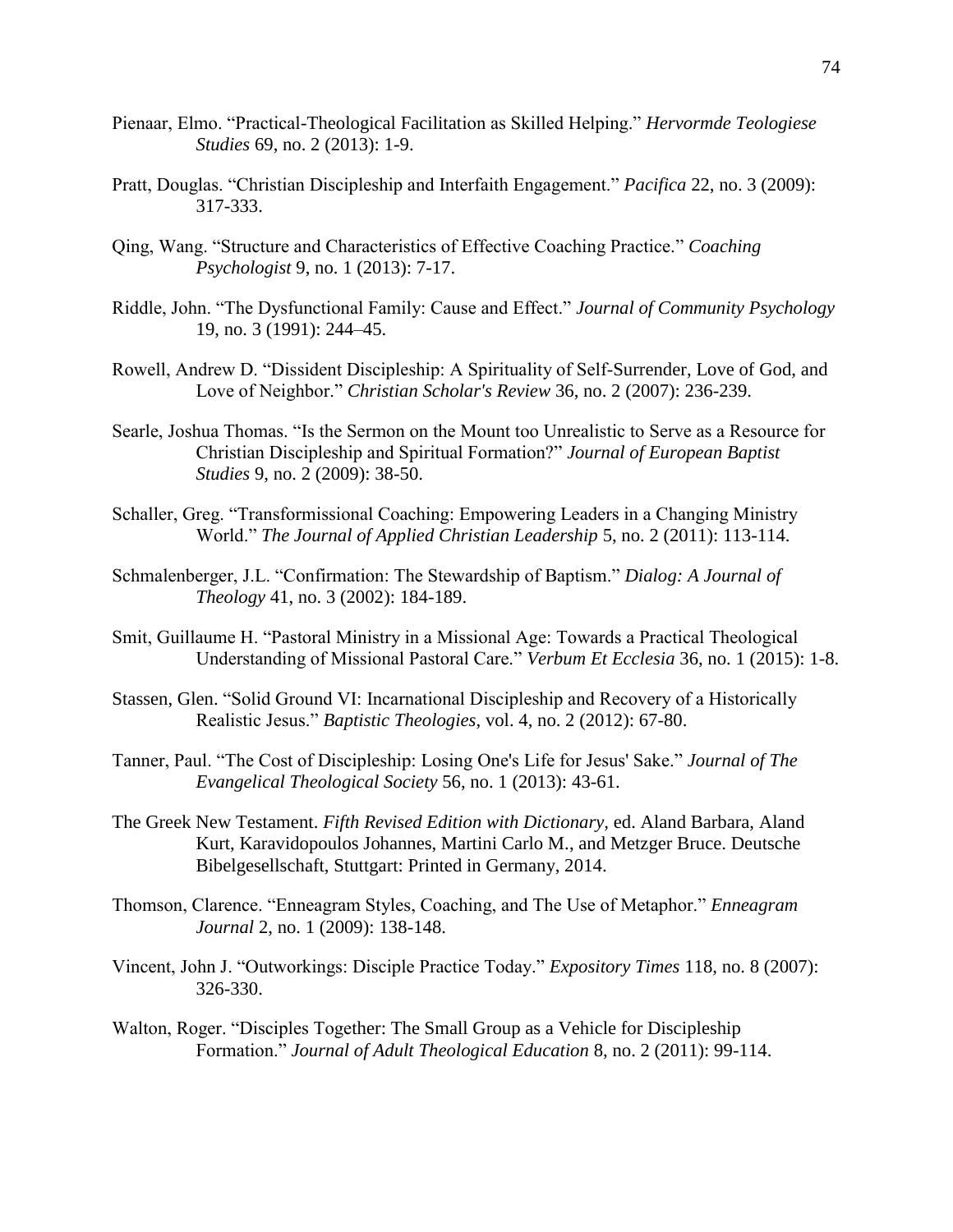Pienaar, Elmo. "Practical-Theological Facilitation as Skilled Helping." *Hervormde Teologiese Studies* 69, no. 2 (2013): 1-9.

Pratt, Douglas. "Christian Discipleship and Interfaith Engagement." *Pacifica* 22, no. 3 (2009): 317-333.

Qing, Wang. "Structure and Characteristics of Effective Coaching Practice." *Coaching Psychologist* 9, no. 1 (2013): 7-17.

Riddle, John. "The Dysfunctional Family: Cause and Effect." *Journal of Community Psychology* 19, no. 3 (1991): 244–45.

Rowell, Andrew D. "Dissident Discipleship: A Spirituality of Self-Surrender, Love of God, and Love of Neighbor." *Christian Scholar's Review* 36, no. 2 (2007): 236-239.

Searle, Joshua Thomas. "Is the Sermon on the Mount too Unrealistic to Serve as a Resource for Christian Discipleship and Spiritual Formation?" *Journal of European Baptist Studies* 9, no. 2 (2009): 38-50.

Schaller, Greg. "Transformissional Coaching: Empowering Leaders in a Changing Ministry World." *The Journal of Applied Christian Leadership* 5, no. 2 (2011): 113-114.

Schmalenberger, J.L. "Confirmation: The Stewardship of Baptism." *Dialog: A Journal of Theology* 41, no. 3 (2002): 184-189.

Smit, Guillaume H. "Pastoral Ministry in a Missional Age: Towards a Practical Theological Understanding of Missional Pastoral Care." *Verbum Et Ecclesia* 36, no. 1 (2015): 1-8.

Stassen, Glen. "Solid Ground VI: Incarnational Discipleship and Recovery of a Historically Realistic Jesus." *Baptistic Theologies*, vol. 4, no. 2 (2012): 67-80.

Tanner, Paul. "The Cost of Discipleship: Losing One's Life for Jesus' Sake." *Journal of The Evangelical Theological Society* 56, no. 1 (2013): 43-61.

The Greek New Testament. *Fifth Revised Edition with Dictionary*, ed. Aland Barbara, Aland Kurt, Karavidopoulos Johannes, Martini Carlo M., and Metzger Bruce. Deutsche Bibelgesellschaft, Stuttgart: Printed in Germany, 2014.

Thomson, Clarence. "Enneagram Styles, Coaching, and The Use of Metaphor." *Enneagram Journal* 2, no. 1 (2009): 138-148.

Vincent, John J. "Outworkings: Disciple Practice Today." *Expository Times* 118, no. 8 (2007): 326-330.

Walton, Roger. "Disciples Together: The Small Group as a Vehicle for Discipleship Formation." *Journal of Adult Theological Education* 8, no. 2 (2011): 99-114.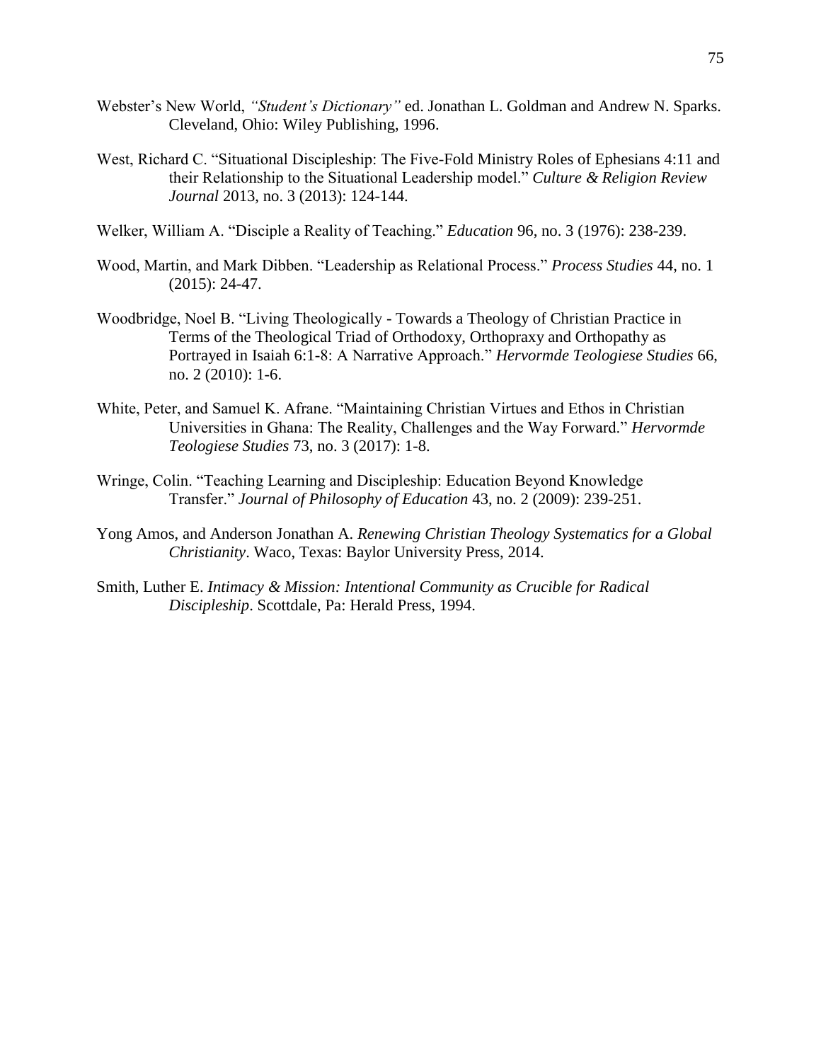Webster's New World, *"Student's Dictionary"* ed. Jonathan L. Goldman and Andrew N. Sparks. Cleveland, Ohio: Wiley Publishing, 1996.

West, Richard C. "Situational Discipleship: The Five-Fold Ministry Roles of Ephesians 4:11 and their Relationship to the Situational Leadership model." *Culture & Religion Review Journal* 2013, no. 3 (2013): 124-144.

Welker, William A. "Disciple a Reality of Teaching." *Education* 96, no. 3 (1976): 238-239.

Wood, Martin, and Mark Dibben. "Leadership as Relational Process." *Process Studies* 44, no. 1 (2015): 24-47.

Woodbridge, Noel B. "Living Theologically - Towards a Theology of Christian Practice in Terms of the Theological Triad of Orthodoxy, Orthopraxy and Orthopathy as Portrayed in Isaiah 6:1-8: A Narrative Approach." *Hervormde Teologiese Studies* 66, no. 2 (2010): 1-6.

White, Peter, and Samuel K. Afrane. "Maintaining Christian Virtues and Ethos in Christian Universities in Ghana: The Reality, Challenges and the Way Forward." *Hervormde Teologiese Studies* 73, no. 3 (2017): 1-8.

Wringe, Colin. "Teaching Learning and Discipleship: Education Beyond Knowledge Transfer." *Journal of Philosophy of Education* 43, no. 2 (2009): 239-251.

Yong Amos, and Anderson Jonathan A. *Renewing Christian Theology Systematics for a Global Christianity*. Waco, Texas: Baylor University Press, 2014.

Smith, Luther E. *Intimacy & Mission: Intentional Community as Crucible for Radical Discipleship*. Scottdale, Pa: Herald Press, 1994.